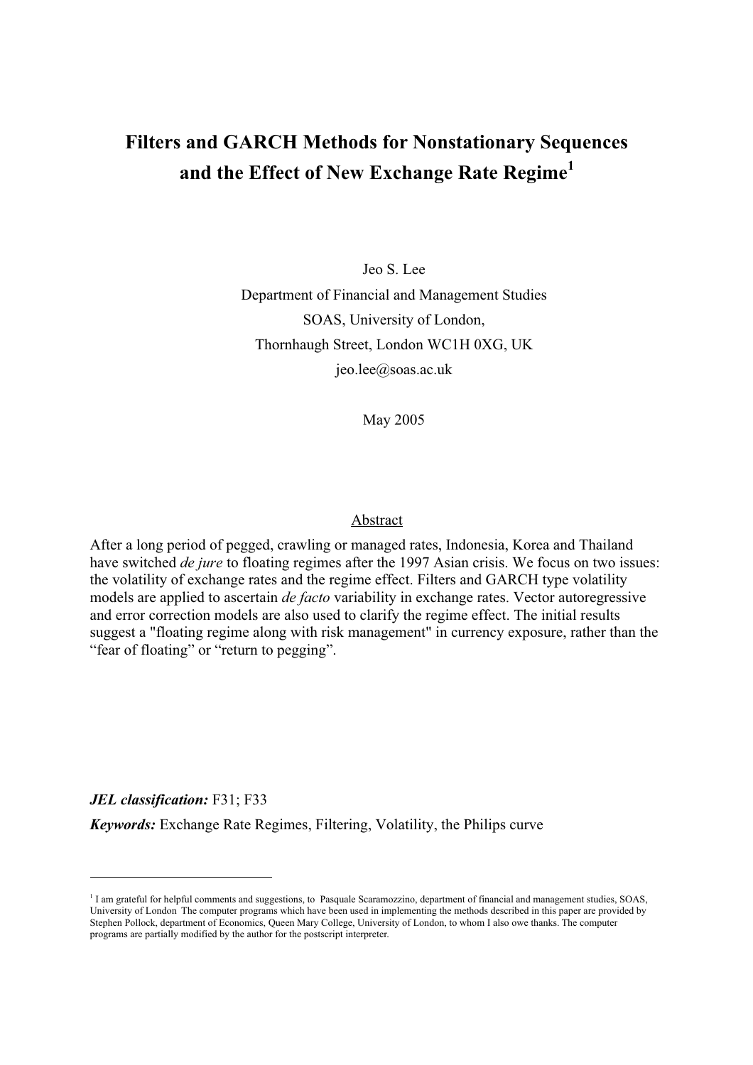# Filters and GARCH Methods for Nonstationary Sequences and the Effect of New Exchange Rate Regime[1]

Jeo S. Lee
Department of Financial and Management Studies
SOAS, University of London,
Thornhaugh Street, London WC1H 0XG, UK
jeo.lee@soas.ac.uk

May 2005

## Abstract

After a long period of pegged, crawling or managed rates, Indonesia, Korea and Thailand have switched *de jure* to floating regimes after the 1997 Asian crisis. We focus on two issues: the volatility of exchange rates and the regime effect. Filters and GARCH type volatility models are applied to ascertain *de facto* variability in exchange rates. Vector autoregressive and error correction models are also used to clarify the regime effect. The initial results suggest a "floating regime along with risk management" in currency exposure, rather than the "fear of floating" or "return to pegging".

***JEL classification:*** F31; F33

***Keywords:*** Exchange Rate Regimes, Filtering, Volatility, the Philips curve

---

[1] I am grateful for helpful comments and suggestions, to Pasquale Scaramozzino, department of financial and management studies, SOAS, University of London The computer programs which have been used in implementing the methods described in this paper are provided by Stephen Pollock, department of Economics, Queen Mary College, University of London, to whom I also owe thanks. The computer programs are partially modified by the author for the postscript interpreter.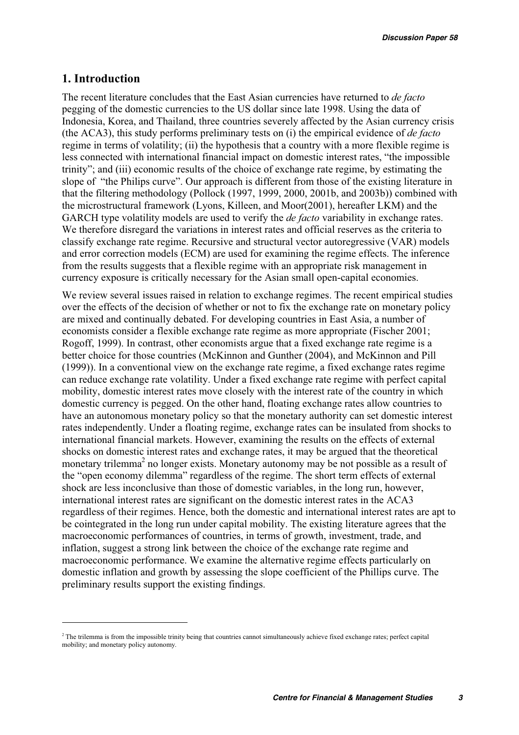## 1. Introduction

The recent literature concludes that the East Asian currencies have returned to *de facto* pegging of the domestic currencies to the US dollar since late 1998. Using the data of Indonesia, Korea, and Thailand, three countries severely affected by the Asian currency crisis (the ACA3), this study performs preliminary tests on (i) the empirical evidence of *de facto* regime in terms of volatility; (ii) the hypothesis that a country with a more flexible regime is less connected with international financial impact on domestic interest rates, "the impossible trinity"; and (iii) economic results of the choice of exchange rate regime, by estimating the slope of "the Philips curve". Our approach is different from those of the existing literature in that the filtering methodology (Pollock (1997, 1999, 2000, 2001b, and 2003b)) combined with the microstructural framework (Lyons, Killeen, and Moor(2001), hereafter LKM) and the GARCH type volatility models are used to verify the *de facto* variability in exchange rates. We therefore disregard the variations in interest rates and official reserves as the criteria to classify exchange rate regime. Recursive and structural vector autoregressive (VAR) models and error correction models (ECM) are used for examining the regime effects. The inference from the results suggests that a flexible regime with an appropriate risk management in currency exposure is critically necessary for the Asian small open-capital economies.

We review several issues raised in relation to exchange regimes. The recent empirical studies over the effects of the decision of whether or not to fix the exchange rate on monetary policy are mixed and continually debated. For developing countries in East Asia, a number of economists consider a flexible exchange rate regime as more appropriate (Fischer 2001; Rogoff, 1999). In contrast, other economists argue that a fixed exchange rate regime is a better choice for those countries (McKinnon and Gunther (2004), and McKinnon and Pill (1999)). In a conventional view on the exchange rate regime, a fixed exchange rates regime can reduce exchange rate volatility. Under a fixed exchange rate regime with perfect capital mobility, domestic interest rates move closely with the interest rate of the country in which domestic currency is pegged. On the other hand, floating exchange rates allow countries to have an autonomous monetary policy so that the monetary authority can set domestic interest rates independently. Under a floating regime, exchange rates can be insulated from shocks to international financial markets. However, examining the results on the effects of external shocks on domestic interest rates and exchange rates, it may be argued that the theoretical monetary trilemma[2] no longer exists. Monetary autonomy may be not possible as a result of the "open economy dilemma" regardless of the regime. The short term effects of external shock are less inconclusive than those of domestic variables, in the long run, however, international interest rates are significant on the domestic interest rates in the ACA3 regardless of their regimes. Hence, both the domestic and international interest rates are apt to be cointegrated in the long run under capital mobility. The existing literature agrees that the macroeconomic performances of countries, in terms of growth, investment, trade, and inflation, suggest a strong link between the choice of the exchange rate regime and macroeconomic performance. We examine the alternative regime effects particularly on domestic inflation and growth by assessing the slope coefficient of the Phillips curve. The preliminary results support the existing findings.

[2] The trilemma is from the impossible trinity being that countries cannot simultaneously achieve fixed exchange rates; perfect capital mobility; and monetary policy autonomy.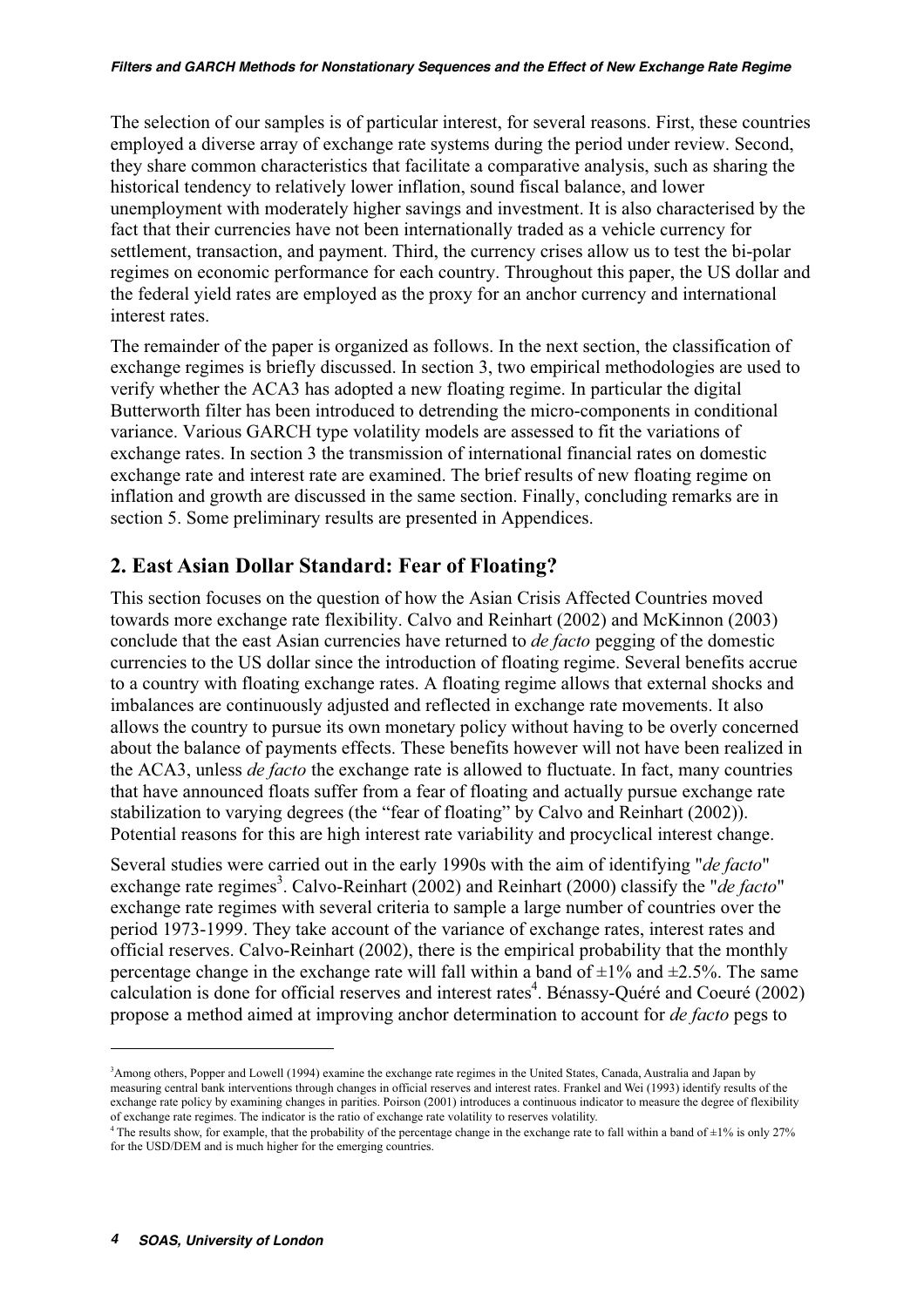The selection of our samples is of particular interest, for several reasons. First, these countries employed a diverse array of exchange rate systems during the period under review. Second, they share common characteristics that facilitate a comparative analysis, such as sharing the historical tendency to relatively lower inflation, sound fiscal balance, and lower unemployment with moderately higher savings and investment. It is also characterised by the fact that their currencies have not been internationally traded as a vehicle currency for settlement, transaction, and payment. Third, the currency crises allow us to test the bi-polar regimes on economic performance for each country. Throughout this paper, the US dollar and the federal yield rates are employed as the proxy for an anchor currency and international interest rates.

The remainder of the paper is organized as follows. In the next section, the classification of exchange regimes is briefly discussed. In section 3, two empirical methodologies are used to verify whether the ACA3 has adopted a new floating regime. In particular the digital Butterworth filter has been introduced to detrending the micro-components in conditional variance. Various GARCH type volatility models are assessed to fit the variations of exchange rates. In section 3 the transmission of international financial rates on domestic exchange rate and interest rate are examined. The brief results of new floating regime on inflation and growth are discussed in the same section. Finally, concluding remarks are in section 5. Some preliminary results are presented in Appendices.

## 2. East Asian Dollar Standard: Fear of Floating?

This section focuses on the question of how the Asian Crisis Affected Countries moved towards more exchange rate flexibility. Calvo and Reinhart (2002) and McKinnon (2003) conclude that the east Asian currencies have returned to *de facto* pegging of the domestic currencies to the US dollar since the introduction of floating regime. Several benefits accrue to a country with floating exchange rates. A floating regime allows that external shocks and imbalances are continuously adjusted and reflected in exchange rate movements. It also allows the country to pursue its own monetary policy without having to be overly concerned about the balance of payments effects. These benefits however will not have been realized in the ACA3, unless *de facto* the exchange rate is allowed to fluctuate. In fact, many countries that have announced floats suffer from a fear of floating and actually pursue exchange rate stabilization to varying degrees (the "fear of floating" by Calvo and Reinhart (2002)). Potential reasons for this are high interest rate variability and procyclical interest change.

Several studies were carried out in the early 1990s with the aim of identifying "*de facto*" exchange rate regimes[3]. Calvo-Reinhart (2002) and Reinhart (2000) classify the "*de facto*" exchange rate regimes with several criteria to sample a large number of countries over the period 1973-1999. They take account of the variance of exchange rates, interest rates and official reserves. Calvo-Reinhart (2002), there is the empirical probability that the monthly percentage change in the exchange rate will fall within a band of ±1% and ±2.5%. The same calculation is done for official reserves and interest rates[4]. Bénassy-Quéré and Coeuré (2002) propose a method aimed at improving anchor determination to account for *de facto* pegs to

[3]Among others, Popper and Lowell (1994) examine the exchange rate regimes in the United States, Canada, Australia and Japan by measuring central bank interventions through changes in official reserves and interest rates. Frankel and Wei (1993) identify results of the exchange rate policy by examining changes in parities. Poirson (2001) introduces a continuous indicator to measure the degree of flexibility of exchange rate regimes. The indicator is the ratio of exchange rate volatility to reserves volatility.

[4] The results show, for example, that the probability of the percentage change in the exchange rate to fall within a band of ±1% is only 27% for the USD/DEM and is much higher for the emerging countries.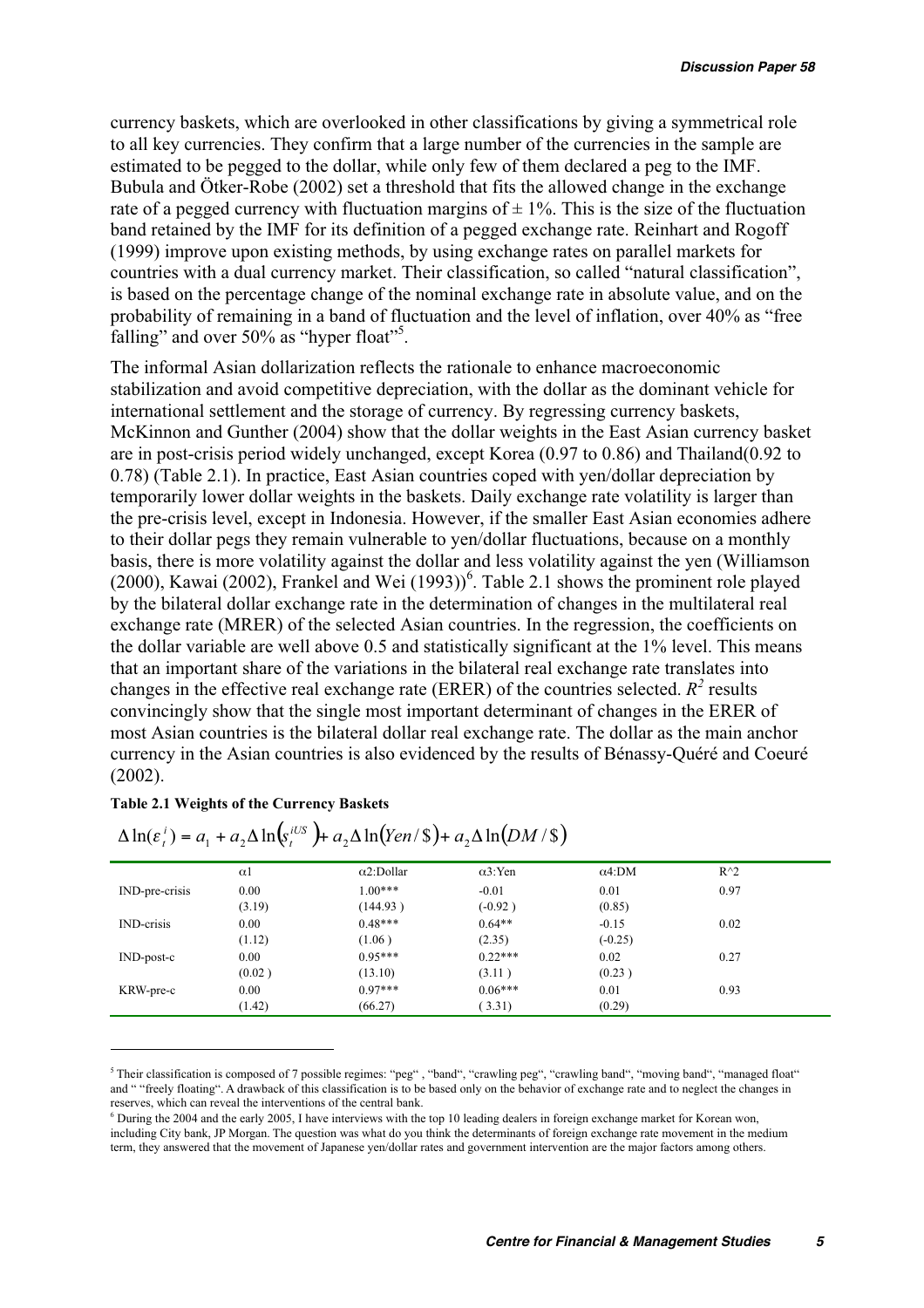currency baskets, which are overlooked in other classifications by giving a symmetrical role to all key currencies. They confirm that a large number of the currencies in the sample are estimated to be pegged to the dollar, while only few of them declared a peg to the IMF. Bubula and Ötker-Robe (2002) set a threshold that fits the allowed change in the exchange rate of a pegged currency with fluctuation margins of ± 1%. This is the size of the fluctuation band retained by the IMF for its definition of a pegged exchange rate. Reinhart and Rogoff (1999) improve upon existing methods, by using exchange rates on parallel markets for countries with a dual currency market. Their classification, so called "natural classification", is based on the percentage change of the nominal exchange rate in absolute value, and on the probability of remaining in a band of fluctuation and the level of inflation, over 40% as "free falling" and over 50% as "hyper float"[5].

The informal Asian dollarization reflects the rationale to enhance macroeconomic stabilization and avoid competitive depreciation, with the dollar as the dominant vehicle for international settlement and the storage of currency. By regressing currency baskets, McKinnon and Gunther (2004) show that the dollar weights in the East Asian currency basket are in post-crisis period widely unchanged, except Korea (0.97 to 0.86) and Thailand(0.92 to 0.78) (Table 2.1). In practice, East Asian countries coped with yen/dollar depreciation by temporarily lower dollar weights in the baskets. Daily exchange rate volatility is larger than the pre-crisis level, except in Indonesia. However, if the smaller East Asian economies adhere to their dollar pegs they remain vulnerable to yen/dollar fluctuations, because on a monthly basis, there is more volatility against the dollar and less volatility against the yen (Williamson (2000), Kawai (2002), Frankel and Wei (1993))[6]. Table 2.1 shows the prominent role played by the bilateral dollar exchange rate in the determination of changes in the multilateral real exchange rate (MRER) of the selected Asian countries. In the regression, the coefficients on the dollar variable are well above 0.5 and statistically significant at the 1% level. This means that an important share of the variations in the bilateral real exchange rate translates into changes in the effective real exchange rate (ERER) of the countries selected. $R^2$ results convincingly show that the single most important determinant of changes in the ERER of most Asian countries is the bilateral dollar real exchange rate. The dollar as the main anchor currency in the Asian countries is also evidenced by the results of Bénassy-Quéré and Coeuré (2002).

**Table 2.1 Weights of the Currency Baskets**

$$\Delta \ln(\varepsilon_t^i) = a_1 + a_2 \Delta \ln\left(s_t^{iUS}\right) + a_2 \Delta \ln(Yen/\$) + a_2 \Delta \ln(DM/\$)$$

| | α1 | α2:Dollar | α3:Yen | α4:DM | R^2 |
|---|---|---|---|---|---|
| IND-pre-crisis | 0.00 | 1.00*** | -0.01 | 0.01 | 0.97 |
| | (3.19) | (144.93 ) | (-0.92 ) | (0.85) | |
| IND-crisis | 0.00 | 0.48*** | 0.64** | -0.15 | 0.02 |
| | (1.12) | (1.06 ) | (2.35) | (-0.25) | |
| IND-post-c | 0.00 | 0.95*** | 0.22*** | 0.02 | 0.27 |
| | (0.02 ) | (13.10) | (3.11 ) | (0.23 ) | |
| KRW-pre-c | 0.00 | 0.97*** | 0.06*** | 0.01 | 0.93 |
| | (1.42) | (66.27) | ( 3.31) | (0.29) | |

[5] Their classification is composed of 7 possible regimes: "peg" , "band", "crawling peg", "crawling band", "moving band", "managed float" and " "freely floating". A drawback of this classification is to be based only on the behavior of exchange rate and to neglect the changes in reserves, which can reveal the interventions of the central bank.

[6] During the 2004 and the early 2005, I have interviews with the top 10 leading dealers in foreign exchange market for Korean won, including City bank, JP Morgan. The question was what do you think the determinants of foreign exchange rate movement in the medium term, they answered that the movement of Japanese yen/dollar rates and government intervention are the major factors among others.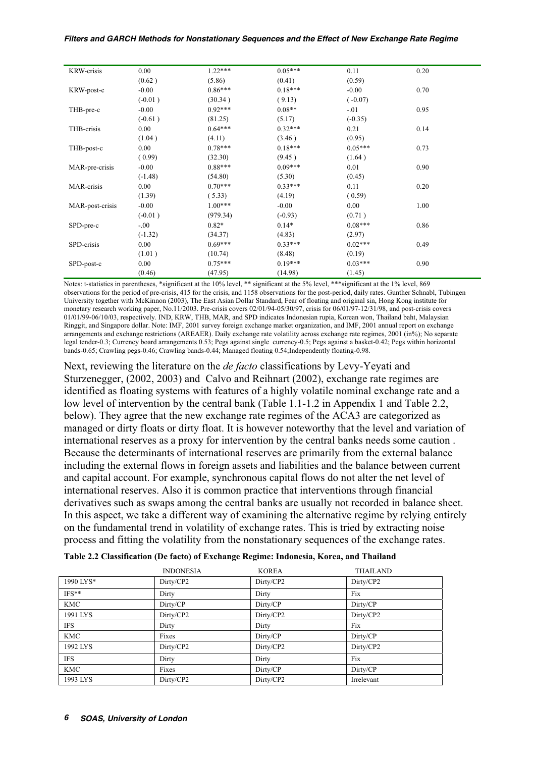| | | | | | |
|---|---|---|---|---|---|
| KRW-crisis | 0.00 | 1.22*** | 0.05*** | 0.11 | 0.20 |
| | (0.62 ) | (5.86) | (0.41) | (0.59) | |
| KRW-post-c | -0.00 | 0.86*** | 0.18*** | -0.00 | 0.70 |
| | (-0.01 ) | (30.34 ) | ( 9.13) | ( -0.07) | |
| THB-pre-c | -0.00 | 0.92*** | 0.08** | -.01 | 0.95 |
| | (-0.61 ) | (81.25) | (5.17) | (-0.35) | |
| THB-crisis | 0.00 | 0.64*** | 0.32*** | 0.21 | 0.14 |
| | (1.04 ) | (4.11) | (3.46 ) | (0.95) | |
| THB-post-c | 0.00 | 0.78*** | 0.18*** | 0.05*** | 0.73 |
| | ( 0.99) | (32.30) | (9.45 ) | (1.64 ) | |
| MAR-pre-crisis | -0.00 | 0.88*** | 0.09*** | 0.01 | 0.90 |
| | (-1.48) | (54.80) | (5.30) | (0.45) | |
| MAR-crisis | 0.00 | 0.70*** | 0.33*** | 0.11 | 0.20 |
| | (1.39) | ( 5.33) | (4.19) | ( 0.59) | |
| MAR-post-crisis | -0.00 | 1.00*** | -0.00 | 0.00 | 1.00 |
| | (-0.01 ) | (979.34) | (-0.93) | (0.71 ) | |
| SPD-pre-c | -.00 | 0.82* | 0.14* | 0.08*** | 0.86 |
| | (-1.32) | (34.37) | (4.83) | (2.97) | |
| SPD-crisis | 0.00 | 0.69*** | 0.33*** | 0.02*** | 0.49 |
| | (1.01 ) | (10.74) | (8.48) | (0.19) | |
| SPD-post-c | 0.00 | 0.75*** | 0.19*** | 0.03*** | 0.90 |
| | (0.46) | (47.95) | (14.98) | (1.45) | |

Notes: t-statistics in parentheses, *significant at the 10% level, ** significant at the 5% level, ***significant at the 1% level, 869 observations for the period of pre-crisis, 415 for the crisis, and 1158 observations for the post-period, daily rates. Gunther Schnabl, Tubingen University together with McKinnon (2003), The East Asian Dollar Standard, Fear of floating and original sin, Hong Kong institute for monetary research working paper, No.11/2003. Pre-crisis covers 02/01/94-05/30/97, crisis for 06/01/97-12/31/98, and post-crisis covers 01/01/99-06/10/03, respectively. IND, KRW, THB, MAR, and SPD indicates Indonesian rupia, Korean won, Thailand baht, Malaysian Ringgit, and Singapore dollar. Note: IMF, 2001 survey foreign exchange market organization, and IMF, 2001 annual report on exchange arrangements and exchange restrictions (AREAER). Daily exchange rate volatility across exchange rate regimes, 2001 (in%); No separate legal tender-0.3; Currency board arrangements 0.53; Pegs against single currency-0.5; Pegs against a basket-0.42; Pegs within horizontal bands-0.65; Crawling pegs-0.46; Crawling bands-0.44; Managed floating 0.54;Independently floating-0.98.

Next, reviewing the literature on the *de facto* classifications by Levy-Yeyati and Sturzenegger, (2002, 2003) and Calvo and Reihnart (2002), exchange rate regimes are identified as floating systems with features of a highly volatile nominal exchange rate and a low level of intervention by the central bank (Table 1.1-1.2 in Appendix 1 and Table 2.2, below). They agree that the new exchange rate regimes of the ACA3 are categorized as managed or dirty floats or dirty float. It is however noteworthy that the level and variation of international reserves as a proxy for intervention by the central banks needs some caution . Because the determinants of international reserves are primarily from the external balance including the external flows in foreign assets and liabilities and the balance between current and capital account. For example, synchronous capital flows do not alter the net level of international reserves. Also it is common practice that interventions through financial derivatives such as swaps among the central banks are usually not recorded in balance sheet. In this aspect, we take a different way of examining the alternative regime by relying entirely on the fundamental trend in volatility of exchange rates. This is tried by extracting noise process and fitting the volatility from the nonstationary sequences of the exchange rates.

**Table 2.2 Classification (De facto) of Exchange Regime: Indonesia, Korea, and Thailand**

| | INDONESIA | KOREA | THAILAND |
|---|---|---|---|
| 1990 LYS* | Dirty/CP2 | Dirty/CP2 | Dirty/CP2 |
| IFS** | Dirty | Dirty | Fix |
| KMC | Dirty/CP | Dirty/CP | Dirty/CP |
| 1991 LYS | Dirty/CP2 | Dirty/CP2 | Dirty/CP2 |
| IFS | Dirty | Dirty | Fix |
| KMC | Fixes | Dirty/CP | Dirty/CP |
| 1992 LYS | Dirty/CP2 | Dirty/CP2 | Dirty/CP2 |
| IFS | Dirty | Dirty | Fix |
| KMC | Fixes | Dirty/CP | Dirty/CP |
| 1993 LYS | Dirty/CP2 | Dirty/CP2 | Irrelevant |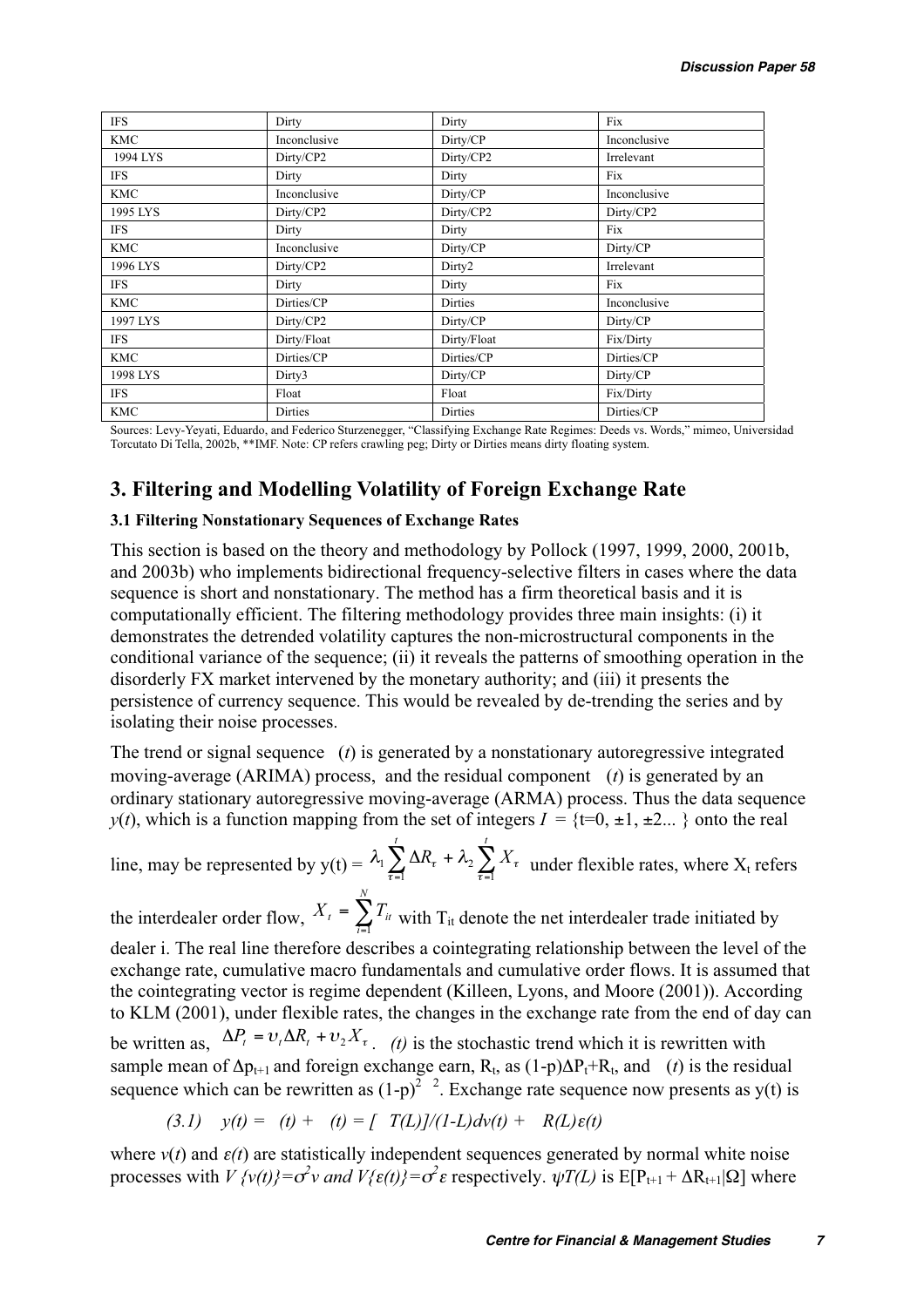| | | | |
|---|---|---|---|
| IFS | Dirty | Dirty | Fix |
| KMC | Inconclusive | Dirty/CP | Inconclusive |
| 1994 LYS | Dirty/CP2 | Dirty/CP2 | Irrelevant |
| IFS | Dirty | Dirty | Fix |
| KMC | Inconclusive | Dirty/CP | Inconclusive |
| 1995 LYS | Dirty/CP2 | Dirty/CP2 | Dirty/CP2 |
| IFS | Dirty | Dirty | Fix |
| KMC | Inconclusive | Dirty/CP | Dirty/CP |
| 1996 LYS | Dirty/CP2 | Dirty2 | Irrelevant |
| IFS | Dirty | Dirty | Fix |
| KMC | Dirties/CP | Dirties | Inconclusive |
| 1997 LYS | Dirty/CP2 | Dirty/CP | Dirty/CP |
| IFS | Dirty/Float | Dirty/Float | Fix/Dirty |
| KMC | Dirties/CP | Dirties/CP | Dirties/CP |
| 1998 LYS | Dirty3 | Dirty/CP | Dirty/CP |
| IFS | Float | Float | Fix/Dirty |
| KMC | Dirties | Dirties | Dirties/CP |

Sources: Levy-Yeyati, Eduardo, and Federico Sturzenegger, "Classifying Exchange Rate Regimes: Deeds vs. Words," mimeo, Universidad Torcutato Di Tella, 2002b, **IMF. Note: CP refers crawling peg; Dirty or Dirties means dirty floating system.

## 3. Filtering and Modelling Volatility of Foreign Exchange Rate

### 3.1 Filtering Nonstationary Sequences of Exchange Rates

This section is based on the theory and methodology by Pollock (1997, 1999, 2000, 2001b, and 2003b) who implements bidirectional frequency-selective filters in cases where the data sequence is short and nonstationary. The method has a firm theoretical basis and it is computationally efficient. The filtering methodology provides three main insights: (i) it demonstrates the detrended volatility captures the non-microstructural components in the conditional variance of the sequence; (ii) it reveals the patterns of smoothing operation in the disorderly FX market intervened by the monetary authority; and (iii) it presents the persistence of currency sequence. This would be revealed by de-trending the series and by isolating their noise processes.

The trend or signal sequence (*t*) is generated by a nonstationary autoregressive integrated moving-average (ARIMA) process, and the residual component (*t*) is generated by an ordinary stationary autoregressive moving-average (ARMA) process. Thus the data sequence *y*(*t*), which is a function mapping from the set of integers $I$ = {t=0, ±1, ±2... } onto the real line, may be represented by y(t) = $\lambda_1 \sum_{\tau=1}^{t} \Delta R_\tau + \lambda_2 \sum_{\tau=1}^{t} X_\tau$ under flexible rates, where $X_t$ refers the interdealer order flow, $X_t = \sum_{i=1}^{N} T_{it}$ with $T_{it}$ denote the net interdealer trade initiated by dealer i. The real line therefore describes a cointegrating relationship between the level of the exchange rate, cumulative macro fundamentals and cumulative order flows. It is assumed that the cointegrating vector is regime dependent (Killeen, Lyons, and Moore (2001)). According to KLM (2001), under flexible rates, the changes in the exchange rate from the end of day can be written as, $\Delta P_t = \upsilon_t \Delta R_t + \upsilon_2 X_\tau$. *(t)* is the stochastic trend which it is rewritten with sample mean of $\Delta p_{t+1}$ and foreign exchange earn, $R_t$, as $(1\text{-p})\Delta P_t + R_t$, and (*t*) is the residual sequence which can be rewritten as $(1\text{-p})^2$ $^2$. Exchange rate sequence now presents as y(t) is

*(3.1)* *y(t) = (t) + (t) = [ T(L)]/(1-L)dv(t) + R(L)ε(t)*

where *v*(*t*) and *ε(t)* are statistically independent sequences generated by normal white noise processes with $V\{v(t)\}=\sigma^2 v$ and $V\{\varepsilon(t)\}=\sigma^2 \varepsilon$ respectively. $\psi T(L)$ is $E[P_{t+1} + \Delta R_{t+1}|\Omega]$ where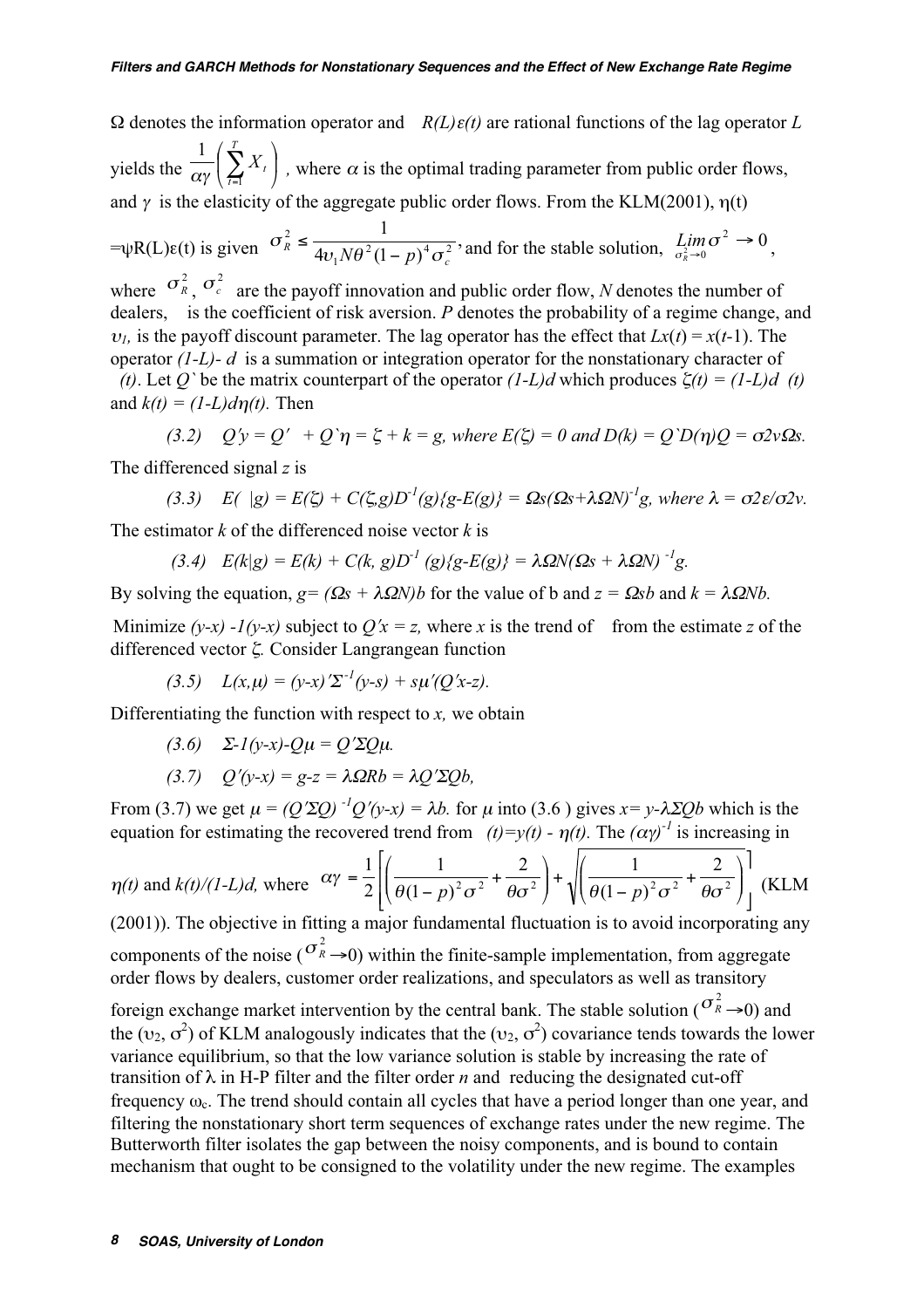Ω denotes the information operator and $R(L)\varepsilon(t)$ are rational functions of the lag operator $L$ yields the $\frac{1}{\alpha\gamma}\left(\sum_{t=1}^{T} X_t\right)$, where $\alpha$ is the optimal trading parameter from public order flows, and $\gamma$ is the elasticity of the aggregate public order flows. From the KLM(2001), $\eta(t) = \psi R(L)\varepsilon(t)$ is given $\sigma_R^2 \leq \frac{1}{4\upsilon_1 N\theta^2(1-p)^4\sigma_c^2}$, and for the stable solution, $\lim_{\sigma_R^2 \to 0} \sigma^2 \to 0$, where $\sigma_R^2$, $\sigma_c^2$ are the payoff innovation and public order flow, $N$ denotes the number of dealers, is the coefficient of risk aversion. $P$ denotes the probability of a regime change, and $\upsilon_1$, is the payoff discount parameter. The lag operator has the effect that $Lx(t) = x(t-1)$. The operator $(1-L)$- $d$ is a summation or integration operator for the nonstationary character of (t). Let $Q$` be the matrix counterpart of the operator $(1-L)d$ which produces $\zeta(t) = (1-L)d$ (t) and $k(t) = (1-L)d\eta(t)$. Then

(3.2) $Q'y = Q'$ + $Q`\eta = \zeta + k = g$, where $E(\zeta) = 0$ and $D(k) = Q`D(\eta)Q = \sigma 2v\Omega s$.

The differenced signal $z$ is

(3.3) $E($ $|g) = E(\zeta) + C(\zeta,g)D^{-1}(g)\{g-E(g)\} = \Omega s(\Omega s+\lambda\Omega N)^{-1}g$, where $\lambda = \sigma 2\varepsilon/\sigma 2v$.

The estimator $k$ of the differenced noise vector $k$ is

(3.4) $E(k|g) = E(k) + C(k, g)D^{-1}(g)\{g-E(g)\} = \lambda\Omega N(\Omega s + \lambda\Omega N)^{-1}g$.

By solving the equation, $g= (\Omega s + \lambda\Omega N)b$ for the value of b and $z = \Omega sb$ and $k = \lambda\Omega Nb$.

Minimize $(y-x)$ $-1(y-x)$ subject to $Q'x = z$, where $x$ is the trend of from the estimate $z$ of the differenced vector $\zeta$. Consider Langrangean function

(3.5) $L(x,\mu) = (y-x)'\Sigma^{-1}(y-s) + s\mu'(Q'x-z)$.

Differentiating the function with respect to $x$, we obtain

(3.6) $\Sigma$-$1(y-x)$-$Q\mu = Q'\Sigma Q\mu$.

(3.7) $Q'(y-x) = g-z = \lambda\Omega Rb = \lambda Q'\Sigma Qb$,

From (3.7) we get $\mu = (Q'\Sigma Q)^{-1}Q'(y-x) = \lambda b$. for $\mu$ into (3.6 ) gives $x= y-\lambda\Sigma Qb$ which is the equation for estimating the recovered trend from (t)=$y(t)$ - $\eta(t)$. The $(\alpha\gamma)^{-1}$ is increasing in $\eta(t)$ and $k(t)/(1-L)d$, where $\alpha\gamma = \frac{1}{2}\left[\left(\frac{1}{\theta(1-p)^2\sigma^2} + \frac{2}{\theta\sigma^2}\right) + \sqrt{\left(\frac{1}{\theta(1-p)^2\sigma^2} + \frac{2}{\theta\sigma^2}\right)}\right]$ (KLM (2001)). The objective in fitting a major fundamental fluctuation is to avoid incorporating any components of the noise ($\sigma_R^2 \to 0$) within the finite-sample implementation, from aggregate order flows by dealers, customer order realizations, and speculators as well as transitory foreign exchange market intervention by the central bank. The stable solution ($\sigma_R^2 \to 0$) and the ($\upsilon_2$, $\sigma^2$) of KLM analogously indicates that the ($\upsilon_2$, $\sigma^2$) covariance tends towards the lower variance equilibrium, so that the low variance solution is stable by increasing the rate of transition of $\lambda$ in H-P filter and the filter order $n$ and reducing the designated cut-off frequency $\omega_c$. The trend should contain all cycles that have a period longer than one year, and filtering the nonstationary short term sequences of exchange rates under the new regime. The Butterworth filter isolates the gap between the noisy components, and is bound to contain mechanism that ought to be consigned to the volatility under the new regime. The examples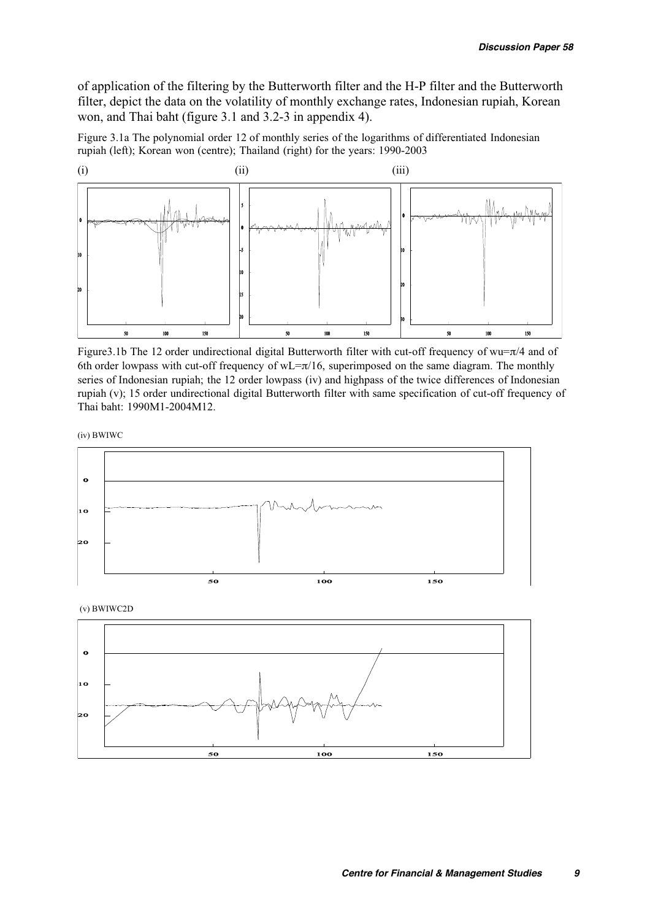of application of the filtering by the Butterworth filter and the H-P filter and the Butterworth filter, depict the data on the volatility of monthly exchange rates, Indonesian rupiah, Korean won, and Thai baht (figure 3.1 and 3.2-3 in appendix 4).

Figure 3.1a The polynomial order 12 of monthly series of the logarithms of differentiated Indonesian rupiah (left); Korean won (centre); Thailand (right) for the years: 1990-2003

(i)

0
10
20
50
100
150

(ii)

5
0
5
10
15
20
50
100
150

(iii)

0
10
20
30
50
100
150

Figure3.1b The 12 order undirectional digital Butterworth filter with cut-off frequency of $wu=\pi/4$ and of 6th order lowpass with cut-off frequency of $wL=\pi/16$, superimposed on the same diagram. The monthly series of Indonesian rupiah; the 12 order lowpass (iv) and highpass of the twice differences of Indonesian rupiah (v); 15 order undirectional digital Butterworth filter with same specification of cut-off frequency of Thai baht: 1990M1-2004M12.

(iv) BWIWC

0
10
20
50
100
150

(v) BWIWC2D

0
10
20
50
100
150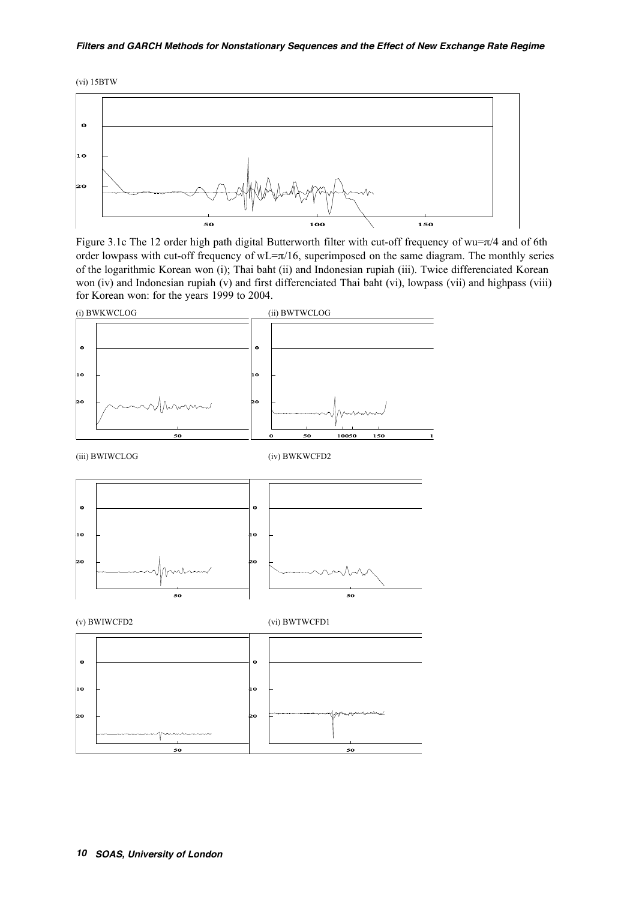(vi) 15BTW

0

10

20

50

100

150

Figure 3.1c The 12 order high path digital Butterworth filter with cut-off frequency of wu=π/4 and of 6th order lowpass with cut-off frequency of wL=π/16, superimposed on the same diagram. The monthly series of the logarithmic Korean won (i); Thai baht (ii) and Indonesian rupiah (iii). Twice differenciated Korean won (iv) and Indonesian rupiah (v) and first differenciated Thai baht (vi), lowpass (vii) and highpass (viii) for Korean won: for the years 1999 to 2004.

(i) BWKWCLOG

0

10

20

50

(ii) BWTWCLOG

0

10

20

0 50 10050 150 1

(iii) BWIWCLOG

0

10

20

50

(iv) BWKWCFD2

0

10

20

50

(v) BWIWCFD2

0

10

20

50

(vi) BWTWCFD1

0

10

20

50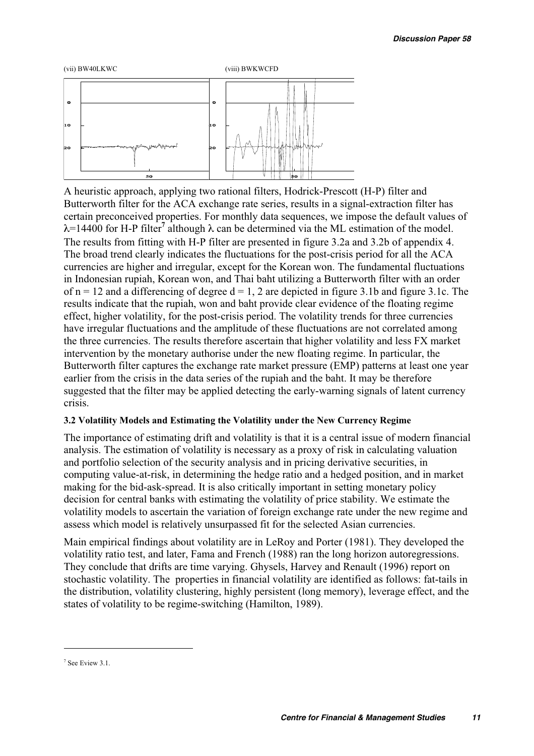(vii) BW40LKWC

0

10

20

50

(viii) BWKWCFD

0

10

20

50

A heuristic approach, applying two rational filters, Hodrick-Prescott (H-P) filter and Butterworth filter for the ACA exchange rate series, results in a signal-extraction filter has certain preconceived properties. For monthly data sequences, we impose the default values of $\lambda$=14400 for H-P filter[7] although $\lambda$ can be determined via the ML estimation of the model. The results from fitting with H-P filter are presented in figure 3.2a and 3.2b of appendix 4. The broad trend clearly indicates the fluctuations for the post-crisis period for all the ACA currencies are higher and irregular, except for the Korean won. The fundamental fluctuations in Indonesian rupiah, Korean won, and Thai baht utilizing a Butterworth filter with an order of n = 12 and a differencing of degree d = 1, 2 are depicted in figure 3.1b and figure 3.1c. The results indicate that the rupiah, won and baht provide clear evidence of the floating regime effect, higher volatility, for the post-crisis period. The volatility trends for three currencies have irregular fluctuations and the amplitude of these fluctuations are not correlated among the three currencies. The results therefore ascertain that higher volatility and less FX market intervention by the monetary authorise under the new floating regime. In particular, the Butterworth filter captures the exchange rate market pressure (EMP) patterns at least one year earlier from the crisis in the data series of the rupiah and the baht. It may be therefore suggested that the filter may be applied detecting the early-warning signals of latent currency crisis.

### 3.2 Volatility Models and Estimating the Volatility under the New Currency Regime

The importance of estimating drift and volatility is that it is a central issue of modern financial analysis. The estimation of volatility is necessary as a proxy of risk in calculating valuation and portfolio selection of the security analysis and in pricing derivative securities, in computing value-at-risk, in determining the hedge ratio and a hedged position, and in market making for the bid-ask-spread. It is also critically important in setting monetary policy decision for central banks with estimating the volatility of price stability. We estimate the volatility models to ascertain the variation of foreign exchange rate under the new regime and assess which model is relatively unsurpassed fit for the selected Asian currencies.

Main empirical findings about volatility are in LeRoy and Porter (1981). They developed the volatility ratio test, and later, Fama and French (1988) ran the long horizon autoregressions. They conclude that drifts are time varying. Ghysels, Harvey and Renault (1996) report on stochastic volatility. The properties in financial volatility are identified as follows: fat-tails in the distribution, volatility clustering, highly persistent (long memory), leverage effect, and the states of volatility to be regime-switching (Hamilton, 1989).

[7] See Eview 3.1.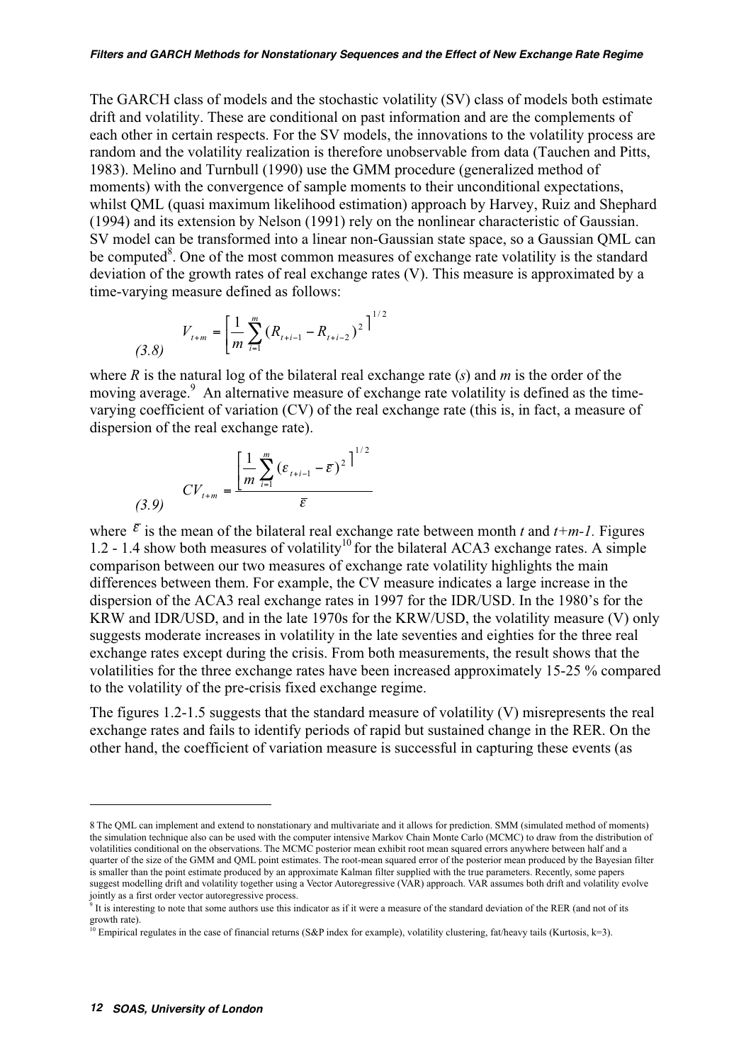The GARCH class of models and the stochastic volatility (SV) class of models both estimate drift and volatility. These are conditional on past information and are the complements of each other in certain respects. For the SV models, the innovations to the volatility process are random and the volatility realization is therefore unobservable from data (Tauchen and Pitts, 1983). Melino and Turnbull (1990) use the GMM procedure (generalized method of moments) with the convergence of sample moments to their unconditional expectations, whilst QML (quasi maximum likelihood estimation) approach by Harvey, Ruiz and Shephard (1994) and its extension by Nelson (1991) rely on the nonlinear characteristic of Gaussian. SV model can be transformed into a linear non-Gaussian state space, so a Gaussian QML can be computed[8]. One of the most common measures of exchange rate volatility is the standard deviation of the growth rates of real exchange rates (V). This measure is approximated by a time-varying measure defined as follows:

$$V_{t+m} = \left[ \frac{1}{m} \sum_{i=1}^{m} (R_{t+i-1} - R_{t+i-2})^2 \right]^{1/2} \tag{3.8}$$

where $R$ is the natural log of the bilateral real exchange rate ($s$) and $m$ is the order of the moving average.[9] An alternative measure of exchange rate volatility is defined as the time-varying coefficient of variation (CV) of the real exchange rate (this is, in fact, a measure of dispersion of the real exchange rate).

$$CV_{t+m} = \frac{\left[ \frac{1}{m} \sum_{i=1}^{m} (\varepsilon_{t+i-1} - \bar{\varepsilon})^2 \right]^{1/2}}{\bar{\varepsilon}} \tag{3.9}$$

where $\bar{\varepsilon}$ is the mean of the bilateral real exchange rate between month $t$ and $t+m-1$. Figures 1.2 - 1.4 show both measures of volatility[10] for the bilateral ACA3 exchange rates. A simple comparison between our two measures of exchange rate volatility highlights the main differences between them. For example, the CV measure indicates a large increase in the dispersion of the ACA3 real exchange rates in 1997 for the IDR/USD. In the 1980's for the KRW and IDR/USD, and in the late 1970s for the KRW/USD, the volatility measure (V) only suggests moderate increases in volatility in the late seventies and eighties for the three real exchange rates except during the crisis. From both measurements, the result shows that the volatilities for the three exchange rates have been increased approximately 15-25 % compared to the volatility of the pre-crisis fixed exchange regime.

The figures 1.2-1.5 suggests that the standard measure of volatility (V) misrepresents the real exchange rates and fails to identify periods of rapid but sustained change in the RER. On the other hand, the coefficient of variation measure is successful in capturing these events (as

---

8 The QML can implement and extend to nonstationary and multivariate and it allows for prediction. SMM (simulated method of moments) the simulation technique also can be used with the computer intensive Markov Chain Monte Carlo (MCMC) to draw from the distribution of volatilities conditional on the observations. The MCMC posterior mean exhibit root mean squared errors anywhere between half and a quarter of the size of the GMM and QML point estimates. The root-mean squared error of the posterior mean produced by the Bayesian filter is smaller than the point estimate produced by an approximate Kalman filter supplied with the true parameters. Recently, some papers suggest modelling drift and volatility together using a Vector Autoregressive (VAR) approach. VAR assumes both drift and volatility evolve jointly as a first order vector autoregressive process.

9 It is interesting to note that some authors use this indicator as if it were a measure of the standard deviation of the RER (and not of its growth rate).

10 Empirical regulates in the case of financial returns (S&P index for example), volatility clustering, fat/heavy tails (Kurtosis, k=3).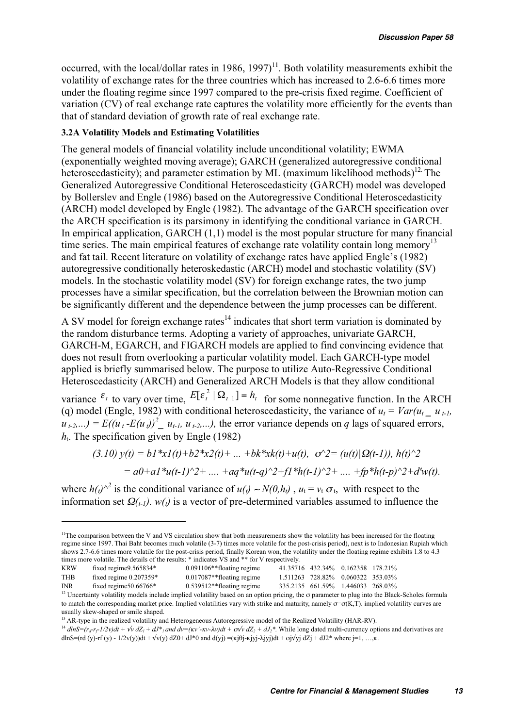occurred, with the local/dollar rates in 1986, 1997)[11]. Both volatility measurements exhibit the volatility of exchange rates for the three countries which has increased to 2.6-6.6 times more under the floating regime since 1997 compared to the pre-crisis fixed regime. Coefficient of variation (CV) of real exchange rate captures the volatility more efficiently for the events than that of standard deviation of growth rate of real exchange rate.

**3.2A Volatility Models and Estimating Volatilities**

The general models of financial volatility include unconditional volatility; EWMA (exponentially weighted moving average); GARCH (generalized autoregressive conditional heteroscedasticity); and parameter estimation by ML (maximum likelihood methods)[12]. The Generalized Autoregressive Conditional Heteroscedasticity (GARCH) model was developed by Bollerslev and Engle (1986) based on the Autoregressive Conditional Heteroscedasticity (ARCH) model developed by Engle (1982). The advantage of the GARCH specification over the ARCH specification is its parsimony in identifying the conditional variance in GARCH. In empirical application, GARCH (1,1) model is the most popular structure for many financial time series. The main empirical features of exchange rate volatility contain long memory[13] and fat tail. Recent literature on volatility of exchange rates have applied Engle's (1982) autoregressive conditionally heteroskedastic (ARCH) model and stochastic volatility (SV) models. In the stochastic volatility model (SV) for foreign exchange rates, the two jump processes have a similar specification, but the correlation between the Brownian motion can be significantly different and the dependence between the jump processes can be different.

A SV model for foreign exchange rates[14] indicates that short term variation is dominated by the random disturbance terms. Adopting a variety of approaches, univariate GARCH, GARCH-M, EGARCH, and FIGARCH models are applied to find convincing evidence that does not result from overlooking a particular volatility model. Each GARCH-type model applied is briefly summarised below. The purpose to utilize Auto-Regressive Conditional Heteroscedasticity (ARCH) and Generalized ARCH Models is that they allow conditional variance $\varepsilon_t$ to vary over time, $E[\varepsilon_t^2 \mid \Omega_{t-1}] = h_t$ for some nonnegative function. In the ARCH (q) model (Engle, 1982) with conditional heteroscedasticity, the variance of $u_t = Var(u_t \_ \; u_{t-1}, u_{t-2},...) = E((u_t - E(u_t))^2 \_ \; u_{t-1}, u_{t-2},...)$, the error variance depends on $q$ lags of squared errors, $h_t$. The specification given by Engle (1982)

$$(3.10)\ y(t) = b1*x1(t)+b2*x2(t)+ ... +bk*xk(t)+u(t),\ \sigma^2= (u(t)|\Omega(t-1)),\ h(t)^2$$

$$= a0+a1*u(t-1)^2+ .... +aq*u(t-q)^2+f1*h(t-1)^2+ .... +fp*h(t-p)^2+d'w(t).$$

where $h(t)^2$ is the conditional variance of $u(t) \sim N(0,h_t)$ , $u_t = v_t\, \sigma_t$, with respect to the information set $\Omega(t-1)$. $w(t)$ is a vector of pre-determined variables assumed to influence the

---

[11] The comparison between the V and VS circulation show that both measurements show the volatility has been increased for the floating regime since 1997. Thai Baht becomes much volatile (3-7) times more volatile for the post-crisis period), next is to Indonesian Rupiah which shows 2.7-6.6 times more volatile for the post-crisis period, finally Korean won, the volatility under the floating regime exhibits 1.8 to 4.3 times more volatile. The details of the results: * indicates VS and ** for V respectively.

| | | | | | | | |
|---|---|---|---|---|---|---|---|
| KRW | fixed regime9.565834* | 0.091106** | floating regime | 41.35716 | 432.34% | 0.162358 | 178.21% |
| THB | fixed regime 0.207359* | 0.017087** | floating regime | 1.511263 | 728.82% | 0.060322 | 353.03% |
| INR | fixed regime50.66766* | 0.539512** | floating regime | 335.2135 | 661.59% | 1.446033 | 268.03% |

[12] Uncertainty volatility models include implied volatility based on an option pricing, the σ parameter to plug into the Black-Scholes formula to match the corresponding market price. Implied volatilities vary with strike and maturity, namely σ=σ(K,T). implied volatility curves are usually skew-shaped or smile shaped.

[13] AR-type in the realized volatility and Heterogeneous Autoregressive model of the Realized Volatility (HAR-RV).

[14] $dlnS=(r_d-r_f-1/2v)dt + \sqrt{v}\, dZ_1 + dJ^*_1$ and $dv=(\kappa v'-\kappa v-\lambda v)dt + \sigma\sqrt{v}\, dZ_2 + dJ_2^*$. While long dated multi-currency options and derivatives are $dlnS=(rd\,(y)-rf\,(y) - 1/2v(y))dt + \sqrt{v(y)}\, dZ0+ dJ^*0$ and $d(yj) =(\kappa j\theta j-\kappa jyj-\lambda jyj)dt + \sigma j\sqrt{yj}\, dZj + dJ2^*$ where j=1, …,κ.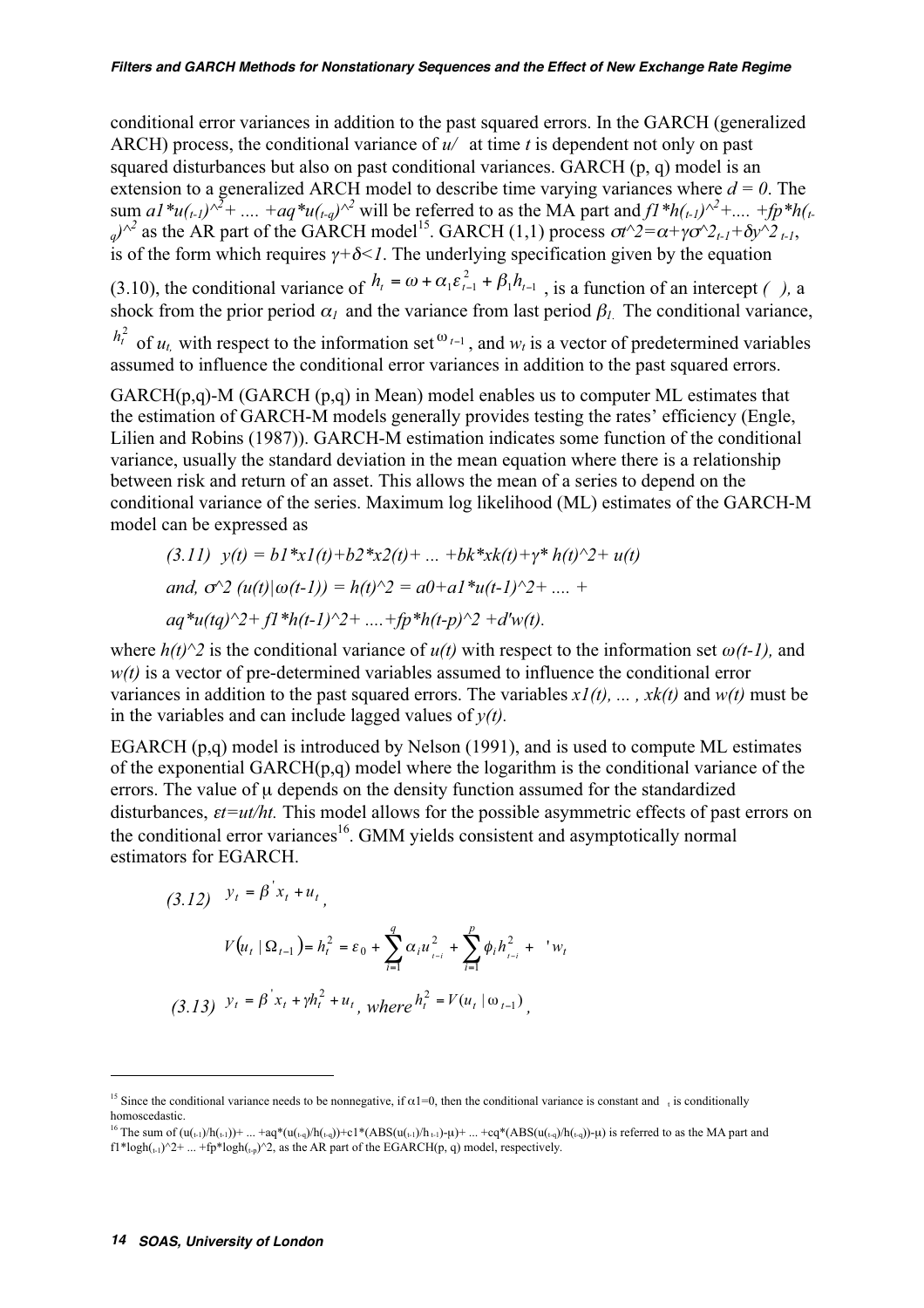conditional error variances in addition to the past squared errors. In the GARCH (generalized ARCH) process, the conditional variance of *u/* at time *t* is dependent not only on past squared disturbances but also on past conditional variances. GARCH (p, q) model is an extension to a generalized ARCH model to describe time varying variances where $d = 0$. The sum $a1*u_{(t-1)}^{\wedge 2}+ .... +aq*u_{(t-q)}^{\wedge 2}$ will be referred to as the MA part and $f1*h_{(t-1)}^{\wedge 2}+.... +fp*h_{(t-q)}^{\wedge 2}$ as the AR part of the GARCH model[15]. GARCH (1,1) process $\sigma t^{\wedge}2=\alpha+\gamma\sigma^{\wedge}2_{t-1}+\delta y^{\wedge}2_{t-1}$, is of the form which requires $\gamma+\delta<1$. The underlying specification given by the equation (3.10), the conditional variance of $h_t = \omega + \alpha_1 \varepsilon_{t-1}^2 + \beta_1 h_{t-1}$, is a function of an intercept *( ),* a shock from the prior period $\alpha_1$ and the variance from last period $\beta_1$. The conditional variance, $h_t^2$ of $u_t$, with respect to the information set $\omega_{t-1}$, and $w_t$ is a vector of predetermined variables assumed to influence the conditional error variances in addition to the past squared errors.

GARCH(p,q)-M (GARCH (p,q) in Mean) model enables us to computer ML estimates that the estimation of GARCH-M models generally provides testing the rates' efficiency (Engle, Lilien and Robins (1987)). GARCH-M estimation indicates some function of the conditional variance, usually the standard deviation in the mean equation where there is a relationship between risk and return of an asset. This allows the mean of a series to depend on the conditional variance of the series. Maximum log likelihood (ML) estimates of the GARCH-M model can be expressed as

*(3.11)* $y(t) = b1*x1(t)+b2*x2(t)+ ... +bk*xk(t)+\gamma* h(t)^{\wedge}2+ u(t)$

and, $\sigma^{\wedge}2 (u(t)|\omega(t-1)) = h(t)^{\wedge}2 = a0+a1*u(t-1)^{\wedge}2+ .... +$

$aq*u(tq)^{\wedge}2+ f1*h(t-1)^{\wedge}2+ ....+fp*h(t-p)^{\wedge}2 +d'w(t).$

where $h(t)^{\wedge}2$ is the conditional variance of $u(t)$ with respect to the information set $\omega(t-1)$, and $w(t)$ is a vector of pre-determined variables assumed to influence the conditional error variances in addition to the past squared errors. The variables $x1(t), ... , xk(t)$ and $w(t)$ must be in the variables and can include lagged values of $y(t)$.

EGARCH (p,q) model is introduced by Nelson (1991), and is used to compute ML estimates of the exponential GARCH(p,q) model where the logarithm is the conditional variance of the errors. The value of μ depends on the density function assumed for the standardized disturbances, $\varepsilon t=ut/ht$. This model allows for the possible asymmetric effects of past errors on the conditional error variances[16]. GMM yields consistent and asymptotically normal estimators for EGARCH.

*(3.12)* $y_t = \beta' x_t + u_t$,

$$V\left(u_t \mid \Omega_{t-1}\right) = h_t^2 = \varepsilon_0 + \sum_{i=1}^{q} \alpha_i u_{t-i}^2 + \sum_{i=1}^{p} \phi_i h_{t-i}^2 + \ ' w_t$$

*(3.13)* $y_t = \beta' x_t + \gamma h_t^2 + u_t$, *where* $h_t^2 = V(u_t \mid \omega_{t-1})$,

---

[15] Since the conditional variance needs to be nonnegative, if $\alpha 1=0$, then the conditional variance is constant and $_t$ is conditionally homoscedastic.

[16] The sum of $(u_{(t-1)}/h_{(t-1)})+ ... +aq*(u_{(t-q)}/h_{(t-q)})+c1*(ABS(u_{(t-1)}/h_{t-1})-\mu)+ ... +cq*(ABS(u_{(t-q)}/h_{(t-q)})-\mu)$ is referred to as the MA part and $f1*logh_{(t-1)}^{\wedge}2+ ... +fp*logh_{(t-p)}^{\wedge}2$, as the AR part of the EGARCH(p, q) model, respectively.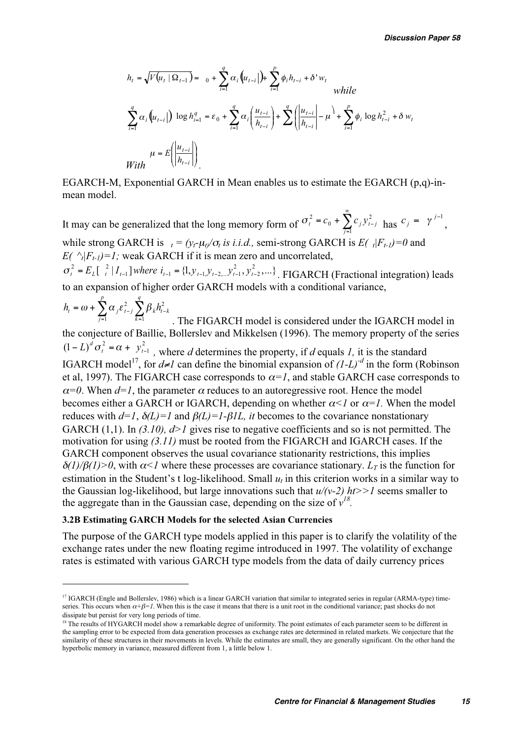$$h_t = \sqrt{V(u_t \mid \Omega_{t-1})} = \ _0 + \sum_{i=1}^{q} \alpha_i (|u_{t-i}|) + \sum_{i=1}^{p} \phi_i h_{t-i} + \delta' w_t$$

*while*

$$\sum_{i=1}^{q} \alpha_i (|u_{t-i}|) \ \log h_{i=1}^{q} = \varepsilon_0 + \sum_{i=1}^{q} \alpha_i \left(\frac{u_{t-i}}{h_{t-i}}\right) + \sum^{q} \left( \left|\frac{u_{t-i}}{h_{t-i}}\right| - \mu \right) + \sum_{i=1}^{p} \phi_i \log h_{t-i}^2 + \delta \, w_t$$

*With* $\mu = E\left(\left|\frac{u_{t-i}}{h_{t-i}}\right|\right)$.

EGARCH-M, Exponential GARCH in Mean enables us to estimate the EGARCH (p,q)-in-mean model.

It may can be generalized that the long memory form of $\sigma_t^2 = c_0 + \sum_{j=1}^{\infty} c_j y_{t-j}^2$ has $c_j = \ \gamma^{j-1}$, while strong GARCH is $_t = (y_t\text{-}\mu_t)/\sigma_t$ *is i.i.d.,* semi-strong GARCH is $E(\ _t|F_{t-1})=0$ and $E(\ ^{\wedge}_t|F_{t-1})=1;$ weak GARCH if it is mean zero and uncorrelated, $\sigma_t^2 = E_L[\ _t^2 \mid I_{t-1}]$ *where* $i_{t-1} = \{1, y_{t-1,} y_{t-2,...} y_{t-1}^2, y_{t-2}^2, ...\}$. FIGARCH (Fractional integration) leads to an expansion of higher order GARCH models with a conditional variance,

$$h_t = \omega + \sum_{j=1}^{p} \alpha_j \varepsilon_{t-j}^2 \sum_{k=1}^{q} \beta_k h_{t-k}^2$$

. The FIGARCH model is considered under the IGARCH model in the conjecture of Baillie, Bollerslev and Mikkelsen (1996). The memory property of the series $(1-L)^d \sigma_t^2 = \alpha + \ y_{t-1}^2$ , where *d* determines the property, if *d* equals *1,* it is the standard IGARCH model[17], for $d \neq 1$ can define the binomial expansion of $(1\text{-}L)^{-d}$ in the form (Robinson et al, 1997). The FIGARCH case corresponds to $\alpha=1$, and stable GARCH case corresponds to $\alpha=0$. When $d=1$, the parameter $\alpha$ reduces to an autoregressive root. Hence the model becomes either a GARCH or IGARCH, depending on whether $\alpha<1$ or $\alpha=1$. When the model reduces with $d=1$, $\delta(L)=1$ and $\beta(L)=1\text{-}\beta 1L$, *it* becomes to the covariance nonstationary GARCH (1,1). In *(3.10)*, $d>1$ gives rise to negative coefficients and so is not permitted. The motivation for using *(3.11)* must be rooted from the FIGARCH and IGARCH cases. If the GARCH component observes the usual covariance stationarity restrictions, this implies $\delta(1)/\beta(1)>0$, with $\alpha<1$ where these processes are covariance stationary. $L_T$ is the function for estimation in the Student's t log-likelihood. Small $u_t$ in this criterion works in a similar way to the Gaussian log-likelihood, but large innovations such that $u/(v\text{-}2)\ ht>>1$ seems smaller to the aggregate than in the Gaussian case, depending on the size of $v$[18].

**3.2B Estimating GARCH Models for the selected Asian Currencies**

The purpose of the GARCH type models applied in this paper is to clarify the volatility of the exchange rates under the new floating regime introduced in 1997. The volatility of exchange rates is estimated with various GARCH type models from the data of daily currency prices

---

[17] IGARCH (Engle and Bollerslev, 1986) which is a linear GARCH variation that similar to integrated series in regular (ARMA-type) time-series. This occurs when $\alpha+\beta=1$. When this is the case it means that there is a unit root in the conditional variance; past shocks do not dissipate but persist for very long periods of time.

[18] The results of HYGARCH model show a remarkable degree of uniformity. The point estimates of each parameter seem to be different in the sampling error to be expected from data generation processes as exchange rates are determined in related markets. We conjecture that the similarity of these structures in their movements in levels. While the estimates are small, they are generally significant. On the other hand the hyperbolic memory in variance, measured different from 1, a little below 1.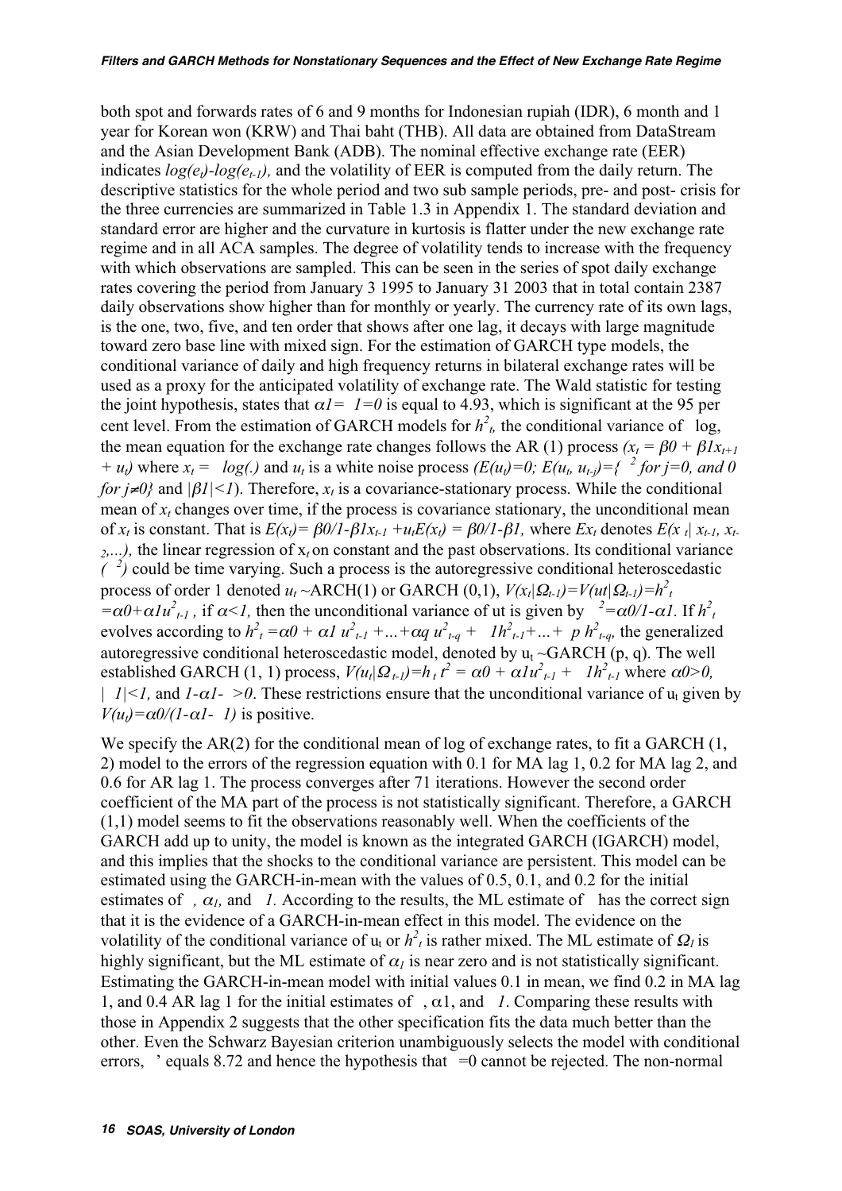both spot and forwards rates of 6 and 9 months for Indonesian rupiah (IDR), 6 month and 1 year for Korean won (KRW) and Thai baht (THB). All data are obtained from DataStream and the Asian Development Bank (ADB). The nominal effective exchange rate (EER) indicates $log(e_t)$-$log(e_{t-1})$, and the volatility of EER is computed from the daily return. The descriptive statistics for the whole period and two sub sample periods, pre- and post- crisis for the three currencies are summarized in Table 1.3 in Appendix 1. The standard deviation and standard error are higher and the curvature in kurtosis is flatter under the new exchange rate regime and in all ACA samples. The degree of volatility tends to increase with the frequency with which observations are sampled. This can be seen in the series of spot daily exchange rates covering the period from January 3 1995 to January 31 2003 that in total contain 2387 daily observations show higher than for monthly or yearly. The currency rate of its own lags, is the one, two, five, and ten order that shows after one lag, it decays with large magnitude toward zero base line with mixed sign. For the estimation of GARCH type models, the conditional variance of daily and high frequency returns in bilateral exchange rates will be used as a proxy for the anticipated volatility of exchange rate. The Wald statistic for testing the joint hypothesis, states that $\alpha 1 = \ 1=0$ is equal to 4.93, which is significant at the 95 per cent level. From the estimation of GARCH models for $h^2_t$, the conditional variance of log, the mean equation for the exchange rate changes follows the AR (1) process $(x_t = \beta 0 + \beta 1 x_{t+1} + u_t)$ where $x_t = \ log(.)$ and $u_t$ is a white noise process $(E(u_t)=0; E(u_t, u_{t-j})=\{ \ ^2$ *for* $j=0$, *and* $0$ *for* $j\neq 0\}$ and $|\beta 1|<1$). Therefore, $x_t$ is a covariance-stationary process. While the conditional mean of $x_t$ changes over time, if the process is covariance stationary, the unconditional mean of $x_t$ is constant. That is $E(x_t)= \beta 0/1\text{-}\beta 1 x_{t-1} + u_t E(x_t) = \beta 0/1\text{-}\beta 1$, where $Ex_t$ denotes $E(x_t| x_{t-1}, x_{t-2},...)$, the linear regression of $x_t$ on constant and the past observations. Its conditional variance $( \ ^2)$ could be time varying. Such a process is the autoregressive conditional heteroscedastic process of order 1 denoted $u_t$ ~ARCH(1) or GARCH (0,1), $V(x_t|\Omega_{t-1})=V(ut|\Omega_{t-1})=h^2_t = \alpha 0+\alpha 1 u^2_{t-1}$, if $\alpha<1$, then the unconditional variance of ut is given by $\ ^2=\alpha 0/1\text{-}\alpha 1$. If $h^2_t$ evolves according to $h^2_t = \alpha 0 + \alpha 1\ u^2_{t-1} + ... + \alpha q\ u^2_{t-q} + \ \ 1h^2_{t-1} + ... + \ p\ h^2_{t-q}$, the generalized autoregressive conditional heteroscedastic model, denoted by $u_t$ ~GARCH (p, q). The well established GARCH (1, 1) process, $V(u_t|\Omega_{t-1})=h_t\, t^2 = \alpha 0 + \alpha 1 u^2_{t-1} + \ \ 1h^2_{t-1}$ where $\alpha 0>0$, $| \ \ 1|<1$, and $1\text{-}\alpha 1\text{-} \ \ >0$. These restrictions ensure that the unconditional variance of $u_t$ given by $V(u_t)=\alpha 0/(1\text{-}\alpha 1\text{-} \ \ 1)$ is positive.

We specify the AR(2) for the conditional mean of log of exchange rates, to fit a GARCH (1, 2) model to the errors of the regression equation with 0.1 for MA lag 1, 0.2 for MA lag 2, and 0.6 for AR lag 1. The process converges after 71 iterations. However the second order coefficient of the MA part of the process is not statistically significant. Therefore, a GARCH (1,1) model seems to fit the observations reasonably well. When the coefficients of the GARCH add up to unity, the model is known as the integrated GARCH (IGARCH) model, and this implies that the shocks to the conditional variance are persistent. This model can be estimated using the GARCH-in-mean with the values of 0.5, 0.1, and 0.2 for the initial estimates of $\ ,\ \alpha_1$, and $\ \ 1$. According to the results, the ML estimate of has the correct sign that it is the evidence of a GARCH-in-mean effect in this model. The evidence on the volatility of the conditional variance of $u_t$ or $h^2_t$ is rather mixed. The ML estimate of $\Omega_1$ is highly significant, but the ML estimate of $\alpha_1$ is near zero and is not statistically significant. Estimating the GARCH-in-mean model with initial values 0.1 in mean, we find 0.2 in MA lag 1, and 0.4 AR lag 1 for the initial estimates of $\ ,\ \alpha 1$, and $\ \ 1$. Comparing these results with those in Appendix 2 suggests that the other specification fits the data much better than the other. Even the Schwarz Bayesian criterion unambiguously selects the model with conditional errors, ' equals 8.72 and hence the hypothesis that $=0$ cannot be rejected. The non-normal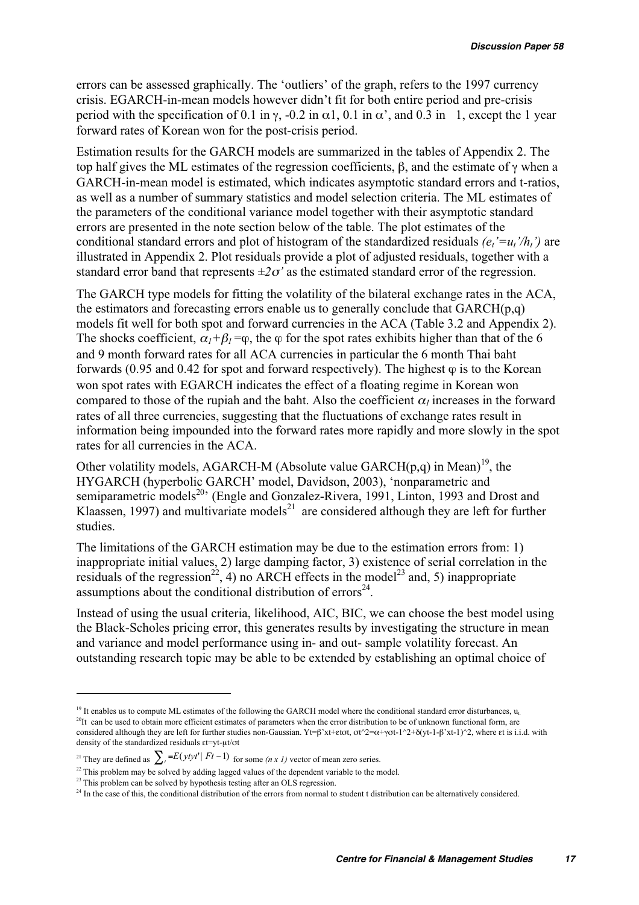errors can be assessed graphically. The 'outliers' of the graph, refers to the 1997 currency crisis. EGARCH-in-mean models however didn't fit for both entire period and pre-crisis period with the specification of 0.1 in $\gamma$, -0.2 in $\alpha 1$, 0.1 in $\alpha'$, and 0.3 in 1, except the 1 year forward rates of Korean won for the post-crisis period.

Estimation results for the GARCH models are summarized in the tables of Appendix 2. The top half gives the ML estimates of the regression coefficients, $\beta$, and the estimate of $\gamma$ when a GARCH-in-mean model is estimated, which indicates asymptotic standard errors and t-ratios, as well as a number of summary statistics and model selection criteria. The ML estimates of the parameters of the conditional variance model together with their asymptotic standard errors are presented in the note section below of the table. The plot estimates of the conditional standard errors and plot of histogram of the standardized residuals *($e_t'=u_t'/h_t'$)* are illustrated in Appendix 2. Plot residuals provide a plot of adjusted residuals, together with a standard error band that represents $\pm 2\sigma'$ as the estimated standard error of the regression.

The GARCH type models for fitting the volatility of the bilateral exchange rates in the ACA, the estimators and forecasting errors enable us to generally conclude that GARCH(p,q) models fit well for both spot and forward currencies in the ACA (Table 3.2 and Appendix 2). The shocks coefficient, $\alpha_1+\beta_1=\varphi$, the $\varphi$ for the spot rates exhibits higher than that of the 6 and 9 month forward rates for all ACA currencies in particular the 6 month Thai baht forwards (0.95 and 0.42 for spot and forward respectively). The highest $\varphi$ is to the Korean won spot rates with EGARCH indicates the effect of a floating regime in Korean won compared to those of the rupiah and the baht. Also the coefficient $\alpha_1$ increases in the forward rates of all three currencies, suggesting that the fluctuations of exchange rates result in information being impounded into the forward rates more rapidly and more slowly in the spot rates for all currencies in the ACA.

Other volatility models, AGARCH-M (Absolute value GARCH(p,q) in Mean)[19], the HYGARCH (hyperbolic GARCH' model, Davidson, 2003), 'nonparametric and semiparametric models[20]' (Engle and Gonzalez-Rivera, 1991, Linton, 1993 and Drost and Klaassen, 1997) and multivariate models[21] are considered although they are left for further studies.

The limitations of the GARCH estimation may be due to the estimation errors from: 1) inappropriate initial values, 2) large damping factor, 3) existence of serial correlation in the residuals of the regression[22], 4) no ARCH effects in the model[23] and, 5) inappropriate assumptions about the conditional distribution of errors[24].

Instead of using the usual criteria, likelihood, AIC, BIC, we can choose the best model using the Black-Scholes pricing error, this generates results by investigating the structure in mean and variance and model performance using in- and out- sample volatility forecast. An outstanding research topic may be able to be extended by establishing an optimal choice of

---

[19] It enables us to compute ML estimates of the following the GARCH model where the conditional standard error disturbances, $u_t$

[20] It can be used to obtain more efficient estimates of parameters when the error distribution to be of unknown functional form, are considered although they are left for further studies non-Gaussian. Yt=β'xt+εtσt, σt^2=α+γσt-1^2+δ(yt-1-β'xt-1)^2, where εt is i.i.d. with density of the standardized residuals εt=yt-μt/σt

[21] They are defined as $\sum_t = E(ytyt' | Ft-1)$ for some *(n x 1)* vector of mean zero series.

[22] This problem may be solved by adding lagged values of the dependent variable to the model.

[23] This problem can be solved by hypothesis testing after an OLS regression.

[24] In the case of this, the conditional distribution of the errors from normal to student t distribution can be alternatively considered.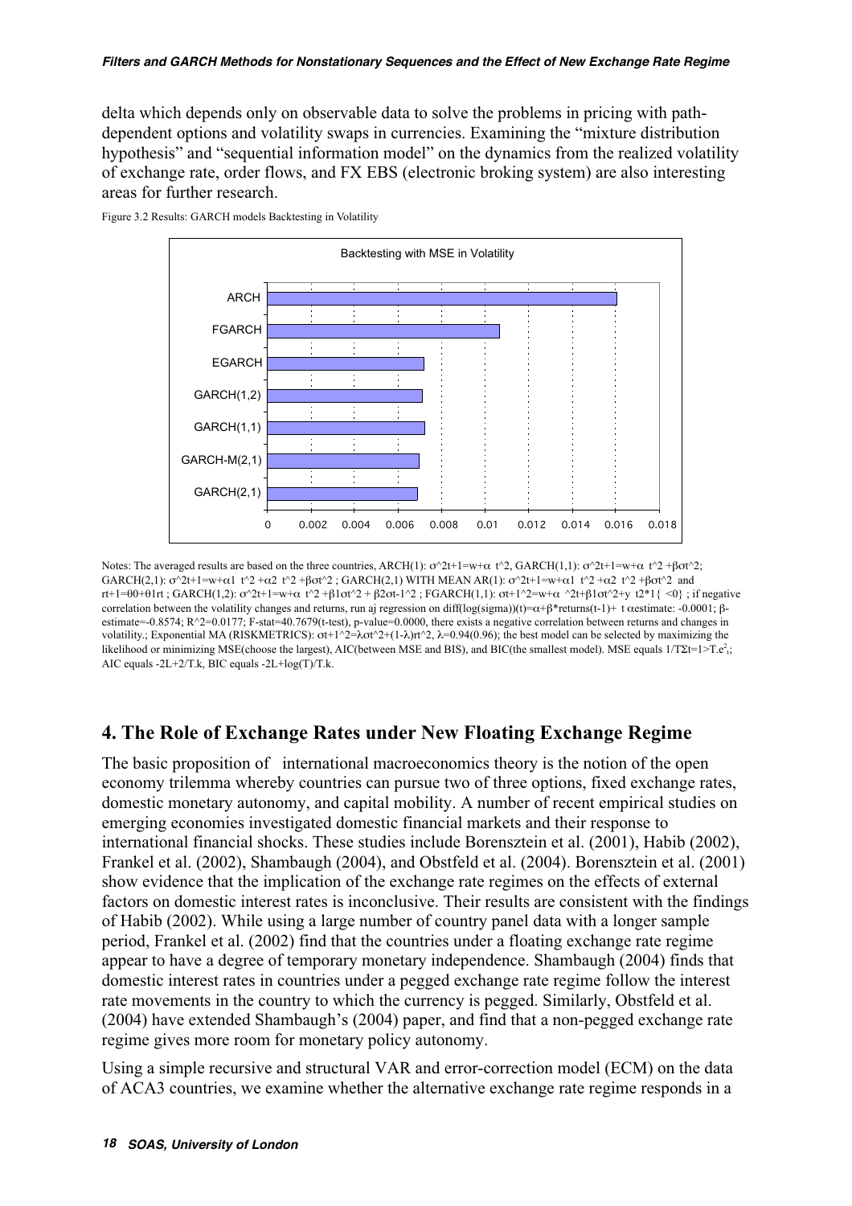delta which depends only on observable data to solve the problems in pricing with path-dependent options and volatility swaps in currencies. Examining the "mixture distribution hypothesis" and "sequential information model" on the dynamics from the realized volatility of exchange rate, order flows, and FX EBS (electronic broking system) are also interesting areas for further research.

Figure 3.2 Results: GARCH models Backtesting in Volatility

Backtesting with MSE in Volatility

ARCH

FGARCH

EGARCH

GARCH(1,2)

GARCH(1,1)

GARCH-M(2,1)

GARCH(2,1)

0 0.002 0.004 0.006 0.008 0.01 0.012 0.014 0.016 0.018

Notes: The averaged results are based on the three countries, ARCH(1): $\sigma^2_{t+1}=w+\alpha\ t^2$, GARCH(1,1): $\sigma^2_{t+1}=w+\alpha\ t^2+\beta\sigma_t^2$; GARCH(2,1): $\sigma^2_{t+1}=w+\alpha_1\ t^2+\alpha_2\ t^2+\beta\sigma_t^2$ ; GARCH(2,1) WITH MEAN AR(1): $\sigma^2_{t+1}=w+\alpha_1\ t^2+\alpha_2\ t^2+\beta\sigma_t^2$ and $r_{t+1}=\theta_0+\theta_1 r_t$ ; GARCH(1,2): $\sigma^2_{t+1}=w+\alpha\ t^2+\beta_1\sigma_t^2+\beta_2\sigma_{t-1}^2$ ; FGARCH(1,1): $\sigma_{t+1}^2=w+\alpha\ ^2_t+\beta_1\sigma_t^2+y\ t^2*1\{\ <0\}$ ; if negative correlation between the volatility changes and returns, run aj regression on diff(log(sigma))(t)=$\alpha+\beta$*returns(t-1)+ t $\alpha$estimate: -0.0001; $\beta$-estimate=-0.8574; $R^2$=0.0177; F-stat=40.7679(t-test), p-value=0.0000, there exists a negative correlation between returns and changes in volatility.; Exponential MA (RISKMETRICS): $\sigma_{t+1}^2=\lambda\sigma_t^2+(1-\lambda)r_t^2$, $\lambda$=0.94(0.96); the best model can be selected by maximizing the likelihood or minimizing MSE(choose the largest), AIC(between MSE and BIS), and BIC(the smallest model). MSE equals $1/T\Sigma_{t=1}>T.e^2_t$; AIC equals -2L+2/T.k, BIC equals -2L+log(T)/T.k.

## 4. The Role of Exchange Rates under New Floating Exchange Regime

The basic proposition of international macroeconomics theory is the notion of the open economy trilemma whereby countries can pursue two of three options, fixed exchange rates, domestic monetary autonomy, and capital mobility. A number of recent empirical studies on emerging economies investigated domestic financial markets and their response to international financial shocks. These studies include Borensztein et al. (2001), Habib (2002), Frankel et al. (2002), Shambaugh (2004), and Obstfeld et al. (2004). Borensztein et al. (2001) show evidence that the implication of the exchange rate regimes on the effects of external factors on domestic interest rates is inconclusive. Their results are consistent with the findings of Habib (2002). While using a large number of country panel data with a longer sample period, Frankel et al. (2002) find that the countries under a floating exchange rate regime appear to have a degree of temporary monetary independence. Shambaugh (2004) finds that domestic interest rates in countries under a pegged exchange rate regime follow the interest rate movements in the country to which the currency is pegged. Similarly, Obstfeld et al. (2004) have extended Shambaugh's (2004) paper, and find that a non-pegged exchange rate regime gives more room for monetary policy autonomy.

Using a simple recursive and structural VAR and error-correction model (ECM) on the data of ACA3 countries, we examine whether the alternative exchange rate regime responds in a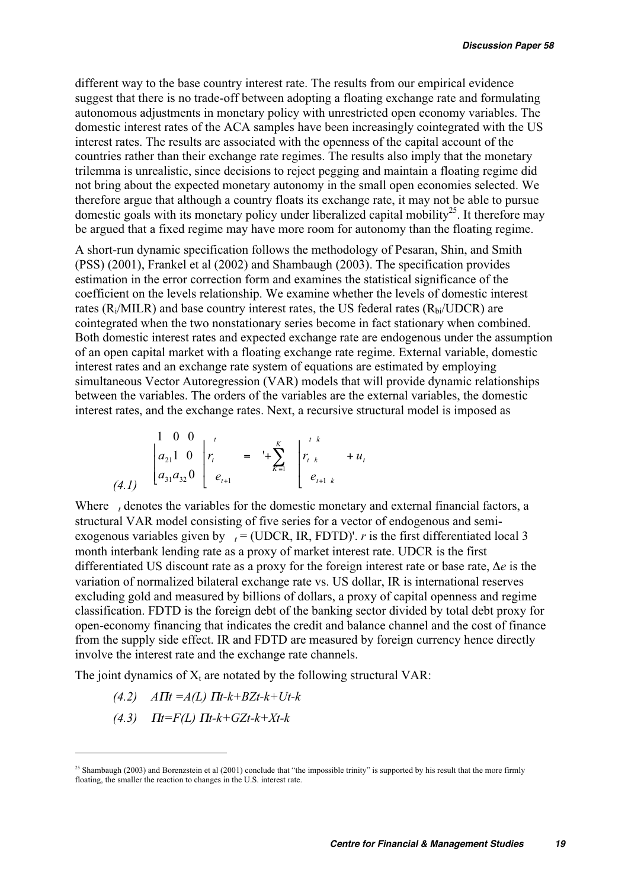different way to the base country interest rate. The results from our empirical evidence suggest that there is no trade-off between adopting a floating exchange rate and formulating autonomous adjustments in monetary policy with unrestricted open economy variables. The domestic interest rates of the ACA samples have been increasingly cointegrated with the US interest rates. The results are associated with the openness of the capital account of the countries rather than their exchange rate regimes. The results also imply that the monetary trilemma is unrealistic, since decisions to reject pegging and maintain a floating regime did not bring about the expected monetary autonomy in the small open economies selected. We therefore argue that although a country floats its exchange rate, it may not be able to pursue domestic goals with its monetary policy under liberalized capital mobility[25]. It therefore may be argued that a fixed regime may have more room for autonomy than the floating regime.

A short-run dynamic specification follows the methodology of Pesaran, Shin, and Smith (PSS) (2001), Frankel et al (2002) and Shambaugh (2003). The specification provides estimation in the error correction form and examines the statistical significance of the coefficient on the levels relationship. We examine whether the levels of domestic interest rates ($R_i$/MILR) and base country interest rates, the US federal rates ($R_{bi}$/UDCR) are cointegrated when the two nonstationary series become in fact stationary when combined. Both domestic interest rates and expected exchange rate are endogenous under the assumption of an open capital market with a floating exchange rate regime. External variable, domestic interest rates and an exchange rate system of equations are estimated by employing simultaneous Vector Autoregression (VAR) models that will provide dynamic relationships between the variables. The orders of the variables are the external variables, the domestic interest rates, and the exchange rates. Next, a recursive structural model is imposed as

$$(4.1)\quad \begin{bmatrix} 1 & 0 & 0 \\ a_{21} & 1 & 0 \\ a_{31} & a_{32} & 0 \end{bmatrix} \begin{bmatrix} \ _{t} \\ r_t \\ e_{t+1} \end{bmatrix} = \ '+\sum_{K=1}^{K} \begin{bmatrix} \ _{t\ k} \\ r_{t\ k} \\ e_{t+1\ k} \end{bmatrix} + u_t$$

Where $_t$ denotes the variables for the domestic monetary and external financial factors, a structural VAR model consisting of five series for a vector of endogenous and semi-exogenous variables given by $_t$ = (UDCR, IR, FDTD)'. $r$ is the first differentiated local 3 month interbank lending rate as a proxy of market interest rate. UDCR is the first differentiated US discount rate as a proxy for the foreign interest rate or base rate, $\Delta e$ is the variation of normalized bilateral exchange rate vs. US dollar, IR is international reserves excluding gold and measured by billions of dollars, a proxy of capital openness and regime classification. FDTD is the foreign debt of the banking sector divided by total debt proxy for open-economy financing that indicates the credit and balance channel and the cost of finance from the supply side effect. IR and FDTD are measured by foreign currency hence directly involve the interest rate and the exchange rate channels.

The joint dynamics of $X_t$ are notated by the following structural VAR:

(4.2) $A\Pi t = A(L)\ \Pi t\text{-}k + BZt\text{-}k + Ut\text{-}k$

(4.3) $\Pi t = F(L)\ \Pi t\text{-}k + GZt\text{-}k + Xt\text{-}k$

[25] Shambaugh (2003) and Borenzstein et al (2001) conclude that "the impossible trinity" is supported by his result that the more firmly floating, the smaller the reaction to changes in the U.S. interest rate.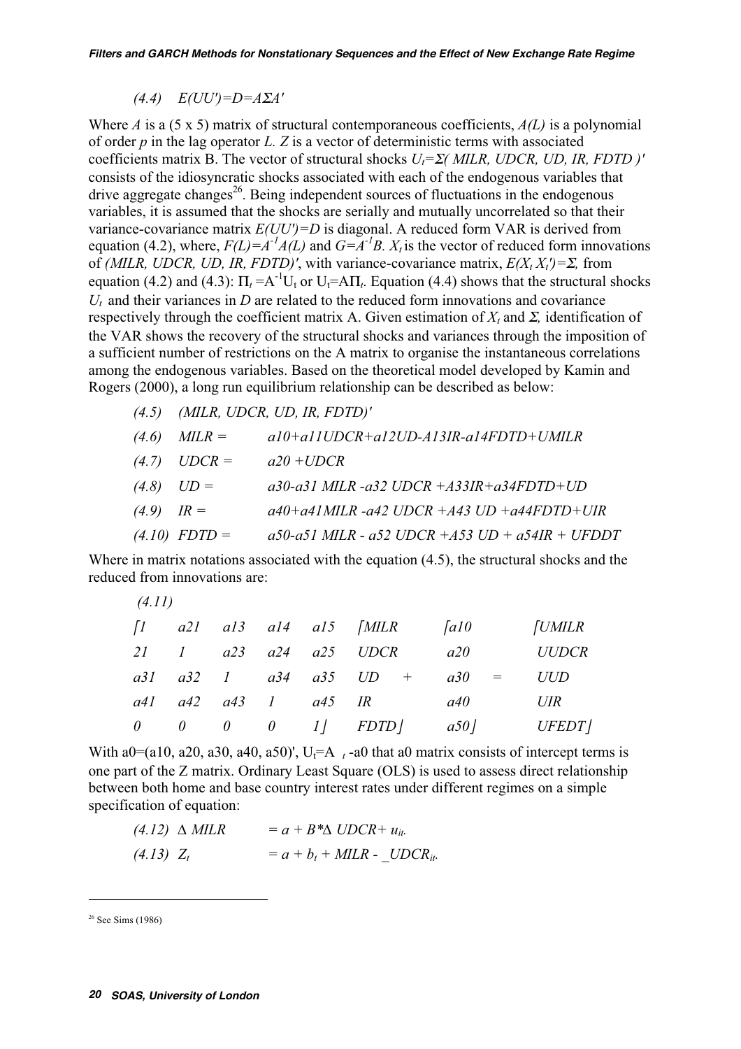(4.4) $E(UU')=D=A\Sigma A'$

Where $A$ is a (5 x 5) matrix of structural contemporaneous coefficients, $A(L)$ is a polynomial of order $p$ in the lag operator $L$. $Z$ is a vector of deterministic terms with associated coefficients matrix B. The vector of structural shocks $U_t=\Sigma( MILR, UDCR, UD, IR, FDTD )'$ consists of the idiosyncratic shocks associated with each of the endogenous variables that drive aggregate changes[26]. Being independent sources of fluctuations in the endogenous variables, it is assumed that the shocks are serially and mutually uncorrelated so that their variance-covariance matrix $E(UU')=D$ is diagonal. A reduced form VAR is derived from equation (4.2), where, $F(L)=A^{-1}A(L)$ and $G=A^{-1}B$. $X_t$ is the vector of reduced form innovations of $(MILR, UDCR, UD, IR, FDTD)'$, with variance-covariance matrix, $E(X_t X_t')=\Sigma$, from equation (4.2) and (4.3): $\Pi_t = A^{-1}U_t$ or $U_t=A\Pi_t$. Equation (4.4) shows that the structural shocks $U_t$ and their variances in $D$ are related to the reduced form innovations and covariance respectively through the coefficient matrix A. Given estimation of $X_t$ and $\Sigma$, identification of the VAR shows the recovery of the structural shocks and variances through the imposition of a sufficient number of restrictions on the A matrix to organise the instantaneous correlations among the endogenous variables. Based on the theoretical model developed by Kamin and Rogers (2000), a long run equilibrium relationship can be described as below:

(4.5) $(MILR, UDCR, UD, IR, FDTD)'$

(4.6) $MILR = a10+a11UDCR+a12UD-A13IR-a14FDTD+UMILR$

(4.7) $UDCR = a20 +UDCR$

(4.8) $UD = a30-a31\, MILR -a32\, UDCR +A33IR+a34FDTD+UD$

(4.9) $IR = a40+a41MILR -a42\, UDCR +A43\, UD +a44FDTD+UIR$

(4.10) $FDTD = a50-a51\, MILR - a52\, UDCR +A53\, UD + a54IR + UFDDT$

Where in matrix notations associated with the equation (4.5), the structural shocks and the reduced from innovations are:

(4.11)

$$\begin{bmatrix} 1 & a21 & a13 & a14 & a15 \\ 21 & 1 & a23 & a24 & a25 \\ a31 & a32 & 1 & a34 & a35 \\ a41 & a42 & a43 & 1 & a45 \\ 0 & 0 & 0 & 0 & 1 \end{bmatrix} \begin{bmatrix} MILR \\ UDCR \\ UD \\ IR \\ FDTD \end{bmatrix} + \begin{bmatrix} a10 \\ a20 \\ a30 \\ a40 \\ a50 \end{bmatrix} = \begin{bmatrix} UMILR \\ UUDCR \\ UUD \\ UIR \\ UFEDT \end{bmatrix}$$

With $a0=(a10, a20, a30, a40, a50)'$, $U_t=A\ _t$ -a0 that a0 matrix consists of intercept terms is one part of the Z matrix. Ordinary Least Square (OLS) is used to assess direct relationship between both home and base country interest rates under different regimes on a simple specification of equation:

(4.12) $\Delta\, MILR = a + B^*\Delta\, UDCR+ u_{it}$.

(4.13) $Z_t = a + b_t + MILR - \_UDCR_{it}$.

[26] See Sims (1986)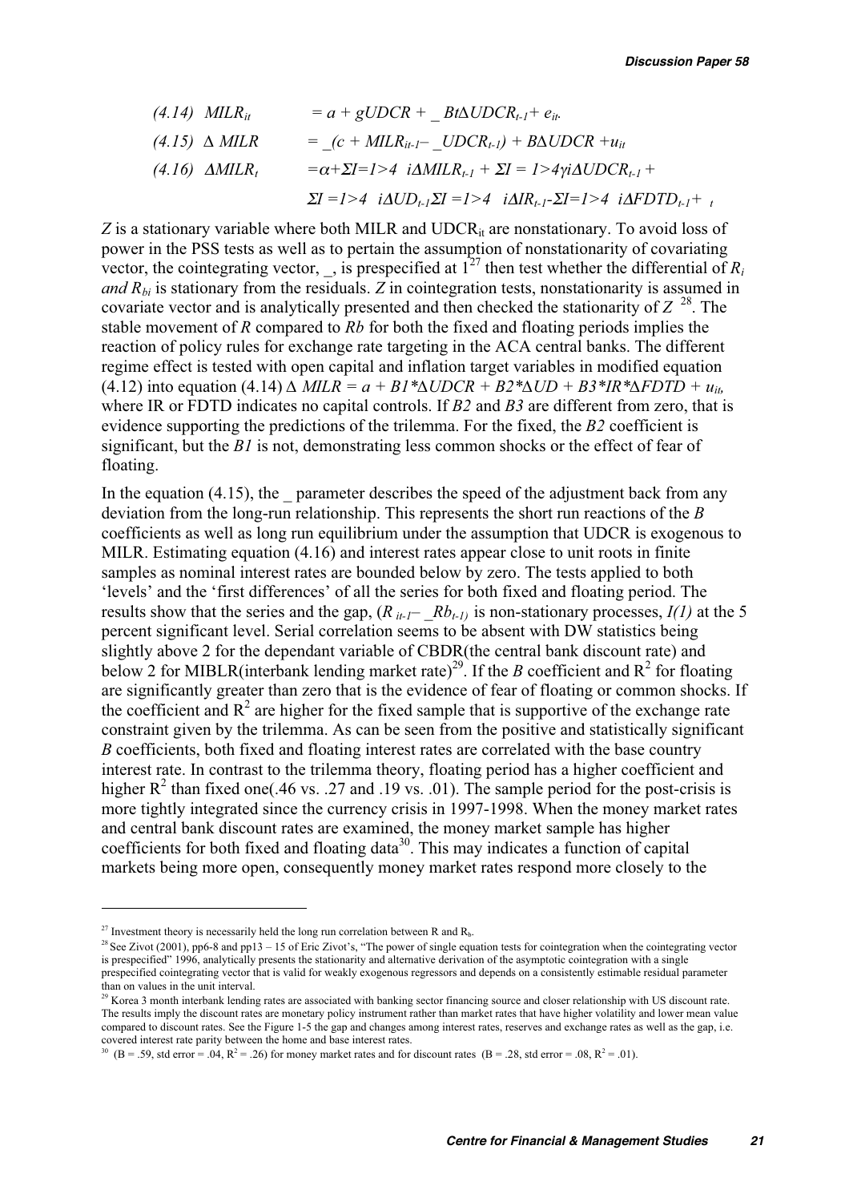$$(4.14)\quad MILR_{it} \qquad = a + gUDCR + \_\ Bt\Delta UDCR_{t-1} + e_{it}.$$

$$(4.15)\quad \Delta\ MILR \qquad = \_(c + MILR_{it-1} - \_UDCR_{t-1}) + B\Delta UDCR + u_{it}$$

$$(4.16)\quad \Delta MILR_t \qquad = \alpha + \Sigma I{=}1{>}4\ \ i\Delta MILR_{t-1} + \Sigma I = 1{>}4\gamma i\Delta UDCR_{t-1} +$$

$$\Sigma I = 1{>}4\ \ i\Delta UD_{t-1}\Sigma I = 1{>}4\ \ i\Delta IR_{t-1} - \Sigma I{=}1{>}4\ \ i\Delta FDTD_{t-1} + \ _t$$

*Z* is a stationary variable where both MILR and $UDCR_{it}$ are nonstationary. To avoid loss of power in the PSS tests as well as to pertain the assumption of nonstationarity of covariating vector, the cointegrating vector, _, is prespecified at 1[27] then test whether the differential of $R_i$ *and* $R_{bi}$ is stationary from the residuals. *Z* in cointegration tests, nonstationarity is assumed in covariate vector and is analytically presented and then checked the stationarity of *Z* [28]. The stable movement of *R* compared to *Rb* for both the fixed and floating periods implies the reaction of policy rules for exchange rate targeting in the ACA central banks. The different regime effect is tested with open capital and inflation target variables in modified equation (4.12) into equation (4.14) $\Delta\ MILR = a + B1{*}\Delta UDCR + B2{*}\Delta UD + B3{*}IR{*}\Delta FDTD + u_{it}$, where IR or FDTD indicates no capital controls. If *B2* and *B3* are different from zero, that is evidence supporting the predictions of the trilemma. For the fixed, the *B2* coefficient is significant, but the *B1* is not, demonstrating less common shocks or the effect of fear of floating.

In the equation (4.15), the _ parameter describes the speed of the adjustment back from any deviation from the long-run relationship. This represents the short run reactions of the *B* coefficients as well as long run equilibrium under the assumption that UDCR is exogenous to MILR. Estimating equation (4.16) and interest rates appear close to unit roots in finite samples as nominal interest rates are bounded below by zero. The tests applied to both 'levels' and the 'first differences' of all the series for both fixed and floating period. The results show that the series and the gap, $(R_{it-1} - \_Rb_{t-1})$ is non-stationary processes, *I(1)* at the 5 percent significant level. Serial correlation seems to be absent with DW statistics being slightly above 2 for the dependant variable of CBDR(the central bank discount rate) and below 2 for MIBLR(interbank lending market rate)[29]. If the *B* coefficient and $R^2$ for floating are significantly greater than zero that is the evidence of fear of floating or common shocks. If the coefficient and $R^2$ are higher for the fixed sample that is supportive of the exchange rate constraint given by the trilemma. As can be seen from the positive and statistically significant *B* coefficients, both fixed and floating interest rates are correlated with the base country interest rate. In contrast to the trilemma theory, floating period has a higher coefficient and higher $R^2$ than fixed one(.46 vs. .27 and .19 vs. .01). The sample period for the post-crisis is more tightly integrated since the currency crisis in 1997-1998. When the money market rates and central bank discount rates are examined, the money market sample has higher coefficients for both fixed and floating data[30]. This may indicates a function of capital markets being more open, consequently money market rates respond more closely to the

---

[27] Investment theory is necessarily held the long run correlation between R and $R_b$.

[28] See Zivot (2001), pp6-8 and pp13 – 15 of Eric Zivot's, "The power of single equation tests for cointegration when the cointegrating vector is prespecified" 1996, analytically presents the stationarity and alternative derivation of the asymptotic cointegration with a single prespecified cointegrating vector that is valid for weakly exogenous regressors and depends on a consistently estimable residual parameter than on values in the unit interval.

[29] Korea 3 month interbank lending rates are associated with banking sector financing source and closer relationship with US discount rate. The results imply the discount rates are monetary policy instrument rather than market rates that have higher volatility and lower mean value compared to discount rates. See the Figure 1-5 the gap and changes among interest rates, reserves and exchange rates as well as the gap, i.e. covered interest rate parity between the home and base interest rates.

[30] (B = .59, std error = .04, $R^2$ = .26) for money market rates and for discount rates (B = .28, std error = .08, $R^2$ = .01).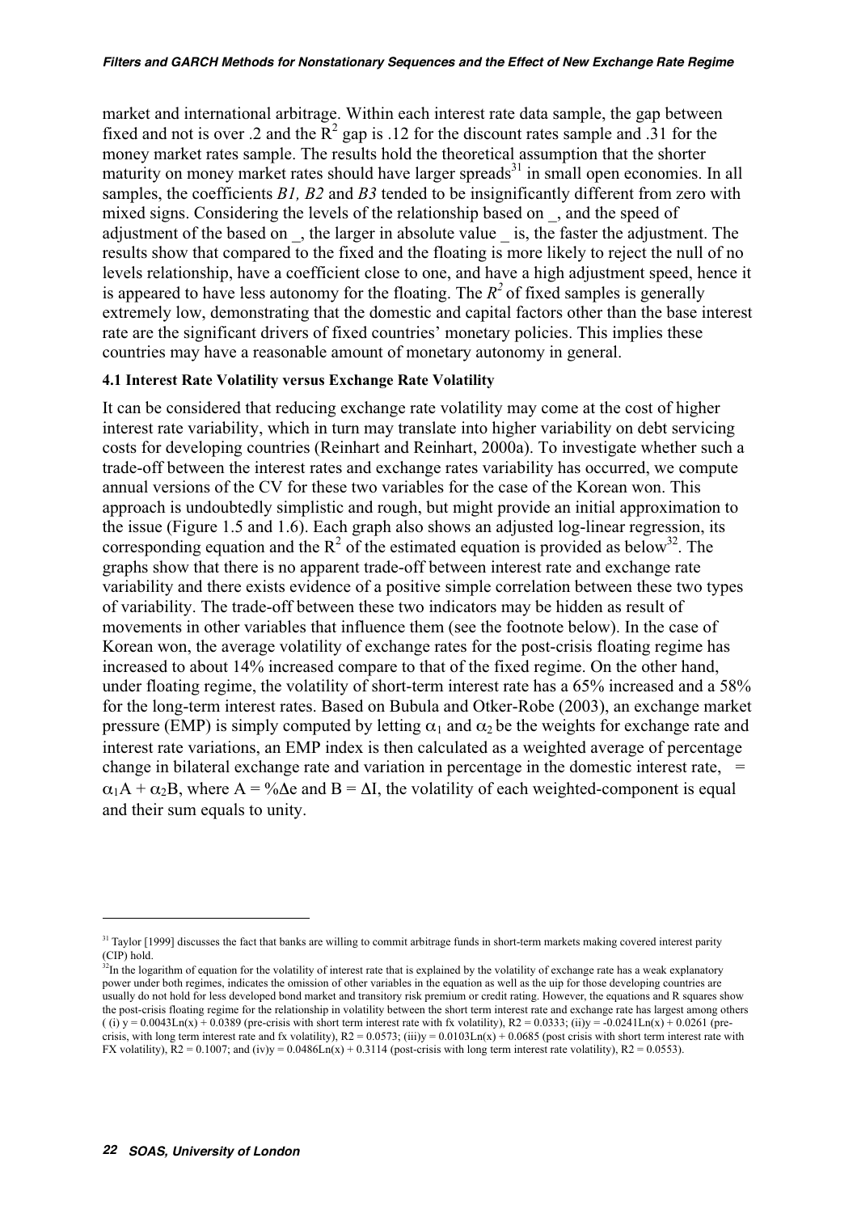market and international arbitrage. Within each interest rate data sample, the gap between fixed and not is over .2 and the $R^2$ gap is .12 for the discount rates sample and .31 for the money market rates sample. The results hold the theoretical assumption that the shorter maturity on money market rates should have larger spreads[31] in small open economies. In all samples, the coefficients *B1, B2* and *B3* tended to be insignificantly different from zero with mixed signs. Considering the levels of the relationship based on _, and the speed of adjustment of the based on _, the larger in absolute value _ is, the faster the adjustment. The results show that compared to the fixed and the floating is more likely to reject the null of no levels relationship, have a coefficient close to one, and have a high adjustment speed, hence it is appeared to have less autonomy for the floating. The $R^2$ of fixed samples is generally extremely low, demonstrating that the domestic and capital factors other than the base interest rate are the significant drivers of fixed countries' monetary policies. This implies these countries may have a reasonable amount of monetary autonomy in general.

#### 4.1 Interest Rate Volatility versus Exchange Rate Volatility

It can be considered that reducing exchange rate volatility may come at the cost of higher interest rate variability, which in turn may translate into higher variability on debt servicing costs for developing countries (Reinhart and Reinhart, 2000a). To investigate whether such a trade-off between the interest rates and exchange rates variability has occurred, we compute annual versions of the CV for these two variables for the case of the Korean won. This approach is undoubtedly simplistic and rough, but might provide an initial approximation to the issue (Figure 1.5 and 1.6). Each graph also shows an adjusted log-linear regression, its corresponding equation and the $R^2$ of the estimated equation is provided as below[32]. The graphs show that there is no apparent trade-off between interest rate and exchange rate variability and there exists evidence of a positive simple correlation between these two types of variability. The trade-off between these two indicators may be hidden as result of movements in other variables that influence them (see the footnote below). In the case of Korean won, the average volatility of exchange rates for the post-crisis floating regime has increased to about 14% increased compare to that of the fixed regime. On the other hand, under floating regime, the volatility of short-term interest rate has a 65% increased and a 58% for the long-term interest rates. Based on Bubula and Otker-Robe (2003), an exchange market pressure (EMP) is simply computed by letting $\alpha_1$ and $\alpha_2$ be the weights for exchange rate and interest rate variations, an EMP index is then calculated as a weighted average of percentage change in bilateral exchange rate and variation in percentage in the domestic interest rate, $= \alpha_1 A + \alpha_2 B$, where $A = \%\Delta e$ and $B = \Delta I$, the volatility of each weighted-component is equal and their sum equals to unity.

---

[31] Taylor [1999] discusses the fact that banks are willing to commit arbitrage funds in short-term markets making covered interest parity (CIP) hold.

[32] In the logarithm of equation for the volatility of interest rate that is explained by the volatility of exchange rate has a weak explanatory power under both regimes, indicates the omission of other variables in the equation as well as the uip for those developing countries are usually do not hold for less developed bond market and transitory risk premium or credit rating. However, the equations and R squares show the post-crisis floating regime for the relationship in volatility between the short term interest rate and exchange rate has largest among others ( (i) $y = 0.0043Ln(x) + 0.0389$ (pre-crisis with short term interest rate with fx volatility), $R2 = 0.0333$; (ii) $y = -0.0241Ln(x) + 0.0261$ (pre-crisis, with long term interest rate and fx volatility), $R2 = 0.0573$; (iii) $y = 0.0103Ln(x) + 0.0685$ (post crisis with short term interest rate with FX volatility), $R2 = 0.1007$; and (iv) $y = 0.0486Ln(x) + 0.3114$ (post-crisis with long term interest rate volatility), $R2 = 0.0553$).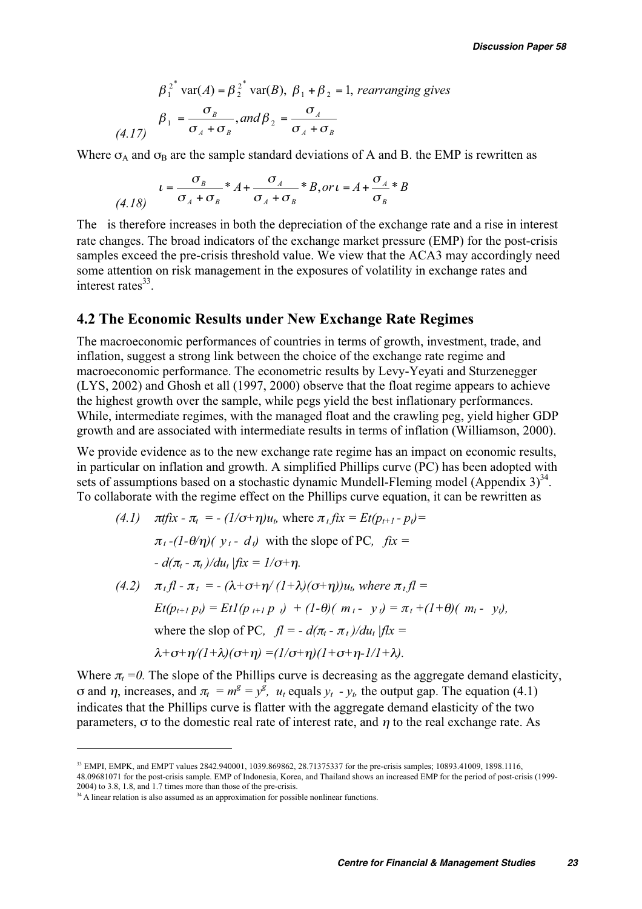$$\beta_1^{2^*} \operatorname{var}(A) = \beta_2^{2^*} \operatorname{var}(B),\ \beta_1 + \beta_2 = 1, \textit{ rearranging gives}$$

$$\beta_1 = \frac{\sigma_B}{\sigma_A + \sigma_B}, \textit{and } \beta_2 = \frac{\sigma_A}{\sigma_A + \sigma_B} \quad (4.17)$$

Where $\sigma_A$ and $\sigma_B$ are the sample standard deviations of A and B. the EMP is rewritten as

$$\iota = \frac{\sigma_B}{\sigma_A + \sigma_B} * A + \frac{\sigma_A}{\sigma_A + \sigma_B} * B, or\ \iota = A + \frac{\sigma_A}{\sigma_B} * B \quad (4.18)$$

The  is therefore increases in both the depreciation of the exchange rate and a rise in interest rate changes. The broad indicators of the exchange market pressure (EMP) for the post-crisis samples exceed the pre-crisis threshold value. We view that the ACA3 may accordingly need some attention on risk management in the exposures of volatility in exchange rates and interest rates[33].

## 4.2 The Economic Results under New Exchange Rate Regimes

The macroeconomic performances of countries in terms of growth, investment, trade, and inflation, suggest a strong link between the choice of the exchange rate regime and macroeconomic performance. The econometric results by Levy-Yeyati and Sturzenegger (LYS, 2002) and Ghosh et all (1997, 2000) observe that the float regime appears to achieve the highest growth over the sample, while pegs yield the best inflationary performances. While, intermediate regimes, with the managed float and the crawling peg, yield higher GDP growth and are associated with intermediate results in terms of inflation (Williamson, 2000).

We provide evidence as to the new exchange rate regime has an impact on economic results, in particular on inflation and growth. A simplified Phillips curve (PC) has been adopted with sets of assumptions based on a stochastic dynamic Mundell-Fleming model (Appendix 3)[34]. To collaborate with the regime effect on the Phillips curve equation, it can be rewritten as

*(4.1)* $\pi t fix - \pi_t = -(1/\sigma+\eta)u_t$, where $\pi_t fix = Et(p_{t+1} - p_t) =$
$\pi_t - (1-\theta/\eta)(y_t - d_t)$ with the slope of PC, $fix =$
$-d(\pi_t - \pi_t)/du_t\,|fix = 1/\sigma+\eta$.

*(4.2)* $\pi_t fl - \pi_t = -(\lambda+\sigma+\eta/(1+\lambda)(\sigma+\eta))u_t$, where $\pi_t fl =$
$Et(p_{t+1} p_t) = Et1(p_{t+1} p_t) + (1-\theta)(m_t - y_t) = \pi_t + (1+\theta)(m_t - y_t)$,
where the slop of PC, $fl = -d(\pi_t - \pi_t)/du_t\,|flx =$
$\lambda+\sigma+\eta/(1+\lambda)(\sigma+\eta) = (1/\sigma+\eta)(1+\sigma+\eta-1/1+\lambda)$.

Where $\pi_t = 0$. The slope of the Phillips curve is decreasing as the aggregate demand elasticity, $\sigma$ and $\eta$, increases, and $\pi_t = m^g = y^g$, $u_t$ equals $y_t - y_t$, the output gap. The equation (4.1) indicates that the Phillips curve is flatter with the aggregate demand elasticity of the two parameters, $\sigma$ to the domestic real rate of interest rate, and $\eta$ to the real exchange rate. As

---

[33] EMPI, EMPK, and EMPT values 2842.940001, 1039.869862, 28.71375337 for the pre-crisis samples; 10893.41009, 1898.1116, 48.09681071 for the post-crisis sample. EMP of Indonesia, Korea, and Thailand shows an increased EMP for the period of post-crisis (1999-2004) to 3.8, 1.8, and 1.7 times more than those of the pre-crisis.

[34] A linear relation is also assumed as an approximation for possible nonlinear functions.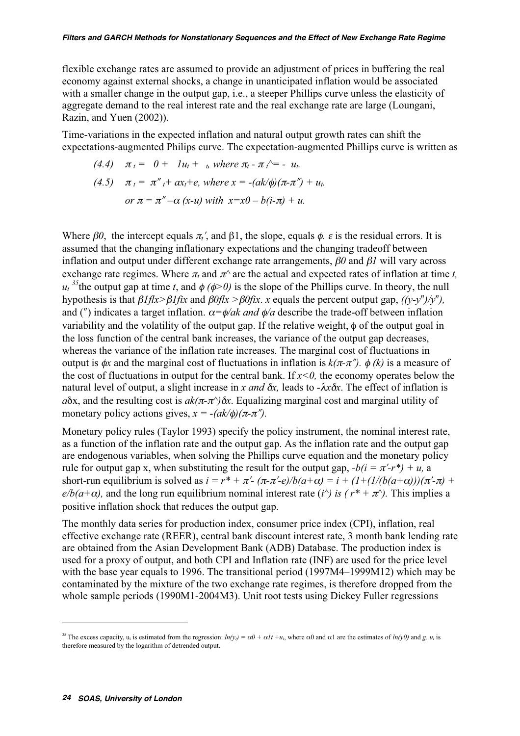flexible exchange rates are assumed to provide an adjustment of prices in buffering the real economy against external shocks, a change in unanticipated inflation would be associated with a smaller change in the output gap, i.e., a steeper Phillips curve unless the elasticity of aggregate demand to the real interest rate and the real exchange rate are large (Loungani, Razin, and Yuen (2002)).

Time-variations in the expected inflation and natural output growth rates can shift the expectations-augmented Philips curve. The expectation-augmented Phillips curve is written as

$$(4.4) \quad \pi_t = \quad 0 + \quad 1u_t + \quad {}_t, \text{ where } \pi_t - \pi_t\hat{} = - \ u_t.$$

$$(4.5) \quad \pi_t = \pi''_t + ax_t + e, \text{ where } x = -(ak/\phi)(\pi-\pi'') + u_t.$$

$$\text{or } \pi = \pi'' - \alpha\ (x\text{-}u) \text{ with } x = x0 - b(i-\pi) + u.$$

Where $\beta 0$, the intercept equals $\pi_t'$, and $\beta 1$, the slope, equals $\phi$. $\varepsilon$ is the residual errors. It is assumed that the changing inflationary expectations and the changing tradeoff between inflation and output under different exchange rate arrangements, $\beta 0$ and $\beta 1$ will vary across exchange rate regimes. Where $\pi_t$ and $\pi\hat{}$ are the actual and expected rates of inflation at time $t$, $u_t$ [35]the output gap at time $t$, and $\phi$ $(\phi>0)$ is the slope of the Phillips curve. In theory, the null hypothesis is that $\beta 1flx > \beta 1fix$ and $\beta 0flx > \beta 0fix$. $x$ equals the percent output gap, $((y\text{-}y^n)/y^n)$, and ($''$) indicates a target inflation. $\alpha = \phi/ak$ and $\phi/a$ describe the trade-off between inflation variability and the volatility of the output gap. If the relative weight, $\phi$ of the output goal in the loss function of the central bank increases, the variance of the output gap decreases, whereas the variance of the inflation rate increases. The marginal cost of fluctuations in output is $\phi x$ and the marginal cost of fluctuations in inflation is $k(\pi-\pi'')$. $\phi$ $(k)$ is a measure of the cost of fluctuations in output for the central bank. If $x<0$, the economy operates below the natural level of output, a slight increase in $x$ and $\delta x$, leads to $-\lambda x \delta x$. The effect of inflation is $a\delta x$, and the resulting cost is $ak(\pi-\pi\hat{})\delta x$. Equalizing marginal cost and marginal utility of monetary policy actions gives, $x = -(ak/\phi)(\pi-\pi'')$.

Monetary policy rules (Taylor 1993) specify the policy instrument, the nominal interest rate, as a function of the inflation rate and the output gap. As the inflation rate and the output gap are endogenous variables, when solving the Phillips curve equation and the monetary policy rule for output gap x, when substituting the result for the output gap, $-b(i = \pi'\text{-}r^*) + u$, a short-run equilibrium is solved as $i = r^* + \pi'\text{-} (\pi\text{-}\pi'\text{-}e)/b(a+\alpha) = i + (1+(1/(b(a+\alpha)))(\pi'\text{-}\pi) + e/b(a+\alpha)$, and the long run equilibrium nominal interest rate ($i\hat{}$) is ($r^* + \pi\hat{}$). This implies a positive inflation shock that reduces the output gap.

The monthly data series for production index, consumer price index (CPI), inflation, real effective exchange rate (REER), central bank discount interest rate, 3 month bank lending rate are obtained from the Asian Development Bank (ADB) Database. The production index is used for a proxy of output, and both CPI and Inflation rate (INF) are used for the price level with the base year equals to 1996. The transitional period (1997M4–1999M12) which may be contaminated by the mixture of the two exchange rate regimes, is therefore dropped from the whole sample periods (1990M1-2004M3). Unit root tests using Dickey Fuller regressions

---

[35] The excess capacity, $u_t$ is estimated from the regression: $ln(y_t) = \alpha 0 + \alpha 1t + u_t$, where $\alpha 0$ and $\alpha 1$ are the estimates of $ln(y0)$ and $g$. $u_t$ is therefore measured by the logarithm of detrended output.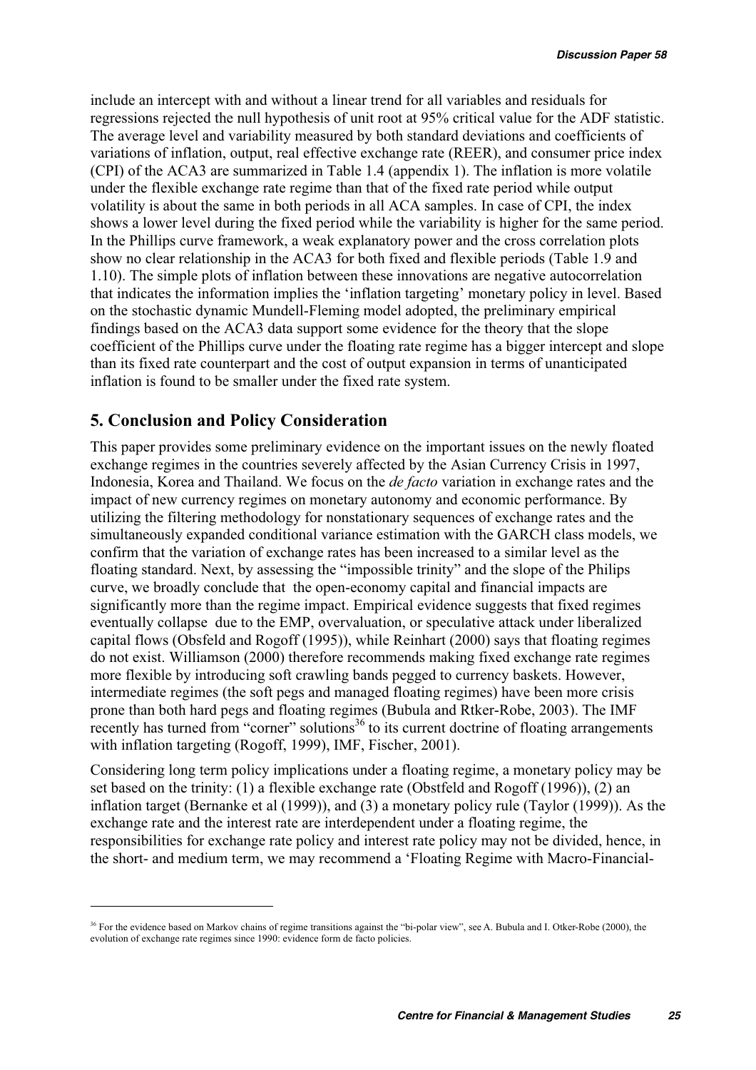include an intercept with and without a linear trend for all variables and residuals for regressions rejected the null hypothesis of unit root at 95% critical value for the ADF statistic. The average level and variability measured by both standard deviations and coefficients of variations of inflation, output, real effective exchange rate (REER), and consumer price index (CPI) of the ACA3 are summarized in Table 1.4 (appendix 1). The inflation is more volatile under the flexible exchange rate regime than that of the fixed rate period while output volatility is about the same in both periods in all ACA samples. In case of CPI, the index shows a lower level during the fixed period while the variability is higher for the same period. In the Phillips curve framework, a weak explanatory power and the cross correlation plots show no clear relationship in the ACA3 for both fixed and flexible periods (Table 1.9 and 1.10). The simple plots of inflation between these innovations are negative autocorrelation that indicates the information implies the 'inflation targeting' monetary policy in level. Based on the stochastic dynamic Mundell-Fleming model adopted, the preliminary empirical findings based on the ACA3 data support some evidence for the theory that the slope coefficient of the Phillips curve under the floating rate regime has a bigger intercept and slope than its fixed rate counterpart and the cost of output expansion in terms of unanticipated inflation is found to be smaller under the fixed rate system.

## 5. Conclusion and Policy Consideration

This paper provides some preliminary evidence on the important issues on the newly floated exchange regimes in the countries severely affected by the Asian Currency Crisis in 1997, Indonesia, Korea and Thailand. We focus on the *de facto* variation in exchange rates and the impact of new currency regimes on monetary autonomy and economic performance. By utilizing the filtering methodology for nonstationary sequences of exchange rates and the simultaneously expanded conditional variance estimation with the GARCH class models, we confirm that the variation of exchange rates has been increased to a similar level as the floating standard. Next, by assessing the "impossible trinity" and the slope of the Philips curve, we broadly conclude that the open-economy capital and financial impacts are significantly more than the regime impact. Empirical evidence suggests that fixed regimes eventually collapse due to the EMP, overvaluation, or speculative attack under liberalized capital flows (Obsfeld and Rogoff (1995)), while Reinhart (2000) says that floating regimes do not exist. Williamson (2000) therefore recommends making fixed exchange rate regimes more flexible by introducing soft crawling bands pegged to currency baskets. However, intermediate regimes (the soft pegs and managed floating regimes) have been more crisis prone than both hard pegs and floating regimes (Bubula and Rtker-Robe, 2003). The IMF recently has turned from "corner" solutions[36] to its current doctrine of floating arrangements with inflation targeting (Rogoff, 1999), IMF, Fischer, 2001).

Considering long term policy implications under a floating regime, a monetary policy may be set based on the trinity: (1) a flexible exchange rate (Obstfeld and Rogoff (1996)), (2) an inflation target (Bernanke et al (1999)), and (3) a monetary policy rule (Taylor (1999)). As the exchange rate and the interest rate are interdependent under a floating regime, the responsibilities for exchange rate policy and interest rate policy may not be divided, hence, in the short- and medium term, we may recommend a 'Floating Regime with Macro-Financial-

---

[36] For the evidence based on Markov chains of regime transitions against the "bi-polar view", see A. Bubula and I. Otker-Robe (2000), the evolution of exchange rate regimes since 1990: evidence form de facto policies.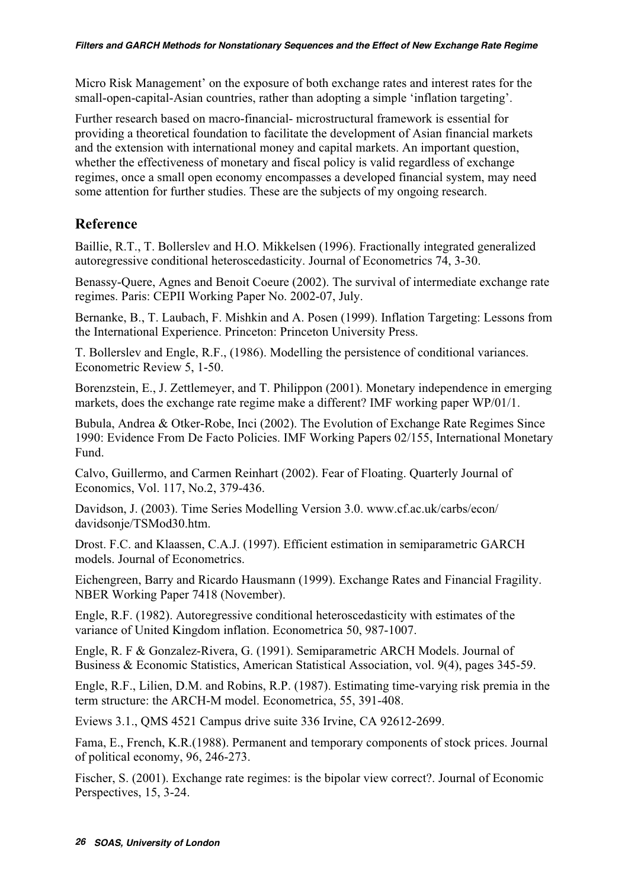Micro Risk Management' on the exposure of both exchange rates and interest rates for the small-open-capital-Asian countries, rather than adopting a simple 'inflation targeting'.

Further research based on macro-financial- microstructural framework is essential for providing a theoretical foundation to facilitate the development of Asian financial markets and the extension with international money and capital markets. An important question, whether the effectiveness of monetary and fiscal policy is valid regardless of exchange regimes, once a small open economy encompasses a developed financial system, may need some attention for further studies. These are the subjects of my ongoing research.

## Reference

Baillie, R.T., T. Bollerslev and H.O. Mikkelsen (1996). Fractionally integrated generalized autoregressive conditional heteroscedasticity. Journal of Econometrics 74, 3-30.

Benassy-Quere, Agnes and Benoit Coeure (2002). The survival of intermediate exchange rate regimes. Paris: CEPII Working Paper No. 2002-07, July.

Bernanke, B., T. Laubach, F. Mishkin and A. Posen (1999). Inflation Targeting: Lessons from the International Experience. Princeton: Princeton University Press.

T. Bollerslev and Engle, R.F., (1986). Modelling the persistence of conditional variances. Econometric Review 5, 1-50.

Borenzstein, E., J. Zettlemeyer, and T. Philippon (2001). Monetary independence in emerging markets, does the exchange rate regime make a different? IMF working paper WP/01/1.

Bubula, Andrea & Otker-Robe, Inci (2002). The Evolution of Exchange Rate Regimes Since 1990: Evidence From De Facto Policies. IMF Working Papers 02/155, International Monetary Fund.

Calvo, Guillermo, and Carmen Reinhart (2002). Fear of Floating. Quarterly Journal of Economics, Vol. 117, No.2, 379-436.

Davidson, J. (2003). Time Series Modelling Version 3.0. www.cf.ac.uk/carbs/econ/davidsonje/TSMod30.htm.

Drost. F.C. and Klaassen, C.A.J. (1997). Efficient estimation in semiparametric GARCH models. Journal of Econometrics.

Eichengreen, Barry and Ricardo Hausmann (1999). Exchange Rates and Financial Fragility. NBER Working Paper 7418 (November).

Engle, R.F. (1982). Autoregressive conditional heteroscedasticity with estimates of the variance of United Kingdom inflation. Econometrica 50, 987-1007.

Engle, R. F & Gonzalez-Rivera, G. (1991). Semiparametric ARCH Models. Journal of Business & Economic Statistics, American Statistical Association, vol. 9(4), pages 345-59.

Engle, R.F., Lilien, D.M. and Robins, R.P. (1987). Estimating time-varying risk premia in the term structure: the ARCH-M model. Econometrica, 55, 391-408.

Eviews 3.1., QMS 4521 Campus drive suite 336 Irvine, CA 92612-2699.

Fama, E., French, K.R.(1988). Permanent and temporary components of stock prices. Journal of political economy, 96, 246-273.

Fischer, S. (2001). Exchange rate regimes: is the bipolar view correct?. Journal of Economic Perspectives, 15, 3-24.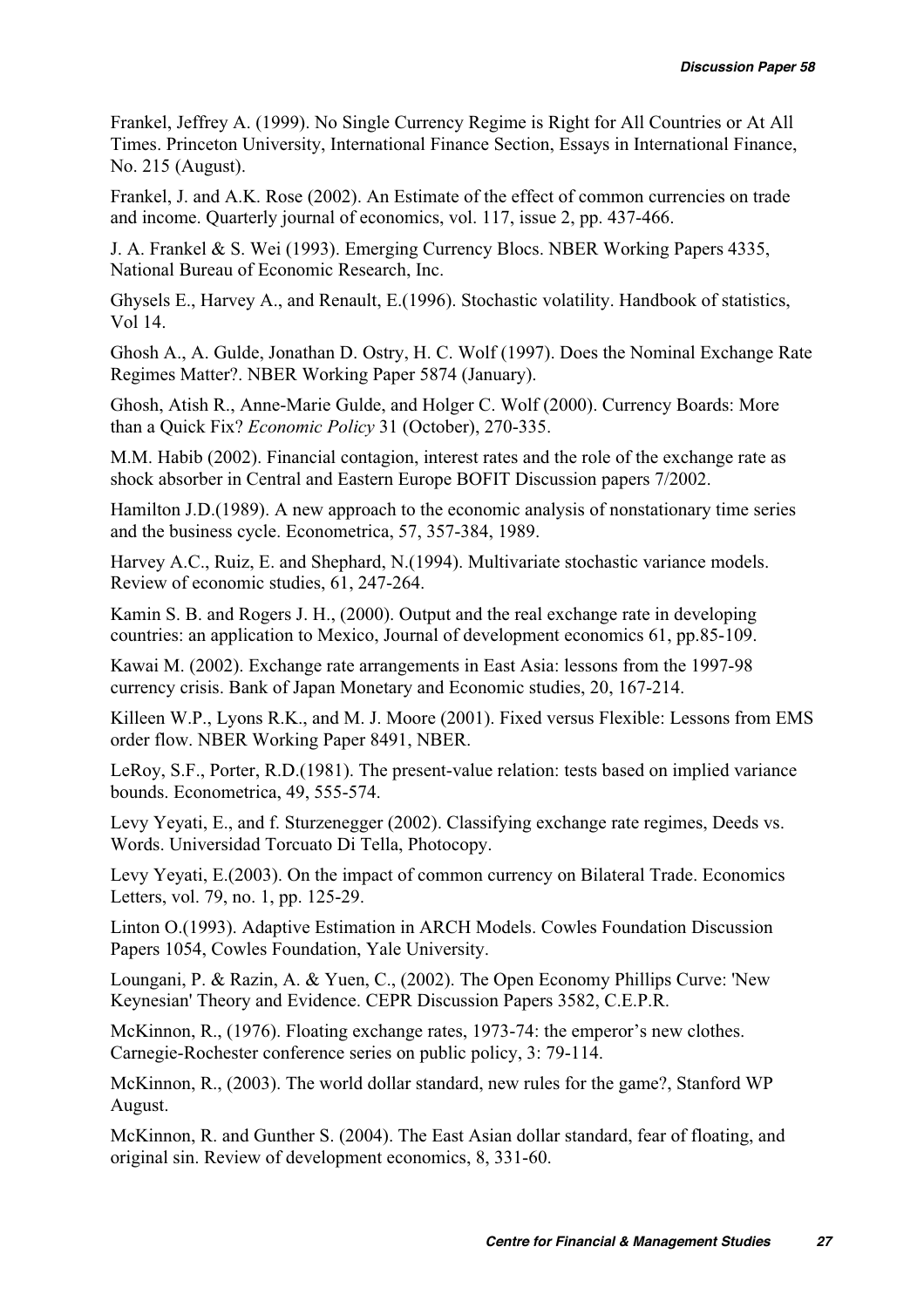Frankel, Jeffrey A. (1999). No Single Currency Regime is Right for All Countries or At All Times. Princeton University, International Finance Section, Essays in International Finance, No. 215 (August).

Frankel, J. and A.K. Rose (2002). An Estimate of the effect of common currencies on trade and income. Quarterly journal of economics, vol. 117, issue 2, pp. 437-466.

J. A. Frankel & S. Wei (1993). Emerging Currency Blocs. NBER Working Papers 4335, National Bureau of Economic Research, Inc.

Ghysels E., Harvey A., and Renault, E.(1996). Stochastic volatility. Handbook of statistics, Vol 14.

Ghosh A., A. Gulde, Jonathan D. Ostry, H. C. Wolf (1997). Does the Nominal Exchange Rate Regimes Matter?. NBER Working Paper 5874 (January).

Ghosh, Atish R., Anne-Marie Gulde, and Holger C. Wolf (2000). Currency Boards: More than a Quick Fix? *Economic Policy* 31 (October), 270-335.

M.M. Habib (2002). Financial contagion, interest rates and the role of the exchange rate as shock absorber in Central and Eastern Europe BOFIT Discussion papers 7/2002.

Hamilton J.D.(1989). A new approach to the economic analysis of nonstationary time series and the business cycle. Econometrica, 57, 357-384, 1989.

Harvey A.C., Ruiz, E. and Shephard, N.(1994). Multivariate stochastic variance models. Review of economic studies, 61, 247-264.

Kamin S. B. and Rogers J. H., (2000). Output and the real exchange rate in developing countries: an application to Mexico, Journal of development economics 61, pp.85-109.

Kawai M. (2002). Exchange rate arrangements in East Asia: lessons from the 1997-98 currency crisis. Bank of Japan Monetary and Economic studies, 20, 167-214.

Killeen W.P., Lyons R.K., and M. J. Moore (2001). Fixed versus Flexible: Lessons from EMS order flow. NBER Working Paper 8491, NBER.

LeRoy, S.F., Porter, R.D.(1981). The present-value relation: tests based on implied variance bounds. Econometrica, 49, 555-574.

Levy Yeyati, E., and f. Sturzenegger (2002). Classifying exchange rate regimes, Deeds vs. Words. Universidad Torcuato Di Tella, Photocopy.

Levy Yeyati, E.(2003). On the impact of common currency on Bilateral Trade. Economics Letters, vol. 79, no. 1, pp. 125-29.

Linton O.(1993). Adaptive Estimation in ARCH Models. Cowles Foundation Discussion Papers 1054, Cowles Foundation, Yale University.

Loungani, P. & Razin, A. & Yuen, C., (2002). The Open Economy Phillips Curve: 'New Keynesian' Theory and Evidence. CEPR Discussion Papers 3582, C.E.P.R.

McKinnon, R., (1976). Floating exchange rates, 1973-74: the emperor's new clothes. Carnegie-Rochester conference series on public policy, 3: 79-114.

McKinnon, R., (2003). The world dollar standard, new rules for the game?, Stanford WP August.

McKinnon, R. and Gunther S. (2004). The East Asian dollar standard, fear of floating, and original sin. Review of development economics, 8, 331-60.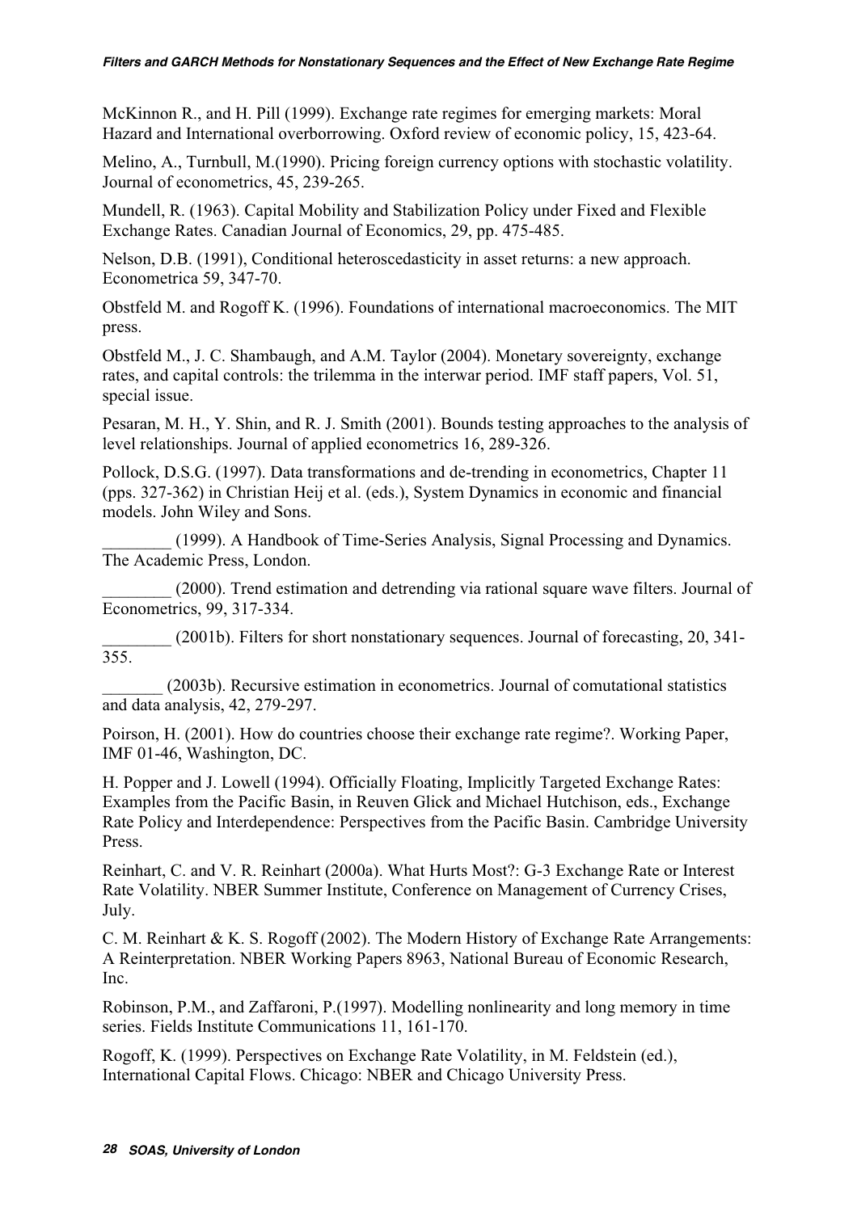McKinnon R., and H. Pill (1999). Exchange rate regimes for emerging markets: Moral Hazard and International overborrowing. Oxford review of economic policy, 15, 423-64.

Melino, A., Turnbull, M.(1990). Pricing foreign currency options with stochastic volatility. Journal of econometrics, 45, 239-265.

Mundell, R. (1963). Capital Mobility and Stabilization Policy under Fixed and Flexible Exchange Rates. Canadian Journal of Economics, 29, pp. 475-485.

Nelson, D.B. (1991), Conditional heteroscedasticity in asset returns: a new approach. Econometrica 59, 347-70.

Obstfeld M. and Rogoff K. (1996). Foundations of international macroeconomics. The MIT press.

Obstfeld M., J. C. Shambaugh, and A.M. Taylor (2004). Monetary sovereignty, exchange rates, and capital controls: the trilemma in the interwar period. IMF staff papers, Vol. 51, special issue.

Pesaran, M. H., Y. Shin, and R. J. Smith (2001). Bounds testing approaches to the analysis of level relationships. Journal of applied econometrics 16, 289-326.

Pollock, D.S.G. (1997). Data transformations and de-trending in econometrics, Chapter 11 (pps. 327-362) in Christian Heij et al. (eds.), System Dynamics in economic and financial models. John Wiley and Sons.

________ (1999). A Handbook of Time-Series Analysis, Signal Processing and Dynamics. The Academic Press, London.

________ (2000). Trend estimation and detrending via rational square wave filters. Journal of Econometrics, 99, 317-334.

________ (2001b). Filters for short nonstationary sequences. Journal of forecasting, 20, 341-355.

_______ (2003b). Recursive estimation in econometrics. Journal of comutational statistics and data analysis, 42, 279-297.

Poirson, H. (2001). How do countries choose their exchange rate regime?. Working Paper, IMF 01-46, Washington, DC.

H. Popper and J. Lowell (1994). Officially Floating, Implicitly Targeted Exchange Rates: Examples from the Pacific Basin, in Reuven Glick and Michael Hutchison, eds., Exchange Rate Policy and Interdependence: Perspectives from the Pacific Basin. Cambridge University Press.

Reinhart, C. and V. R. Reinhart (2000a). What Hurts Most?: G-3 Exchange Rate or Interest Rate Volatility. NBER Summer Institute, Conference on Management of Currency Crises, July.

C. M. Reinhart & K. S. Rogoff (2002). The Modern History of Exchange Rate Arrangements: A Reinterpretation. NBER Working Papers 8963, National Bureau of Economic Research, Inc.

Robinson, P.M., and Zaffaroni, P.(1997). Modelling nonlinearity and long memory in time series. Fields Institute Communications 11, 161-170.

Rogoff, K. (1999). Perspectives on Exchange Rate Volatility, in M. Feldstein (ed.), International Capital Flows. Chicago: NBER and Chicago University Press.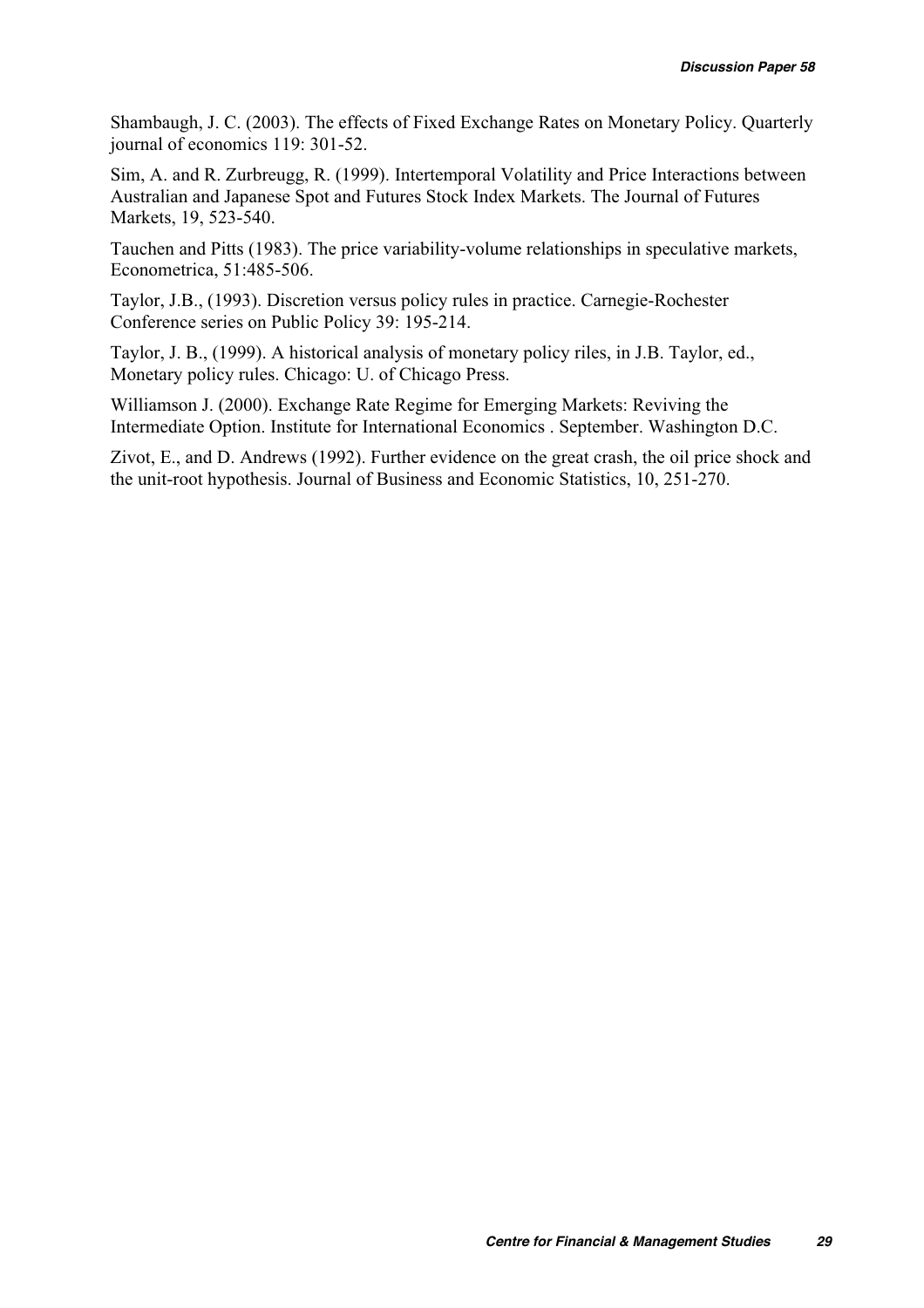Shambaugh, J. C. (2003). The effects of Fixed Exchange Rates on Monetary Policy. Quarterly journal of economics 119: 301-52.

Sim, A. and R. Zurbreugg, R. (1999). Intertemporal Volatility and Price Interactions between Australian and Japanese Spot and Futures Stock Index Markets. The Journal of Futures Markets, 19, 523-540.

Tauchen and Pitts (1983). The price variability-volume relationships in speculative markets, Econometrica, 51:485-506.

Taylor, J.B., (1993). Discretion versus policy rules in practice. Carnegie-Rochester Conference series on Public Policy 39: 195-214.

Taylor, J. B., (1999). A historical analysis of monetary policy riles, in J.B. Taylor, ed., Monetary policy rules. Chicago: U. of Chicago Press.

Williamson J. (2000). Exchange Rate Regime for Emerging Markets: Reviving the Intermediate Option. Institute for International Economics . September. Washington D.C.

Zivot, E., and D. Andrews (1992). Further evidence on the great crash, the oil price shock and the unit-root hypothesis. Journal of Business and Economic Statistics, 10, 251-270.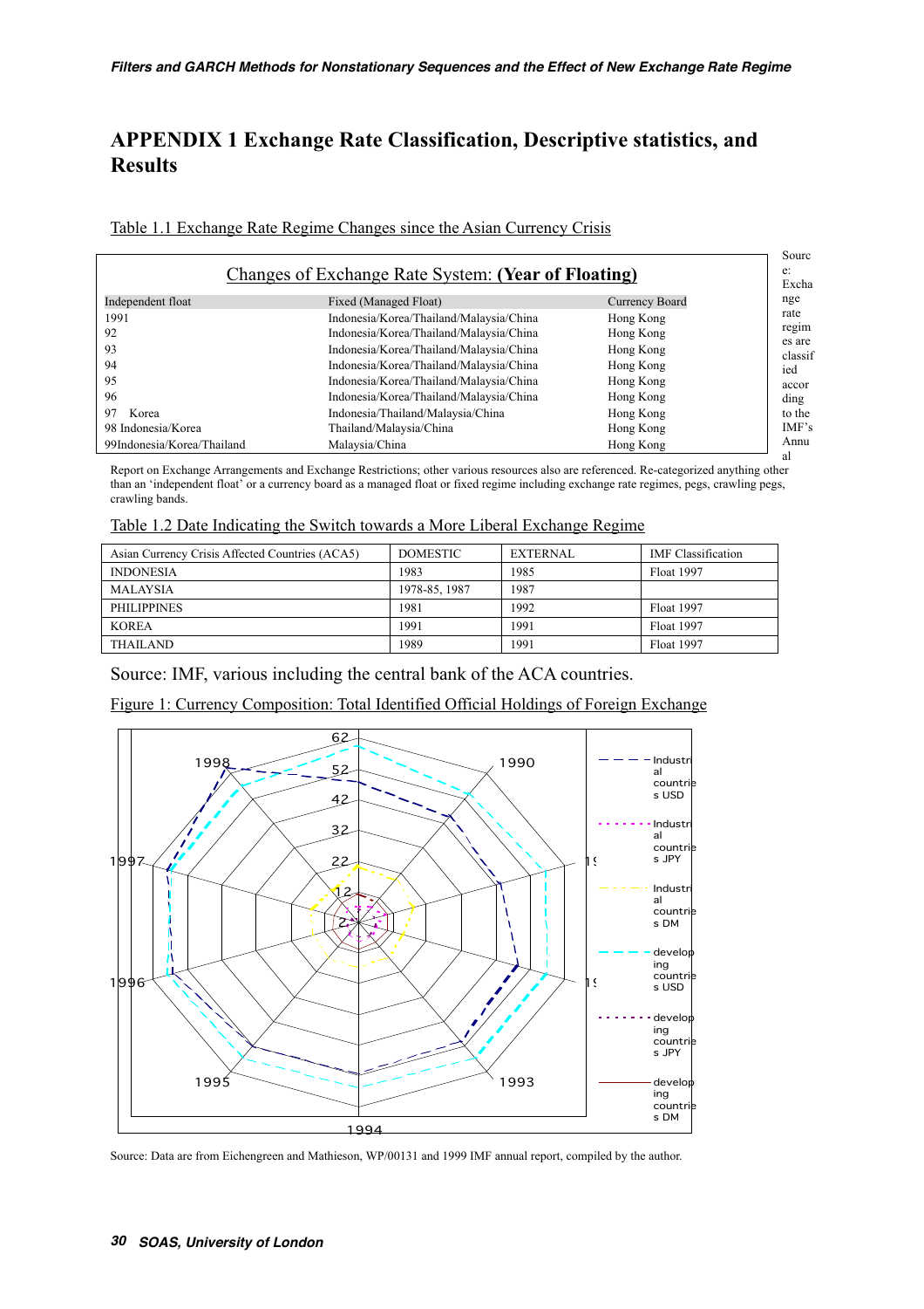# APPENDIX 1 Exchange Rate Classification, Descriptive statistics, and Results

Table 1.1 Exchange Rate Regime Changes since the Asian Currency Crisis

Changes of Exchange Rate System: **(Year of Floating)**

| Independent float | Fixed (Managed Float) | Currency Board |
|---|---|---|
| 1991 | Indonesia/Korea/Thailand/Malaysia/China | Hong Kong |
| 92 | Indonesia/Korea/Thailand/Malaysia/China | Hong Kong |
| 93 | Indonesia/Korea/Thailand/Malaysia/China | Hong Kong |
| 94 | Indonesia/Korea/Thailand/Malaysia/China | Hong Kong |
| 95 | Indonesia/Korea/Thailand/Malaysia/China | Hong Kong |
| 96 | Indonesia/Korea/Thailand/Malaysia/China | Hong Kong |
| 97 Korea | Indonesia/Thailand/Malaysia/China | Hong Kong |
| 98 Indonesia/Korea | Thailand/Malaysia/China | Hong Kong |
| 99Indonesia/Korea/Thailand | Malaysia/China | Hong Kong |

Source: Exchange rate regimes are classified according to the IMF's Annual Report on Exchange Arrangements and Exchange Restrictions; other various resources also are referenced. Re-categorized anything other than an 'independent float' or a currency board as a managed float or fixed regime including exchange rate regimes, pegs, crawling pegs, crawling bands.

Table 1.2 Date Indicating the Switch towards a More Liberal Exchange Regime

| Asian Currency Crisis Affected Countries (ACA5) | DOMESTIC | EXTERNAL | IMF Classification |
|---|---|---|---|
| INDONESIA | 1983 | 1985 | Float 1997 |
| MALAYSIA | 1978-85, 1987 | 1987 | |
| PHILIPPINES | 1981 | 1992 | Float 1997 |
| KOREA | 1991 | 1991 | Float 1997 |
| THAILAND | 1989 | 1991 | Float 1997 |

Source: IMF, various including the central bank of the ACA countries.

Figure 1: Currency Composition: Total Identified Official Holdings of Foreign Exchange

Source: Data are from Eichengreen and Mathieson, WP/00131 and 1999 IMF annual report, compiled by the author.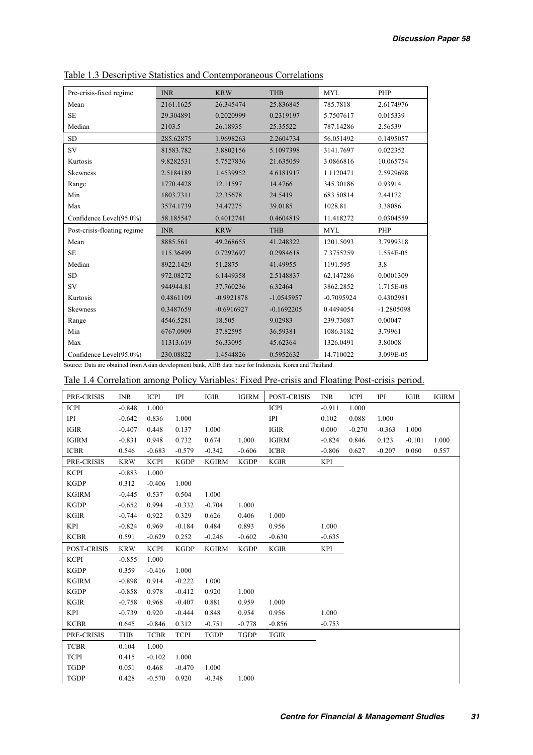Table 1.3 Descriptive Statistics and Contemporaneous Correlations

| Pre-crisis-fixed regime | INR | KRW | THB | MYL | PHP |
|---|---|---|---|---|---|
| Mean | 2161.1625 | 26.345474 | 25.836845 | 785.7818 | 2.6174976 |
| SE | 29.304891 | 0.2020999 | 0.2319197 | 5.7507617 | 0.015339 |
| Median | 2103.5 | 26.18935 | 25.35522 | 787.14286 | 2.56539 |
| SD | 285.62875 | 1.9698263 | 2.2604734 | 56.051492 | 0.1495057 |
| SV | 81583.782 | 3.8802156 | 5.1097398 | 3141.7697 | 0.022352 |
| Kurtosis | 9.8282531 | 5.7527836 | 21.635059 | 3.0866816 | 10.065754 |
| Skewness | 2.5184189 | 1.4539952 | 4.6181917 | 1.1120471 | 2.5929698 |
| Range | 1770.4428 | 12.11597 | 14.4766 | 345.30186 | 0.93914 |
| Min | 1803.7311 | 22.35678 | 24.5419 | 683.50814 | 2.44172 |
| Max | 3574.1739 | 34.47275 | 39.0185 | 1028.81 | 3.38086 |
| Confidence Level(95.0%) | 58.185547 | 0.4012741 | 0.4604819 | 11.418272 | 0.0304559 |
| Post-crisis-floating regime | INR | KRW | THB | MYL | PHP |
| Mean | 8885.561 | 49.268655 | 41.248322 | 1201.5093 | 3.7999318 |
| SE | 115.36499 | 0.7292697 | 0.2984618 | 7.3755259 | 1.554E-05 |
| Median | 8922.1429 | 51.2875 | 41.49955 | 1191.595 | 3.8 |
| SD | 972.08272 | 6.1449358 | 2.5148837 | 62.147286 | 0.0001309 |
| SV | 944944.81 | 37.760236 | 6.32464 | 3862.2852 | 1.715E-08 |
| Kurtosis | 0.4861109 | -0.9921878 | -1.0545957 | -0.7095924 | 0.4302981 |
| Skewness | 0.3487659 | -0.6916927 | -0.1692205 | 0.4494054 | -1.2805098 |
| Range | 4546.5281 | 18.505 | 9.02983 | 239.73087 | 0.00047 |
| Min | 6767.0909 | 37.82595 | 36.59381 | 1086.3182 | 3.79961 |
| Max | 11313.619 | 56.33095 | 45.62364 | 1326.0491 | 3.80008 |
| Confidence Level(95.0%) | 230.08822 | 1.4544826 | 0.5952632 | 14.710022 | 3.099E-05 |

Source: Data are obtained from Asian development bank, ADB data base for Indonesia, Korea and Thailand.

Tale 1.4 Correlation among Policy Variables: Fixed Pre-crisis and Floating Post-crisis period.

| PRE-CRISIS | INR | ICPI | IPI | IGIR | IGIRM | POST-CRISIS | INR | ICPI | IPI | IGIR | IGIRM |
|---|---|---|---|---|---|---|---|---|---|---|---|
| ICPI | -0.848 | 1.000 | | | | ICPI | -0.911 | 1.000 | | | |
| IPI | -0.642 | 0.836 | 1.000 | | | IPI | 0.102 | 0.088 | 1.000 | | |
| IGIR | -0.407 | 0.448 | 0.137 | 1.000 | | IGIR | 0.000 | -0.270 | -0.363 | 1.000 | |
| IGIRM | -0.831 | 0.948 | 0.732 | 0.674 | 1.000 | IGIRM | -0.824 | 0.846 | 0.123 | -0.101 | 1.000 |
| ICBR | 0.546 | -0.683 | -0.579 | -0.342 | -0.606 | ICBR | -0.806 | 0.627 | -0.207 | 0.060 | 0.557 |
| PRE-CRISIS | KRW | KCPI | KGDP | KGIRM | KGDP | KGIR | KPI | | | | |
| KCPI | -0.883 | 1.000 | | | | | | | | | |
| KGDP | 0.312 | -0.406 | 1.000 | | | | | | | | |
| KGIRM | -0.445 | 0.537 | 0.504 | 1.000 | | | | | | | |
| KGDP | -0.652 | 0.994 | -0.332 | -0.704 | 1.000 | | | | | | |
| KGIR | -0.744 | 0.922 | 0.329 | 0.626 | 0.406 | 1.000 | | | | | |
| KPI | -0.824 | 0.969 | -0.184 | 0.484 | 0.893 | 0.956 | 1.000 | | | | |
| KCBR | 0.591 | -0.629 | 0.252 | -0.246 | -0.602 | -0.630 | -0.635 | | | | |
| POST-CRISIS | KRW | KCPI | KGDP | KGIRM | KGDP | KGIR | KPI | | | | |
| KCPI | -0.855 | 1.000 | | | | | | | | | |
| KGDP | 0.359 | -0.416 | 1.000 | | | | | | | | |
| KGIRM | -0.898 | 0.914 | -0.222 | 1.000 | | | | | | | |
| KGDP | -0.858 | 0.978 | -0.412 | 0.920 | 1.000 | | | | | | |
| KGIR | -0.758 | 0.968 | -0.407 | 0.881 | 0.959 | 1.000 | | | | | |
| KPI | -0.739 | 0.920 | -0.444 | 0.848 | 0.954 | 0.956 | 1.000 | | | | |
| KCBR | 0.645 | -0.846 | 0.312 | -0.751 | -0.778 | -0.856 | -0.753 | | | | |
| PRE-CRISIS | THB | TCBR | TCPI | TGDP | TGDP | TGIR | | | | | |
| TCBR | 0.104 | 1.000 | | | | | | | | | |
| TCPI | 0.415 | -0.102 | 1.000 | | | | | | | | |
| TGDP | 0.051 | 0.468 | -0.470 | 1.000 | | | | | | | |
| TGDP | 0.428 | -0.570 | 0.920 | -0.348 | 1.000 | | | | | | |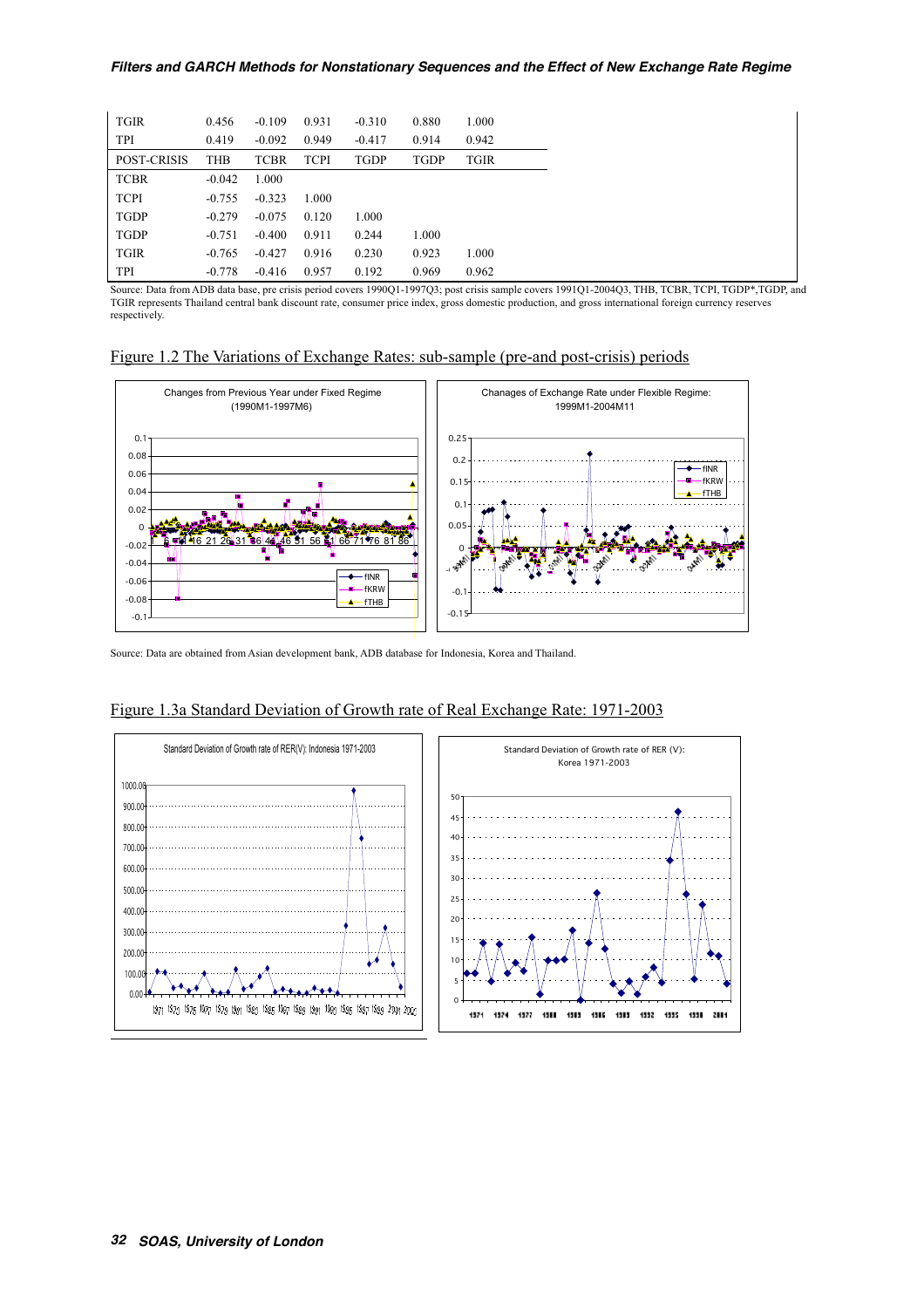| | | | | | | |
|---|---|---|---|---|---|---|
| TGIR | 0.456 | -0.109 | 0.931 | -0.310 | 0.880 | 1.000 |
| TPI | 0.419 | -0.092 | 0.949 | -0.417 | 0.914 | 0.942 |
| POST-CRISIS | THB | TCBR | TCPI | TGDP | TGDP | TGIR |
| TCBR | -0.042 | 1.000 | | | | |
| TCPI | -0.755 | -0.323 | 1.000 | | | |
| TGDP | -0.279 | -0.075 | 0.120 | 1.000 | | |
| TGDP | -0.751 | -0.400 | 0.911 | 0.244 | 1.000 | |
| TGIR | -0.765 | -0.427 | 0.916 | 0.230 | 0.923 | 1.000 |
| TPI | -0.778 | -0.416 | 0.957 | 0.192 | 0.969 | 0.962 |

Source: Data from ADB data base, pre crisis period covers 1990Q1-1997Q3; post crisis sample covers 1991Q1-2004Q3, THB, TCBR, TCPI, TGDP*,TGDP, and TGIR represents Thailand central bank discount rate, consumer price index, gross domestic production, and gross international foreign currency reserves respectively.

Figure 1.2 The Variations of Exchange Rates: sub-sample (pre-and post-crisis) periods

Changes from Previous Year under Fixed Regime (1990M1-1997M6)

fINR
fKRW
fTHB

Chanages of Exchange Rate under Flexible Regime: 1999M1-2004M11

fINR
fKRW
fTHB

Source: Data are obtained from Asian development bank, ADB database for Indonesia, Korea and Thailand.

Figure 1.3a Standard Deviation of Growth rate of Real Exchange Rate: 1971-2003

Standard Deviation of Growth rate of RER(V): Indonesia 1971-2003

Standard Deviation of Growth rate of RER (V): Korea 1971-2003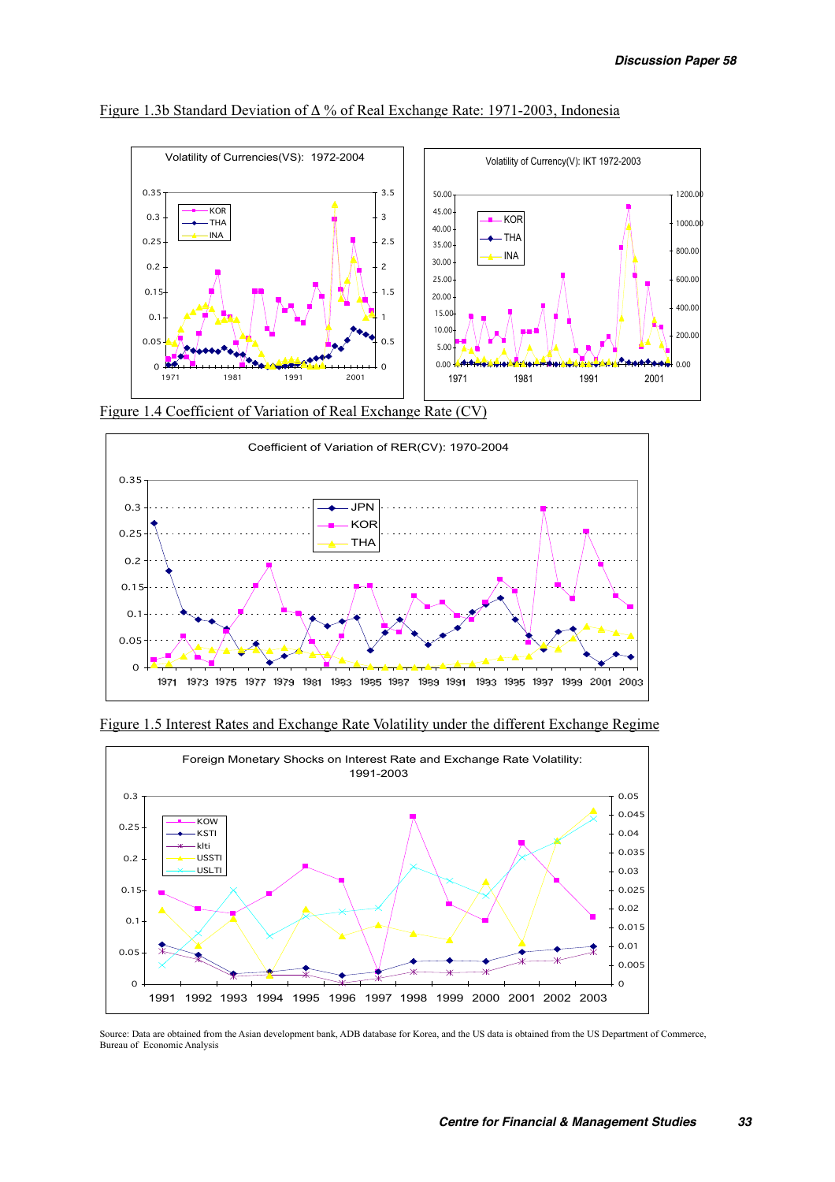Figure 1.3b Standard Deviation of Δ % of Real Exchange Rate: 1971-2003, Indonesia

Figure 1.4 Coefficient of Variation of Real Exchange Rate (CV)

Figure 1.5 Interest Rates and Exchange Rate Volatility under the different Exchange Regime

Source: Data are obtained from the Asian development bank, ADB database for Korea, and the US data is obtained from the US Department of Commerce, Bureau of Economic Analysis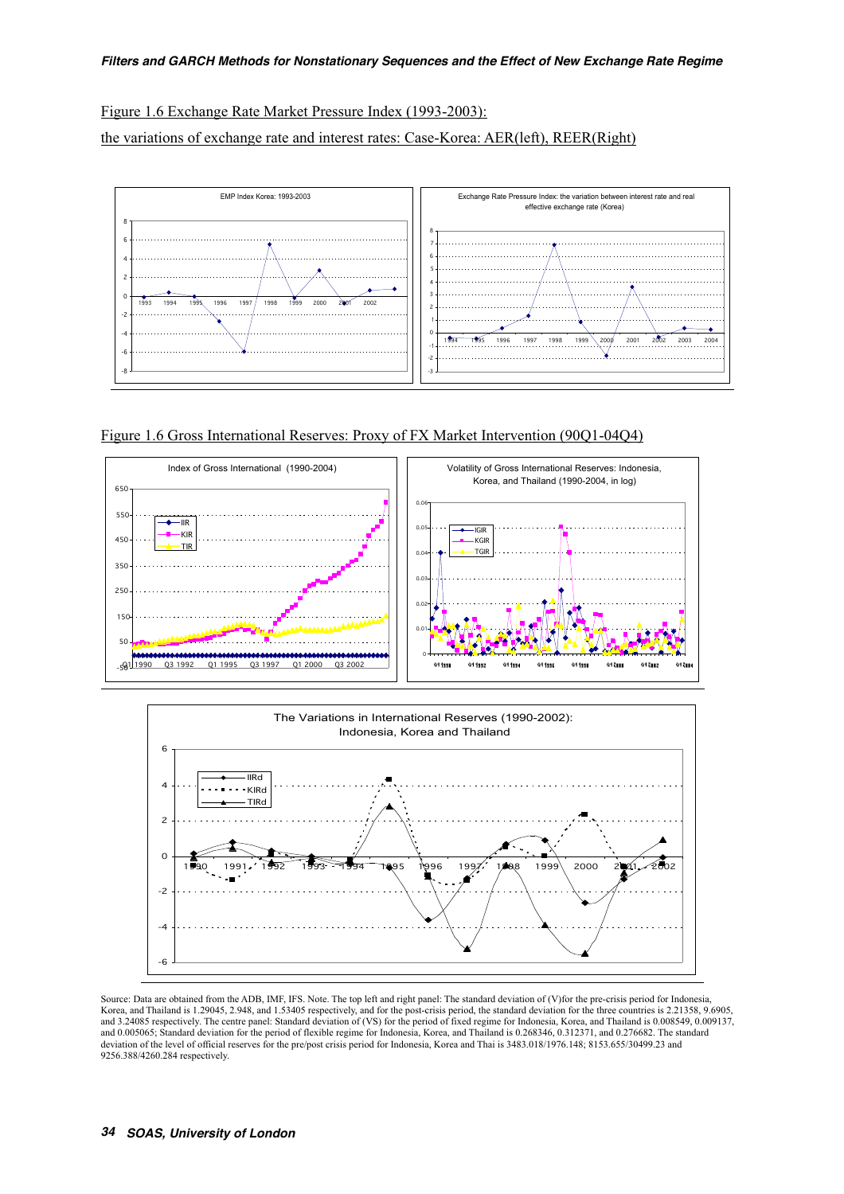Figure 1.6 Exchange Rate Market Pressure Index (1993-2003):

the variations of exchange rate and interest rates: Case-Korea: AER(left), REER(Right)

EMP Index Korea: 1993-2003

8
6
4
2
0
-2
-4
-6
-8
1993 1994 1995 1996 1997 1998 1999 2000 2001 2002

Exchange Rate Pressure Index: the variation between interest rate and real effective exchange rate (Korea)

8
7
6
5
4
3
2
1
0
-1
-2
-3
1994 1995 1996 1997 1998 1999 2000 2001 2002 2003 2004

Figure 1.6 Gross International Reserves: Proxy of FX Market Intervention (90Q1-04Q4)

Index of Gross International (1990-2004)

650
550
450
350
250
150
50
-50
IIR
KIR
TIR
Q1 1990 Q3 1992 Q1 1995 Q3 1997 Q1 2000 Q3 2002

Volatility of Gross International Reserves: Indonesia, Korea, and Thailand (1990-2004, in log)

0.06
0.05
0.04
0.03
0.02
0.01
0
IGIR
KGIR
TGIR
Q1 1990 Q1 1992 Q1 1994 Q1 1996 Q1 1998 Q1 2000 Q1 2002 Q1 2004

The Variations in International Reserves (1990-2002): Indonesia, Korea and Thailand

6
4
2
0
-2
-4
-6
IIRd
KIRd
TIRd
1990 1991 1992 1993 1994 1995 1996 1997 1998 1999 2000 2001 2002

Source: Data are obtained from the ADB, IMF, IFS. Note. The top left and right panel: The standard deviation of (V)for the pre-crisis period for Indonesia, Korea, and Thailand is 1.29045, 2.948, and 1.53405 respectively, and for the post-crisis period, the standard deviation for the three countries is 2.21358, 9.6905, and 3.24085 respectively. The centre panel: Standard deviation of (VS) for the period of fixed regime for Indonesia, Korea, and Thailand is 0.008549, 0.009137, and 0.005065; Standard deviation for the period of flexible regime for Indonesia, Korea, and Thailand is 0.268346, 0.312371, and 0.276682. The standard deviation of the level of official reserves for the pre/post crisis period for Indonesia, Korea and Thai is 3483.018/1976.148; 8153.655/30499.23 and 9256.388/4260.284 respectively.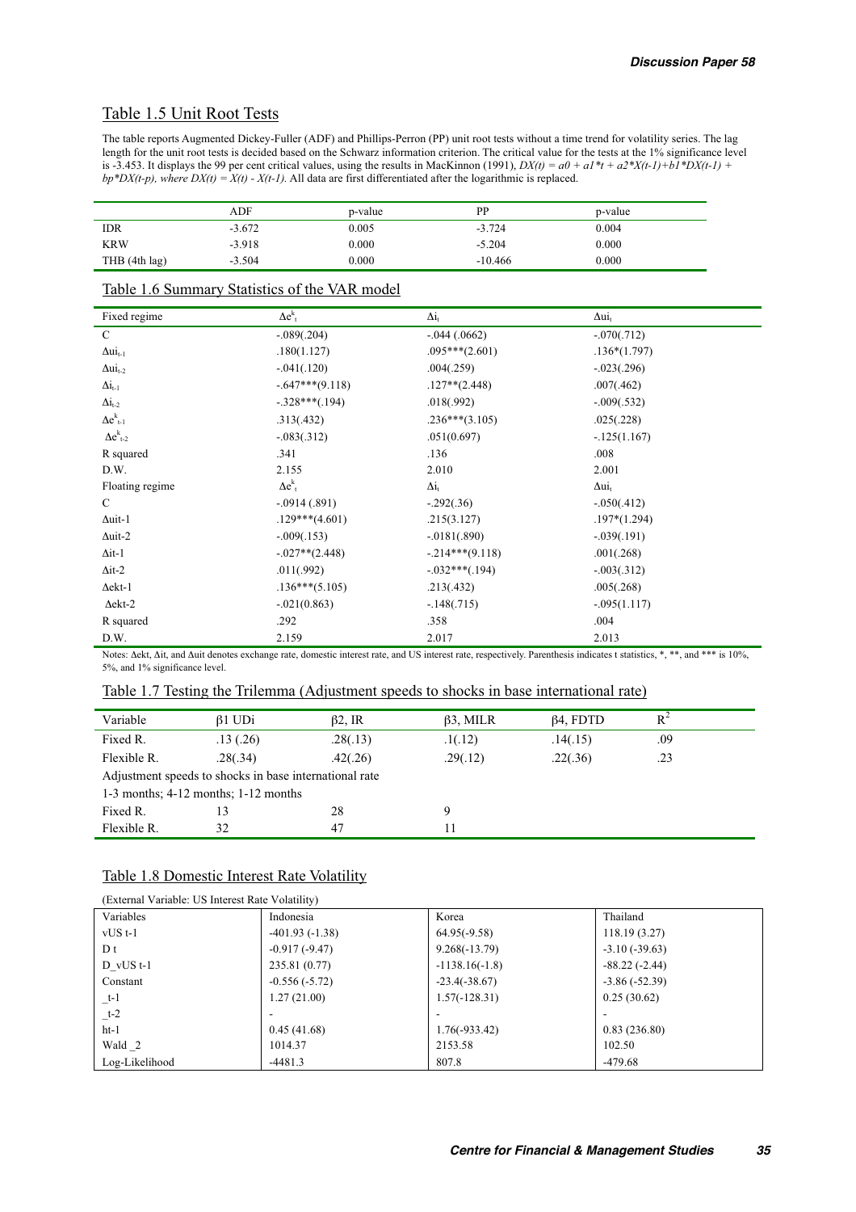## Table 1.5 Unit Root Tests

The table reports Augmented Dickey-Fuller (ADF) and Phillips-Perron (PP) unit root tests without a time trend for volatility series. The lag length for the unit root tests is decided based on the Schwarz information criterion. The critical value for the tests at the 1% significance level is -3.453. It displays the 99 per cent critical values, using the results in MacKinnon (1991), $DX(t) = a0 + a1*t + a2*X(t-1)+b1*DX(t-1) + bp*DX(t-p)$, where $DX(t) = X(t) - X(t-1)$. All data are first differentiated after the logarithmic is replaced.

| | ADF | p-value | PP | p-value |
|---|---|---|---|---|
| IDR | -3.672 | 0.005 | -3.724 | 0.004 |
| KRW | -3.918 | 0.000 | -5.204 | 0.000 |
| THB (4th lag) | -3.504 | 0.000 | -10.466 | 0.000 |

## Table 1.6 Summary Statistics of the VAR model

| Fixed regime | $\Delta e^k_t$ | $\Delta i_t$ | $\Delta ui_t$ |
|---|---|---|---|
| C | -.089(.204) | -.044 (.0662) | -.070(.712) |
| $\Delta ui_{t-1}$ | .180(1.127) | .095***(2.601) | .136*(1.797) |
| $\Delta ui_{t-2}$ | -.041(.120) | .004(.259) | -.023(.296) |
| $\Delta i_{t-1}$ | -.647***(9.118) | .127**(2.448) | .007(.462) |
| $\Delta i_{t-2}$ | -.328***(.194) | .018(.992) | -.009(.532) |
| $\Delta e^k_{t-1}$ | .313(.432) | .236***(3.105) | .025(.228) |
| $\Delta e^k_{t-2}$ | -.083(.312) | .051(0.697) | -.125(1.167) |
| R squared | .341 | .136 | .008 |
| D.W. | 2.155 | 2.010 | 2.001 |
| Floating regime | $\Delta e^k_t$ | $\Delta i_t$ | $\Delta ui_t$ |
| C | -.0914 (.891) | -.292(.36) | -.050(.412) |
| Δuit-1 | .129***(4.601) | .215(3.127) | .197*(1.294) |
| Δuit-2 | -.009(.153) | -.0181(.890) | -.039(.191) |
| Δit-1 | -.027**(2.448) | -.214***(9.118) | .001(.268) |
| Δit-2 | .011(.992) | -.032***(.194) | -.003(.312) |
| Δekt-1 | .136***(5.105) | .213(.432) | .005(.268) |
| Δekt-2 | -.021(0.863) | -.148(.715) | -.095(1.117) |
| R squared | .292 | .358 | .004 |
| D.W. | 2.159 | 2.017 | 2.013 |

Notes: Δekt, Δit, and Δuit denotes exchange rate, domestic interest rate, and US interest rate, respectively. Parenthesis indicates t statistics, *, **, and *** is 10%, 5%, and 1% significance level.

## Table 1.7 Testing the Trilemma (Adjustment speeds to shocks in base international rate)

| Variable | β1 UDi | β2, IR | β3, MILR | β4, FDTD | $R^2$ |
|---|---|---|---|---|---|
| Fixed R. | .13 (.26) | .28(.13) | .1(.12) | .14(.15) | .09 |
| Flexible R. | .28(.34) | .42(.26) | .29(.12) | .22(.36) | .23 |
| Adjustment speeds to shocks in base international rate | | | | | |
| 1-3 months; 4-12 months; 1-12 months | | | | | |
| Fixed R. | 13 | 28 | 9 | | |
| Flexible R. | 32 | 47 | 11 | | |

## Table 1.8 Domestic Interest Rate Volatility

(External Variable: US Interest Rate Volatility)

| Variables | Indonesia | Korea | Thailand |
|---|---|---|---|
| vUS t-1 | -401.93 (-1.38) | 64.95(-9.58) | 118.19 (3.27) |
| D t | -0.917 (-9.47) | 9.268(-13.79) | -3.10 (-39.63) |
| D_vUS t-1 | 235.81 (0.77) | -1138.16(-1.8) | -88.22 (-2.44) |
| Constant | -0.556 (-5.72) | -23.4(-38.67) | -3.86 (-52.39) |
| _t-1 | 1.27 (21.00) | 1.57(-128.31) | 0.25 (30.62) |
| _t-2 | - | - | - |
| ht-1 | 0.45 (41.68) | 1.76(-933.42) | 0.83 (236.80) |
| Wald _2 | 1014.37 | 2153.58 | 102.50 |
| Log-Likelihood | -4481.3 | 807.8 | -479.68 |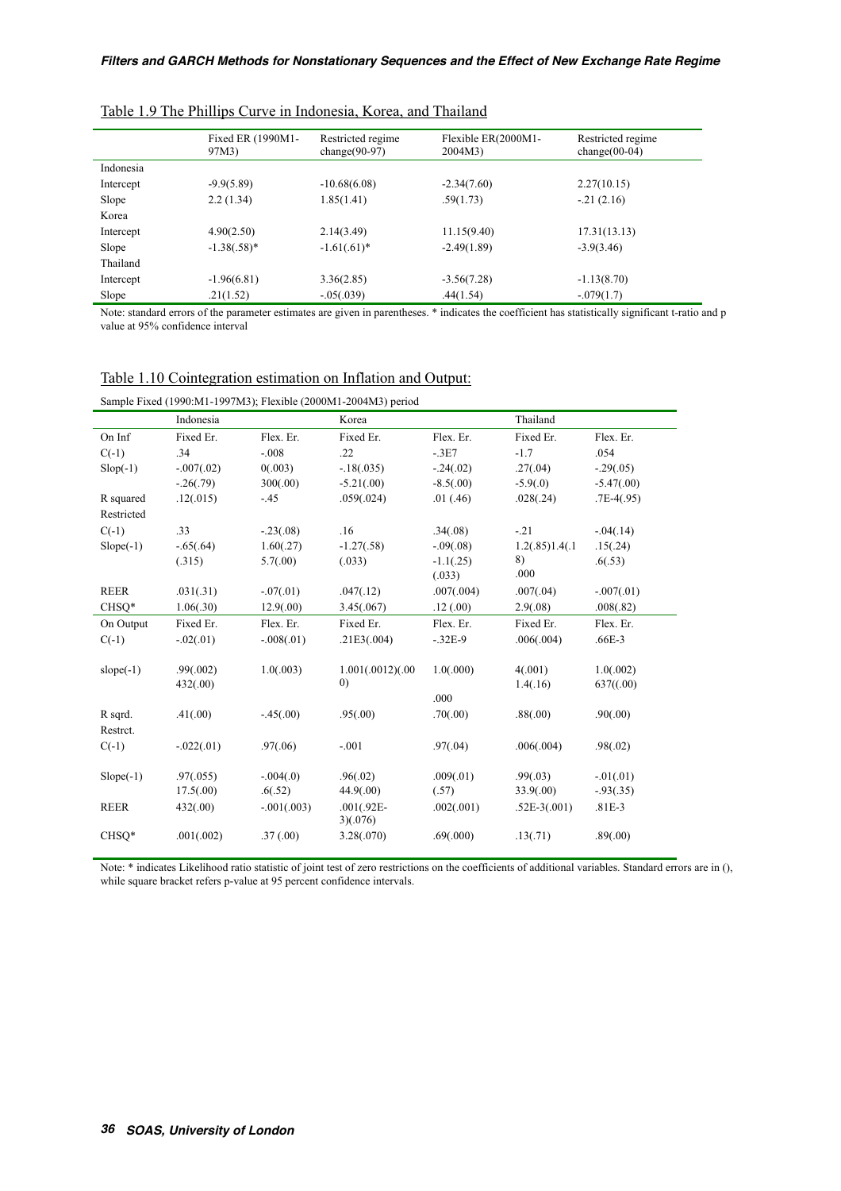Table 1.9 The Phillips Curve in Indonesia, Korea, and Thailand

| | Fixed ER (1990M1-97M3) | Restricted regime change(90-97) | Flexible ER(2000M1-2004M3) | Restricted regime change(00-04) |
|---|---|---|---|---|
| Indonesia | | | | |
| Intercept | -9.9(5.89) | -10.68(6.08) | -2.34(7.60) | 2.27(10.15) |
| Slope | 2.2 (1.34) | 1.85(1.41) | .59(1.73) | -.21 (2.16) |
| Korea | | | | |
| Intercept | 4.90(2.50) | 2.14(3.49) | 11.15(9.40) | 17.31(13.13) |
| Slope | -1.38(.58)* | -1.61(.61)* | -2.49(1.89) | -3.9(3.46) |
| Thailand | | | | |
| Intercept | -1.96(6.81) | 3.36(2.85) | -3.56(7.28) | -1.13(8.70) |
| Slope | .21(1.52) | -.05(.039) | .44(1.54) | -.079(1.7) |

Note: standard errors of the parameter estimates are given in parentheses. * indicates the coefficient has statistically significant t-ratio and p value at 95% confidence interval

Table 1.10 Cointegration estimation on Inflation and Output:

Sample Fixed (1990:M1-1997M3); Flexible (2000M1-2004M3) period

| | Indonesia | | Korea | | Thailand | |
|---|---|---|---|---|---|---|
| On Inf | Fixed Er. | Flex. Er. | Fixed Er. | Flex. Er. | Fixed Er. | Flex. Er. |
| C(-1) | .34 | -.008 | .22 | -.3E7 | -1.7 | .054 |
| Slop(-1) | -.007(.02) | 0(.003) | -.18(.035) | -.24(.02) | .27(.04) | -.29(.05) |
| | -.26(.79) | 300(.00) | -5.21(.00) | -8.5(.00) | -5.9(.0) | -5.47(.00) |
| R squared | .12(.015) | -.45 | .059(.024) | .01 (.46) | .028(.24) | .7E-4(.95) |
| Restricted | | | | | | |
| C(-1) | .33 | -.23(.08) | .16 | .34(.08) | -.21 | -.04(.14) |
| Slope(-1) | -.65(.64) | 1.60(.27) | -1.27(.58) | -.09(.08) | 1.2(.85)1.4(.18) | .15(.24) |
| | (.315) | 5.7(.00) | (.033) | -1.1(.25) (.033) | .000 | .6(.53) |
| REER | .031(.31) | -.07(.01) | .047(.12) | .007(.004) | .007(.04) | -.007(.01) |
| CHSQ* | 1.06(.30) | 12.9(.00) | 3.45(.067) | .12 (.00) | 2.9(.08) | .008(.82) |
| On Output | Fixed Er. | Flex. Er. | Fixed Er. | Flex. Er. | Fixed Er. | Flex. Er. |
| C(-1) | -.02(.01) | -.008(.01) | .21E3(.004) | -.32E-9 | .006(.004) | .66E-3 |
| slope(-1) | .99(.002) 432(.00) | 1.0(.003) | 1.001(.0012)(.000) | 1.0(.000) .000 | 4(.001) 1.4(.16) | 1.0(.002) 637((.00) |
| R sqrd. | .41(.00) | -.45(.00) | .95(.00) | .70(.00) | .88(.00) | .90(.00) |
| Restrct. | | | | | | |
| C(-1) | -.022(.01) | .97(.06) | -.001 | .97(.04) | .006(.004) | .98(.02) |
| Slope(-1) | .97(.055) | -.004(.0) | .96(.02) | .009(.01) | .99(.03) | -.01(.01) |
| | 17.5(.00) | .6(.52) | 44.9(.00) | (.57) | 33.9(.00) | -.93(.35) |
| REER | 432(.00) | -.001(.003) | .001(.92E-3)(.076) | .002(.001) | .52E-3(.001) | .81E-3 |
| CHSQ* | .001(.002) | .37 (.00) | 3.28(.070) | .69(.000) | .13(.71) | .89(.00) |

Note: * indicates Likelihood ratio statistic of joint test of zero restrictions on the coefficients of additional variables. Standard errors are in (), while square bracket refers p-value at 95 percent confidence intervals.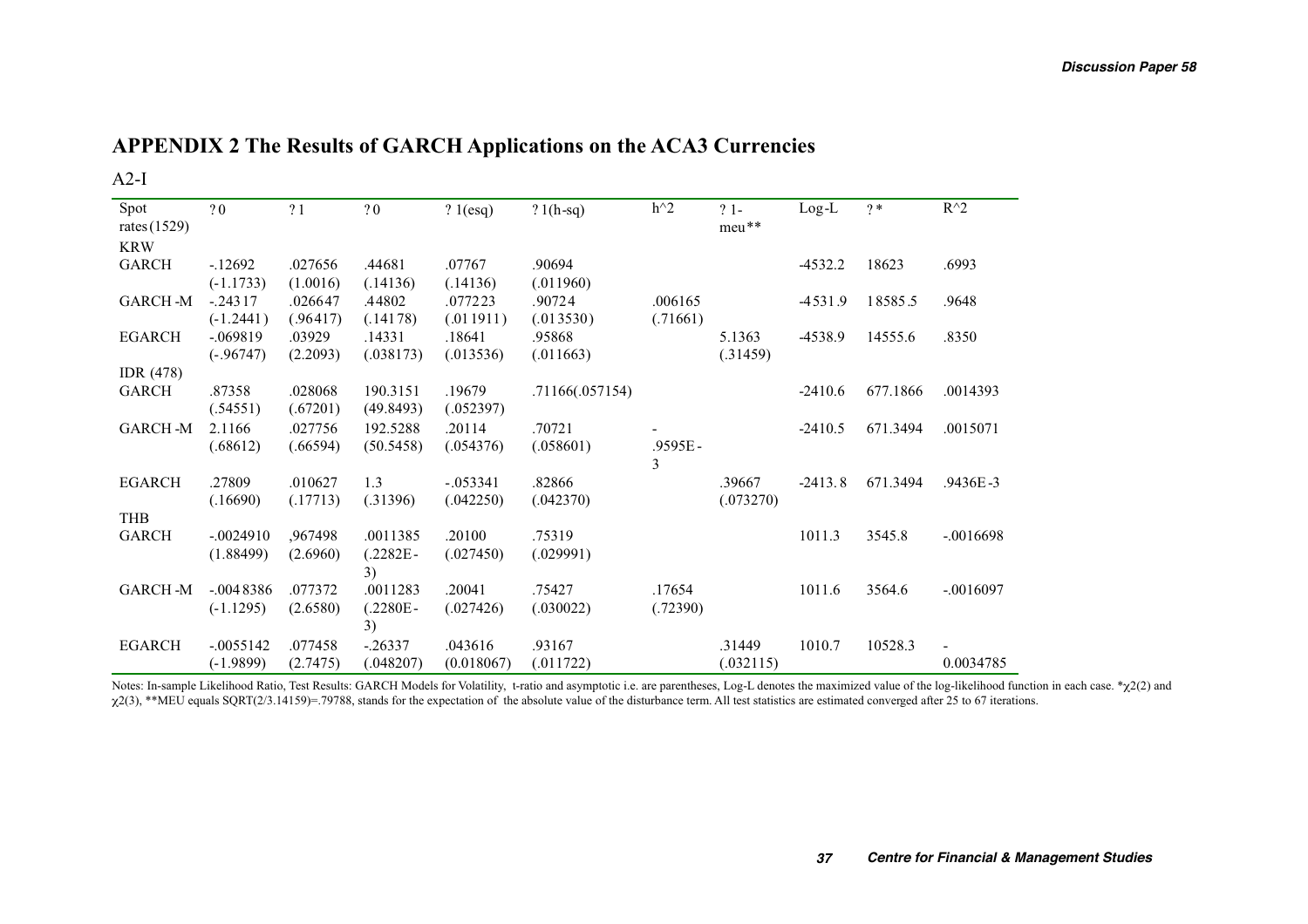# APPENDIX 2 The Results of GARCH Applications on the ACA3 Currencies

A2-I

| Spot rates(1529) | ?0 | ?1 | ?0 | ? 1(esq) | ? 1(h-sq) | h^2 | ? 1-meu** | Log-L | ?* | R^2 |
|---|---|---|---|---|---|---|---|---|---|---|
| KRW | | | | | | | | | | |
| GARCH | -.12692 | .027656 | .44681 | .07767 | .90694 | | | -4532.2 | 18623 | .6993 |
| | (-1.1733) | (1.0016) | (.14136) | (.14136) | (.011960) | | | | | |
| GARCH-M | -.24317 | .026647 | .44802 | .077223 | .90724 | .006165 | | -4531.9 | 18585.5 | .9648 |
| | (-1.2441) | (.96417) | (.14178) | (.011911) | (.013530) | (.71661) | | | | |
| EGARCH | -.069819 | .03929 | .14331 | .18641 | .95868 | | 5.1363 | -4538.9 | 14555.6 | .8350 |
| | (-.96747) | (2.2093) | (.038173) | (.013536) | (.011663) | | (.31459) | | | |
| IDR (478) | | | | | | | | | | |
| GARCH | .87358 | .028068 | 190.3151 | .19679 | .71166(.057154) | | | -2410.6 | 677.1866 | .0014393 |
| | (.54551) | (.67201) | (49.8493) | (.052397) | | | | | | |
| GARCH-M | 2.1166 | .027756 | 192.5288 | .20114 | .70721 | -.9595E-3 | | -2410.5 | 671.3494 | .0015071 |
| | (.68612) | (.66594) | (50.5458) | (.054376) | (.058601) | | | | | |
| EGARCH | .27809 | .010627 | 1.3 | -.053341 | .82866 | | .39667 | -2413.8 | 671.3494 | .9436E-3 |
| | (.16690) | (.17713) | (.31396) | (.042250) | (.042370) | | (.073270) | | | |
| THB | | | | | | | | | | |
| GARCH | -.0024910 | ,967498 | .0011385 | .20100 | .75319 | | | 1011.3 | 3545.8 | -.0016698 |
| | (1.88499) | (2.6960) | (.2282E-3) | (.027450) | (.029991) | | | | | |
| GARCH-M | -.0048386 | .077372 | .0011283 | .20041 | .75427 | .17654 | | 1011.6 | 3564.6 | -.0016097 |
| | (-1.1295) | (2.6580) | (.2280E-3) | (.027426) | (.030022) | (.72390) | | | | |
| EGARCH | -.0055142 | .077458 | -.26337 | .043616 | .93167 | | .31449 | 1010.7 | 10528.3 | -0.0034785 |
| | (-1.9899) | (2.7475) | (.048207) | (0.018067) | (.011722) | | (.032115) | | | |

Notes: In-sample Likelihood Ratio, Test Results: GARCH Models for Volatility, t-ratio and asymptotic i.e. are parentheses, Log-L denotes the maximized value of the log-likelihood function in each case. *$\chi 2(2)$ and $\chi 2(3)$, **MEU equals SQRT(2/3.14159)=.79788, stands for the expectation of the absolute value of the disturbance term. All test statistics are estimated converged after 25 to 67 iterations.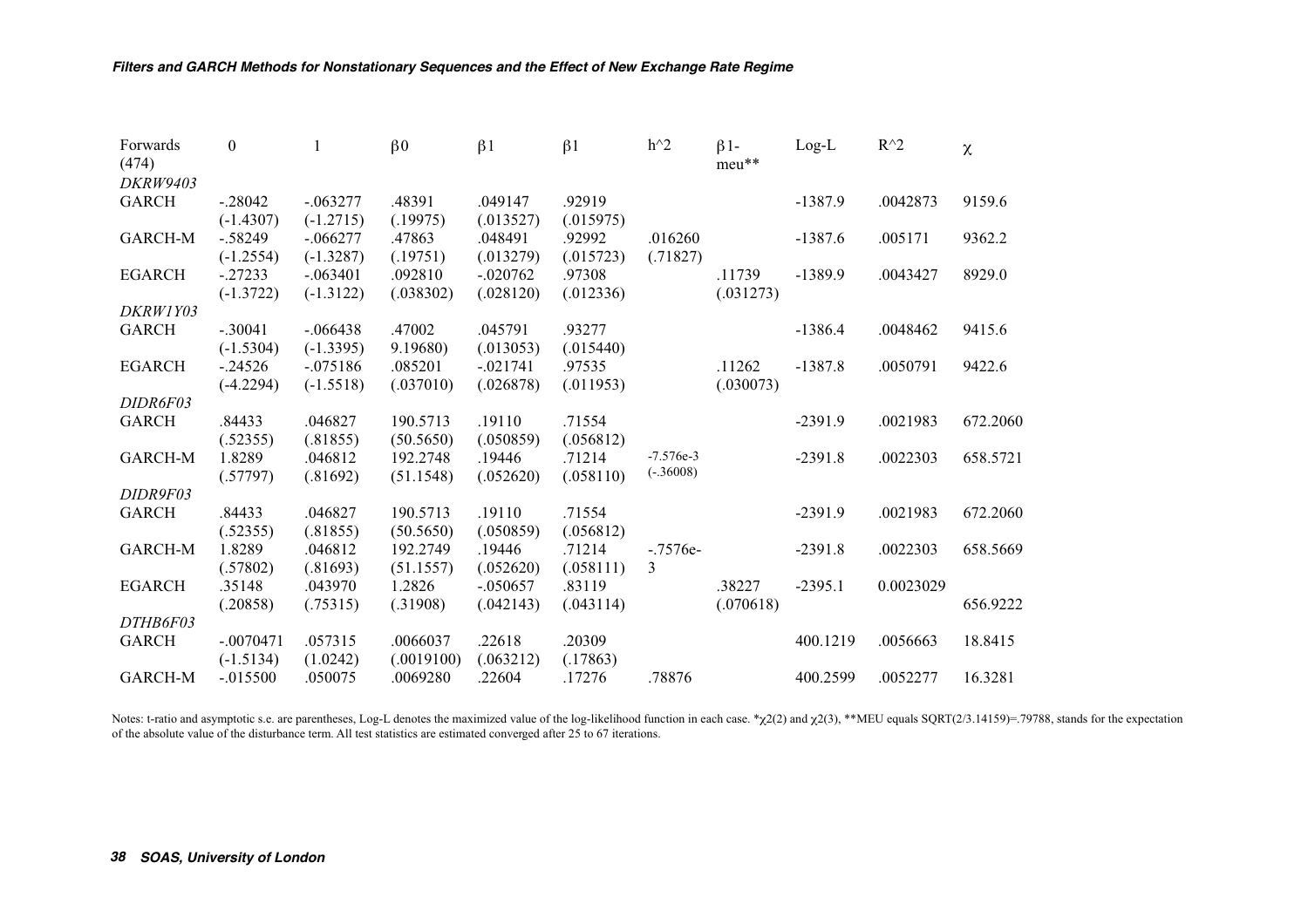| Forwards (474) | 0 | 1 | β0 | β1 | β1 | h^2 | β1-meu** | Log-L | R^2 | χ |
|---|---|---|---|---|---|---|---|---|---|---|
| *DKRW9403* | | | | | | | | | | |
| GARCH | -.28042 | -.063277 | .48391 | .049147 | .92919 | | | -1387.9 | .0042873 | 9159.6 |
| | (-1.4307) | (-1.2715) | (.19975) | (.013527) | (.015975) | | | | | |
| GARCH-M | -.58249 | -.066277 | .47863 | .048491 | .92992 | .016260 | | -1387.6 | .005171 | 9362.2 |
| | (-1.2554) | (-1.3287) | (.19751) | (.013279) | (.015723) | (.71827) | | | | |
| EGARCH | -.27233 | -.063401 | .092810 | -.020762 | .97308 | | .11739 | -1389.9 | .0043427 | 8929.0 |
| | (-1.3722) | (-1.3122) | (.038302) | (.028120) | (.012336) | | (.031273) | | | |
| *DKRW1Y03* | | | | | | | | | | |
| GARCH | -.30041 | -.066438 | .47002 | .045791 | .93277 | | | -1386.4 | .0048462 | 9415.6 |
| | (-1.5304) | (-1.3395) | 9.19680) | (.013053) | (.015440) | | | | | |
| EGARCH | -.24526 | -.075186 | .085201 | -.021741 | .97535 | | .11262 | -1387.8 | .0050791 | 9422.6 |
| | (-4.2294) | (-1.5518) | (.037010) | (.026878) | (.011953) | | (.030073) | | | |
| *DIDR6F03* | | | | | | | | | | |
| GARCH | .84433 | .046827 | 190.5713 | .19110 | .71554 | | | -2391.9 | .0021983 | 672.2060 |
| | (.52355) | (.81855) | (50.5650) | (.050859) | (.056812) | | | | | |
| GARCH-M | 1.8289 | .046812 | 192.2748 | .19446 | .71214 | -7.576e-3 | | -2391.8 | .0022303 | 658.5721 |
| | (.57797) | (.81692) | (51.1548) | (.052620) | (.058110) | (-.36008) | | | | |
| *DIDR9F03* | | | | | | | | | | |
| GARCH | .84433 | .046827 | 190.5713 | .19110 | .71554 | | | -2391.9 | .0021983 | 672.2060 |
| | (.52355) | (.81855) | (50.5650) | (.050859) | (.056812) | | | | | |
| GARCH-M | 1.8289 | .046812 | 192.2749 | .19446 | .71214 | -.7576e-3 | | -2391.8 | .0022303 | 658.5669 |
| | (.57802) | (.81693) | (51.1557) | (.052620) | (.058111) | | | | | |
| EGARCH | .35148 | .043970 | 1.2826 | -.050657 | .83119 | | .38227 | -2395.1 | 0.0023029 | |
| | (.20858) | (.75315) | (.31908) | (.042143) | (.043114) | | (.070618) | | | 656.9222 |
| *DTHB6F03* | | | | | | | | | | |
| GARCH | -.0070471 | .057315 | .0066037 | .22618 | .20309 | | | 400.1219 | .0056663 | 18.8415 |
| | (-1.5134) | (1.0242) | (.0019100) | (.063212) | (.17863) | | | | | |
| GARCH-M | -.015500 | .050075 | .0069280 | .22604 | .17276 | .78876 | | 400.2599 | .0052277 | 16.3281 |

Notes: t-ratio and asymptotic s.e. are parentheses, Log-L denotes the maximized value of the log-likelihood function in each case. *χ2(2) and χ2(3), **MEU equals SQRT(2/3.14159)=.79788, stands for the expectation of the absolute value of the disturbance term. All test statistics are estimated converged after 25 to 67 iterations.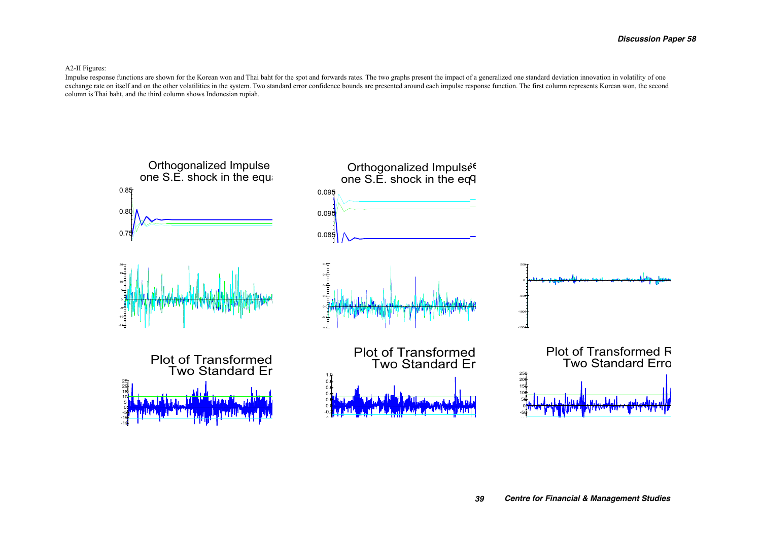A2-II Figures:

Impulse response functions are shown for the Korean won and Thai baht for the spot and forwards rates. The two graphs present the impact of a generalized one standard deviation innovation in volatility of one exchange rate on itself and on the other volatilities in the system. Two standard error confidence bounds are presented around each impulse response function. The first column represents Korean won, the second column is Thai baht, and the third column shows Indonesian rupiah.

Orthogonalized Impulse
one S.E. shock in the equ

0.85
0.80
0.75

Orthogonalized Impulse
one S.E. shock in the eq

0.095
0.090
0.085

Plot of Transformed
Two Standard Er

25
20
15
10
5
0
-5
-10
-15

Plot of Transformed
Two Standard Er

1.0
0.8
0.6
0.4
0.2
0.0
-0.2

Plot of Transformed R
Two Standard Erro

250
200
150
100
50
0
-50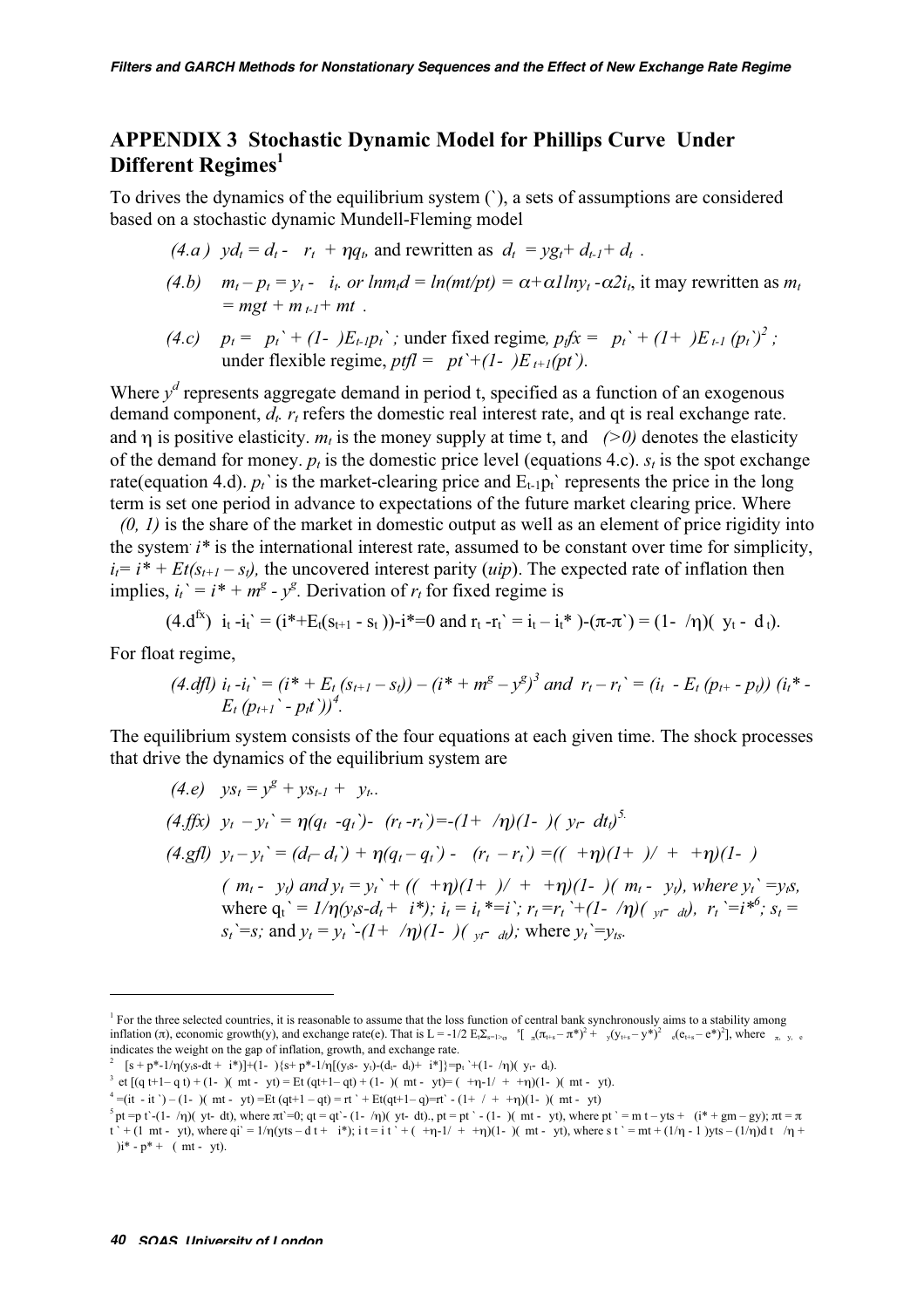## APPENDIX 3 Stochastic Dynamic Model for Phillips Curve Under Different Regimes[1]

To drives the dynamics of the equilibrium system (`), a sets of assumptions are considered based on a stochastic dynamic Mundell-Fleming model

(4.a) $yd_t = d_t - \ r_t + \eta q_t$, and rewritten as $d_t = yg_t + d_{t-1} + d_t$ .

(4.b) $m_t - p_t = y_t - \ i_t$. or $lnm_td = ln(mt/pt) = \alpha + \alpha 1lny_t - \alpha 2i_t$, it may rewritten as $m_t = mgt + m_{t-1} + mt$ .

(4.c) $p_t = \ p_t` + (1- \ )E_{t-1}p_t`$ ; under fixed regime, $p_tfx = \ p_t` + (1+ \ )E_{t-1}(p_t`)^2$ ; under flexible regime, $ptfl = \ pt`+(1- \ )E_{t+1}(pt`)$.

Where $y^d$ represents aggregate demand in period t, specified as a function of an exogenous demand component, $d_t$. $r_t$ refers the domestic real interest rate, and qt is real exchange rate. and $\eta$ is positive elasticity. $m_t$ is the money supply at time t, and $(>0)$ denotes the elasticity of the demand for money. $p_t$ is the domestic price level (equations 4.c). $s_t$ is the spot exchange rate(equation 4.d). $p_t`$ is the market-clearing price and $E_{t-1}p_t`$ represents the price in the long term is set one period in advance to expectations of the future market clearing price. Where $(0, 1)$ is the share of the market in domestic output as well as an element of price rigidity into the system $i^*$ is the international interest rate, assumed to be constant over time for simplicity, $i_t = i^* + E_t(s_{t+1} - s_t)$, the uncovered interest parity (*uip*). The expected rate of inflation then implies, $i_t` = i^* + m^g - y^g$. Derivation of $r_t$ for fixed regime is

(4.d$^{fx}$) $i_t - i_t` = (i^*+E_t(s_{t+1} - s_t)) - i^* = 0$ and $r_t - r_t` = i_t - i_t^*) - (\pi-\pi`) = (1- \ /\eta)( \ y_t - \ d_t)$.

For float regime,

(4.dfl) $i_t - i_t` = (i^* + E_t(s_{t+1} - s_t)) - (i^* + m^g - y^g)^3$ and $r_t - r_t` = (i_t - E_t(p_{t+} - p_t))(i_t^* - E_t(p_{t+1}` - p_t`))^4$.

The equilibrium system consists of the four equations at each given time. The shock processes that drive the dynamics of the equilibrium system are

(4.e) $ys_t = y^g + ys_{t-1} + \ y_t$.

(4.ffx) $y_t - y_t` = \eta(q_t - q_t`) - \ (r_t - r_t`) = -(1+ \ /\eta)(1- \ )( \ y_t - \ dt_t)^5$

(4.gfl) $y_t - y_t` = (d_t - d_t`) + \eta(q_t - q_t`) - \ (r_t - r_t`) = (( \ +\eta)(1+ \ )/ \ + \ +\eta)(1- \ )$ $( \ m_t - \ y_t)$ and $y_t = y_t` + (( \ +\eta)(1+ \ )/ \ + \ +\eta)(1- \ )( \ m_t - \ y_t)$, where $y_t` = y_ts$, where $q_t` = 1/\eta(y_ts - d_t + \ i^*)$; $i_t = i_t^* = i`$; $r_t = r_t` + (1- \ /\eta)( \ _{yt} - \ _{dt})$, $r_t` = i^{*6}$; $s_t = s_t` = s$; and $y_t = y_t` - (1+ \ /\eta)(1- \ )( \ _{yt} - \ _{dt})$; where $y_t` = y_{ts}$.

---

[1] For the three selected countries, it is reasonable to assume that the loss function of central bank synchronously aims to a stability among inflation ($\pi$), economic growth(y), and exchange rate(e). That is $L = -1/2 E_t\Sigma_{s=1>\sigma} \ ^s[ \ _\pi(\pi_{t+s} - \pi^*)^2 + \ _y(y_{t+s} - y^*)^2 \ _e(e_{t+s} - e^*)^2]$, where $_\pi, \ _y, \ _e$ indicates the weight on the gap of inflation, growth, and exchange rate.

[2] $[s + p^* - 1/\eta(y_ts - dt + \ i^*)] + (1- \ )\{s + p^* - 1/\eta[(y_ts - \ y_t) - (d_t - \ d_t) + \ i^*]\} = p_t` + (1- \ /\eta)( \ y_t - \ d_t)$.

[3] $et[(q\ t+1 - q\ t) + (1- \ )( \ mt - \ yt) = Et(qt+1 - qt) + (1- \ )( \ mt - \ yt) = ( \ +\eta - 1/ \ + \ +\eta)(1- \ )( \ mt - \ yt)$.

[4] $= (it - it`) - (1- \ )( \ mt - \ yt) = Et(qt+1 - qt) = rt` + Et(qt+1 - q) = rt` - (1+ \ / \ + \ +\eta)(1- \ )( \ mt - \ yt)$

[5] $pt = p\ t` - (1- \ /\eta)( \ yt - \ dt)$, where $\pi t` = 0$; $qt = qt` - (1- \ /\eta)( \ yt - \ dt)$., $pt = pt` - (1- \ )( \ mt - \ yt)$, where $pt` = m\ t - yts + \ (i^* + gm - gy)$; $\pi t = \pi t` + (1 \ mt - \ yt)$, where $qi` = 1/\eta(yts - d\ t + \ i^*)$; $i\ t = i\ t` + ( \ +\eta - 1/ \ + \ +\eta)(1- \ )( \ mt - \ yt)$, where $s\ t` = mt + (1/\eta - 1)yts - (1/\eta)d\ t \ /\eta + \ )i^* - p^* + \ ( \ mt - \ yt)$.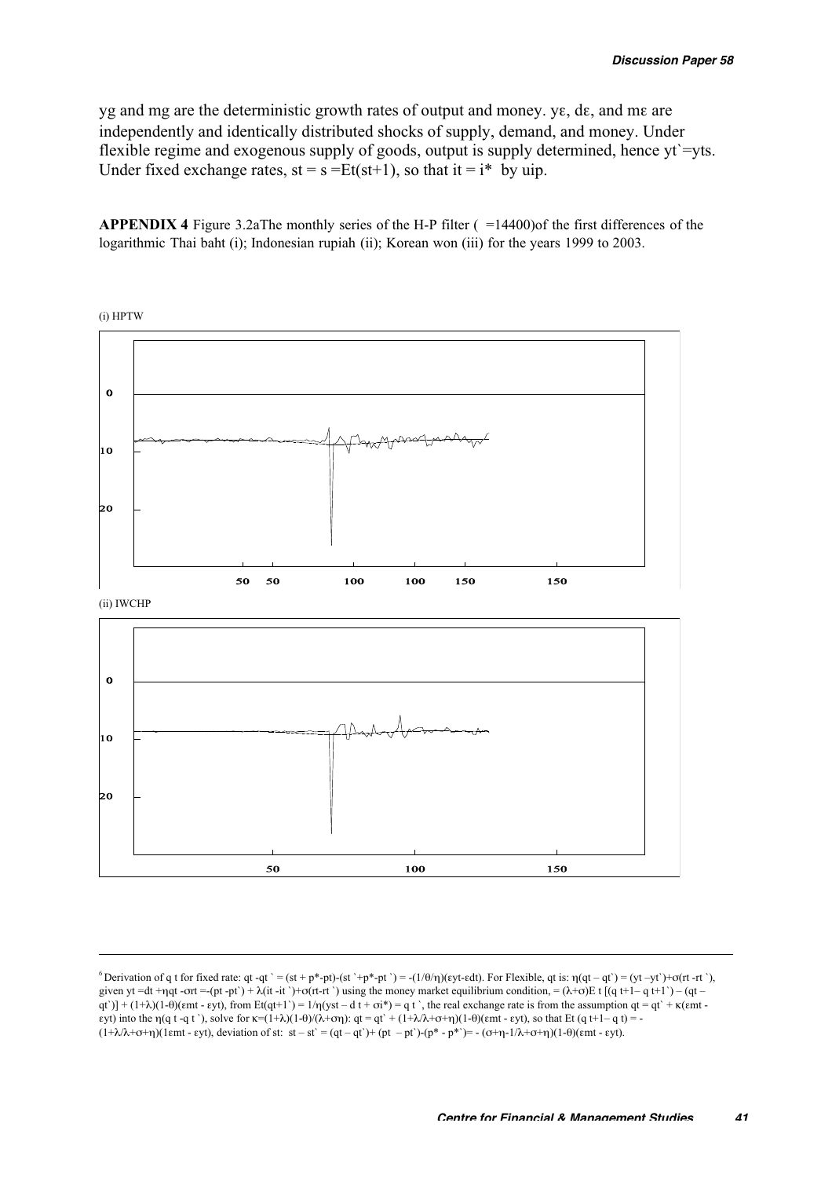yg and mg are the deterministic growth rates of output and money. yε, dε, and mε are independently and identically distributed shocks of supply, demand, and money. Under flexible regime and exogenous supply of goods, output is supply determined, hence yt`=yts. Under fixed exchange rates, st = s =Et(st+1), so that it = i* by uip.

**APPENDIX 4** Figure 3.2aThe monthly series of the H-P filter ( =14400)of the first differences of the logarithmic Thai baht (i); Indonesian rupiah (ii); Korean won (iii) for the years 1999 to 2003.

(i) HPTW

0
10
20
50 50 100 100 150 150

(ii) IWCHP

0
10
20
50 100 150

---

[6] Derivation of q t for fixed rate: qt -qt ` = (st + p*-pt)-(st `+p*-pt `) = -(1/θ/η)(εyt-εdt). For Flexible, qt is: η(qt – qt`) = (yt –yt`)+σ(rt -rt `), given yt =dt +ηqt -σrt =-(pt -pt`) + λ(it -it `)+σ(rt-rt `) using the money market equilibrium condition, = (λ+σ)E t [(q t+1– q t+1`) – (qt – qt`)] + (1+λ)(1-θ)(εmt - εyt), from Et(qt+1`) = 1/η(yst – d t + σi*) = q t `, the real exchange rate is from the assumption qt = qt` + κ(εmt - εyt) into the η(q t -q t `), solve for κ=(1+λ)(1-θ)/(λ+ση): qt = qt` + (1+λ/λ+σ+η)(1-θ)(εmt - εyt), so that Et (q t+1– q t) = -(1+λ/λ+σ+η)(1εmt - εyt), deviation of st: st – st` = (qt – qt`)+ (pt – pt`)-(p* - p*`)= - (σ+η-1/λ+σ+η)(1-θ)(εmt - εyt).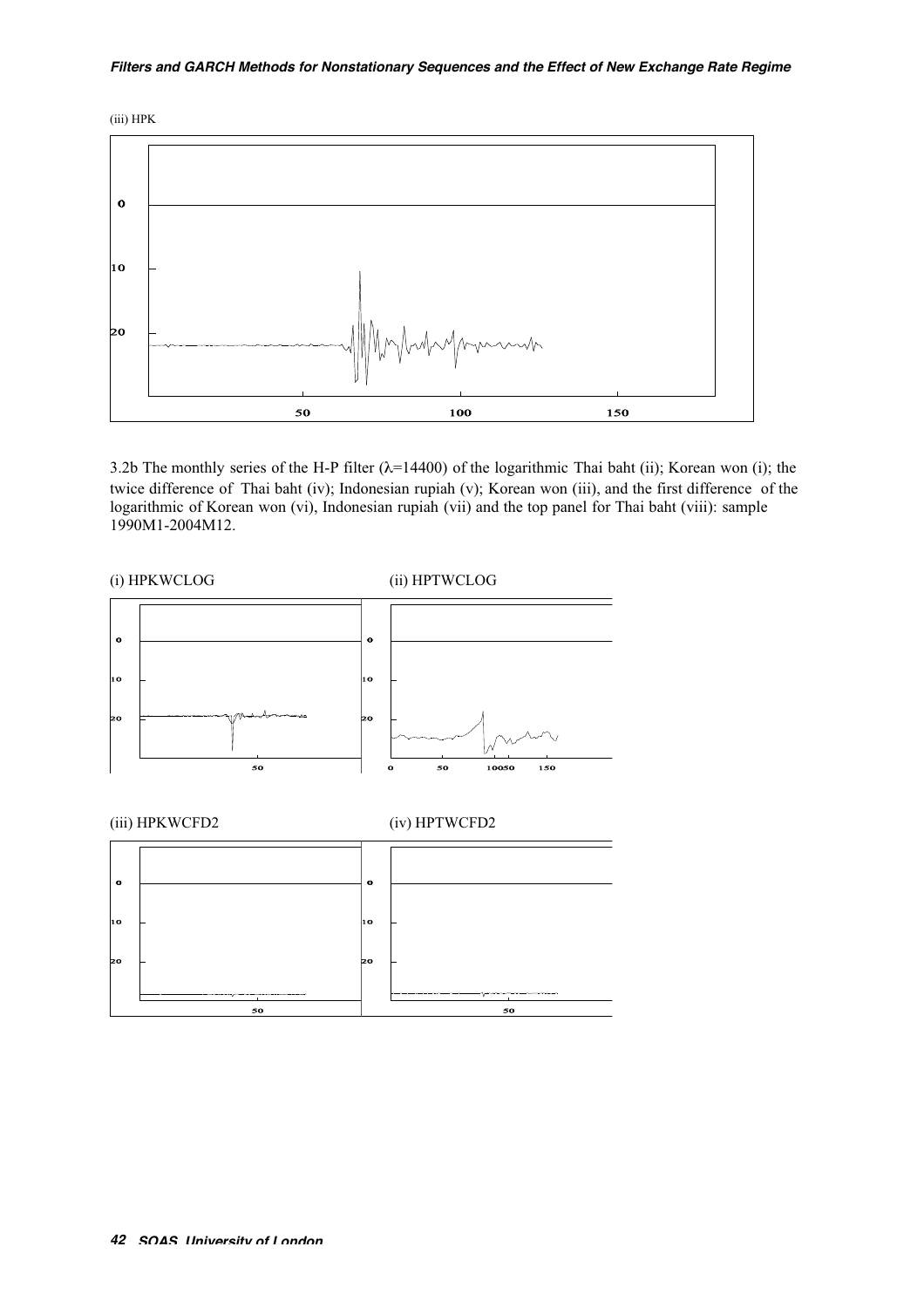(iii) HPK

0

10

20

50

100

150

3.2b The monthly series of the H-P filter (λ=14400) of the logarithmic Thai baht (ii); Korean won (i); the twice difference of Thai baht (iv); Indonesian rupiah (v); Korean won (iii), and the first difference of the logarithmic of Korean won (vi), Indonesian rupiah (vii) and the top panel for Thai baht (viii): sample 1990M1-2004M12.

(i) HPKWCLOG

0

10

20

50

(ii) HPTWCLOG

0

10

20

0 50 10050 150

(iii) HPKWCFD2

0

10

20

50

(iv) HPTWCFD2

0

10

20

50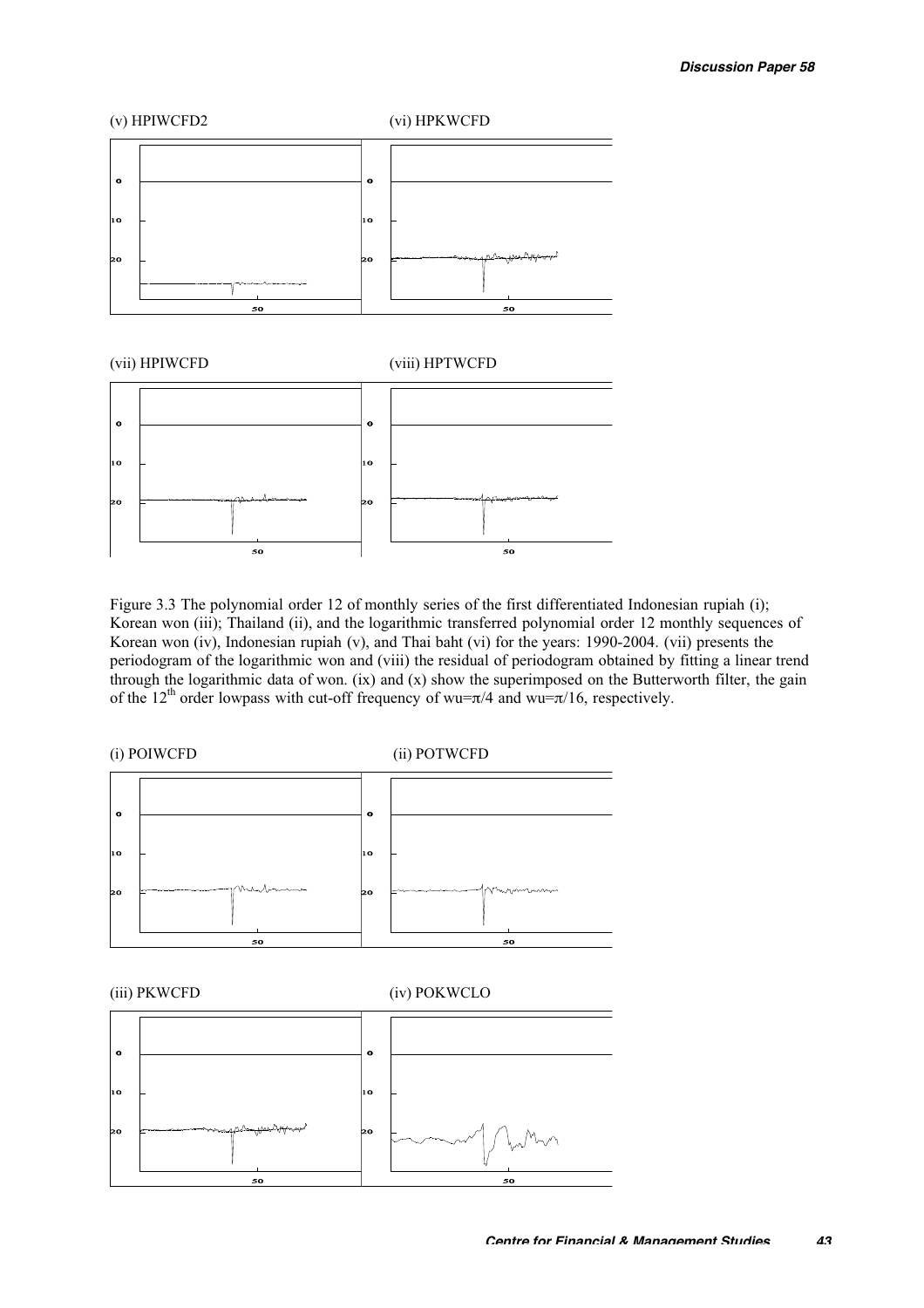(v) HPIWCFD2

0

10

20

50

(vi) HPKWCFD

0

10

20

50

(vii) HPIWCFD

0

10

20

50

(viii) HPTWCFD

0

10

20

50

Figure 3.3 The polynomial order 12 of monthly series of the first differentiated Indonesian rupiah (i); Korean won (iii); Thailand (ii), and the logarithmic transferred polynomial order 12 monthly sequences of Korean won (iv), Indonesian rupiah (v), and Thai baht (vi) for the years: 1990-2004. (vii) presents the periodogram of the logarithmic won and (viii) the residual of periodogram obtained by fitting a linear trend through the logarithmic data of won. (ix) and (x) show the superimposed on the Butterworth filter, the gain of the 12[th] order lowpass with cut-off frequency of wu=$\pi$/4 and wu=$\pi$/16, respectively.

(i) POIWCFD

0

10

20

50

(ii) POTWCFD

0

10

20

50

(iii) PKWCFD

0

10

20

50

(iv) POKWCLO

0

10

20

50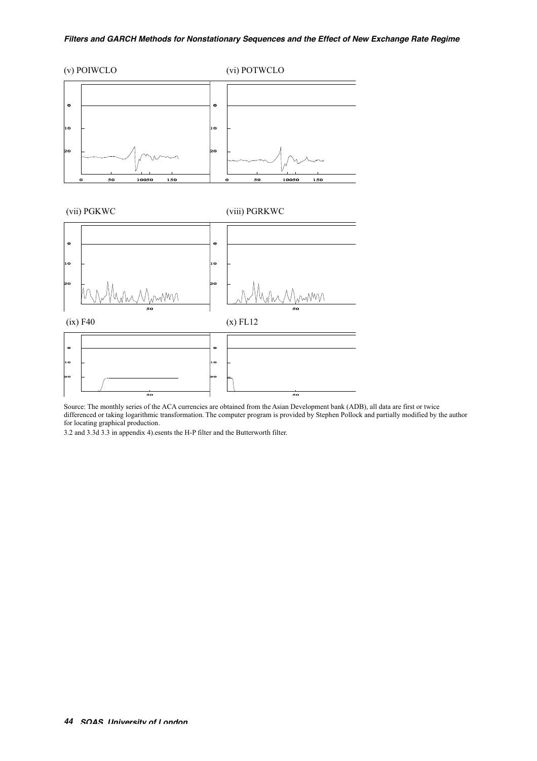(v) POIWCLO

0
10
20
0 50 10050 150

(vi) POTWCLO

0
10
20
0 50 10050 150

(vii) PGKWC

0
10
20
50

(viii) PGRKWC

0
10
20
50

(ix) F40

0
10
20
50

(x) FL12

0
10
20
50

Source: The monthly series of the ACA currencies are obtained from the Asian Development bank (ADB), all data are first or twice differenced or taking logarithmic transformation. The computer program is provided by Stephen Pollock and partially modified by the author for locating graphical production.

3.2 and 3.3d 3.3 in appendix 4).esents the H-P filter and the Butterworth filter.